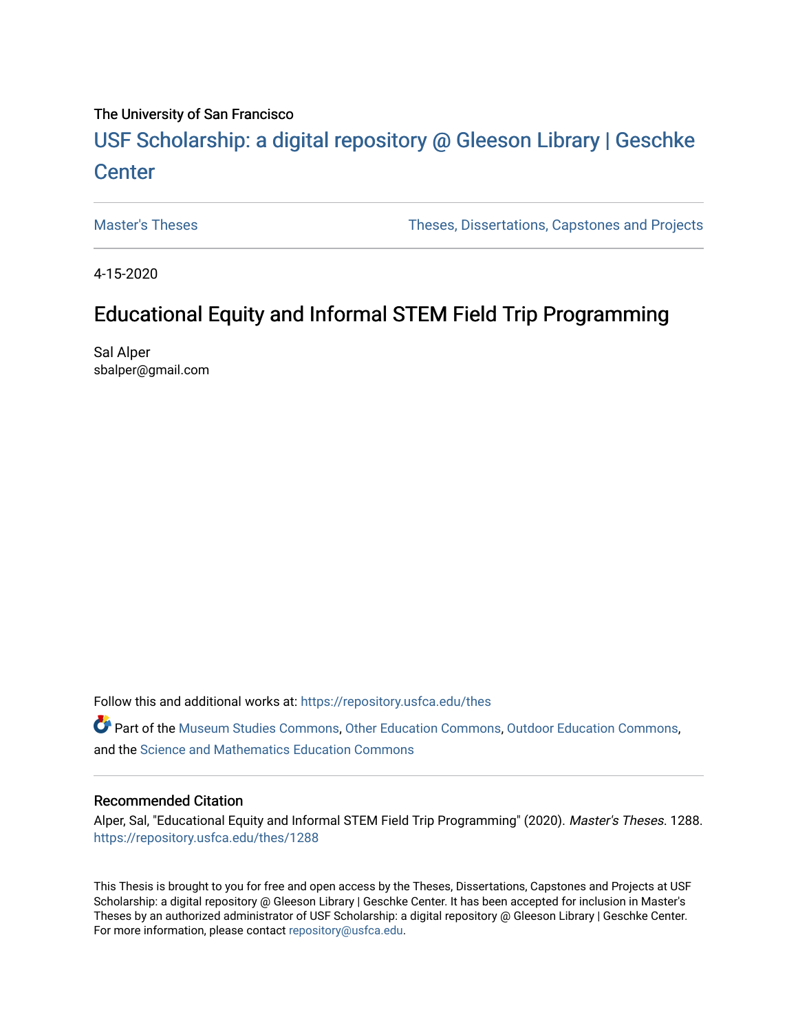The University of San Francisco

# USF Scholarship: a digital repository @ Gleeson Library | Geschke Center

Master's Theses | Theses, Dissertations, Capstones and Projects

4-15-2020

## Educational Equity and Informal STEM Field Trip Programming

Sal Alper
sbalper@gmail.com

Follow this and additional works at: https://repository.usfca.edu/thes

Part of the Museum Studies Commons, Other Education Commons, Outdoor Education Commons, and the Science and Mathematics Education Commons

### Recommended Citation

Alper, Sal, "Educational Equity and Informal STEM Field Trip Programming" (2020). *Master's Theses*. 1288.
https://repository.usfca.edu/thes/1288

This Thesis is brought to you for free and open access by the Theses, Dissertations, Capstones and Projects at USF Scholarship: a digital repository @ Gleeson Library | Geschke Center. It has been accepted for inclusion in Master's Theses by an authorized administrator of USF Scholarship: a digital repository @ Gleeson Library | Geschke Center. For more information, please contact repository@usfca.edu.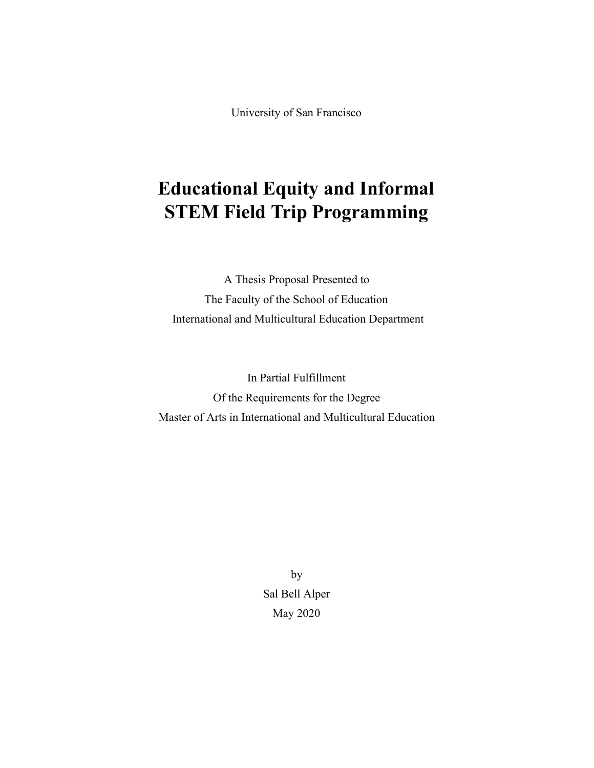University of San Francisco

# Educational Equity and Informal STEM Field Trip Programming

A Thesis Proposal Presented to
The Faculty of the School of Education
International and Multicultural Education Department

In Partial Fulfillment
Of the Requirements for the Degree
Master of Arts in International and Multicultural Education

by
Sal Bell Alper
May 2020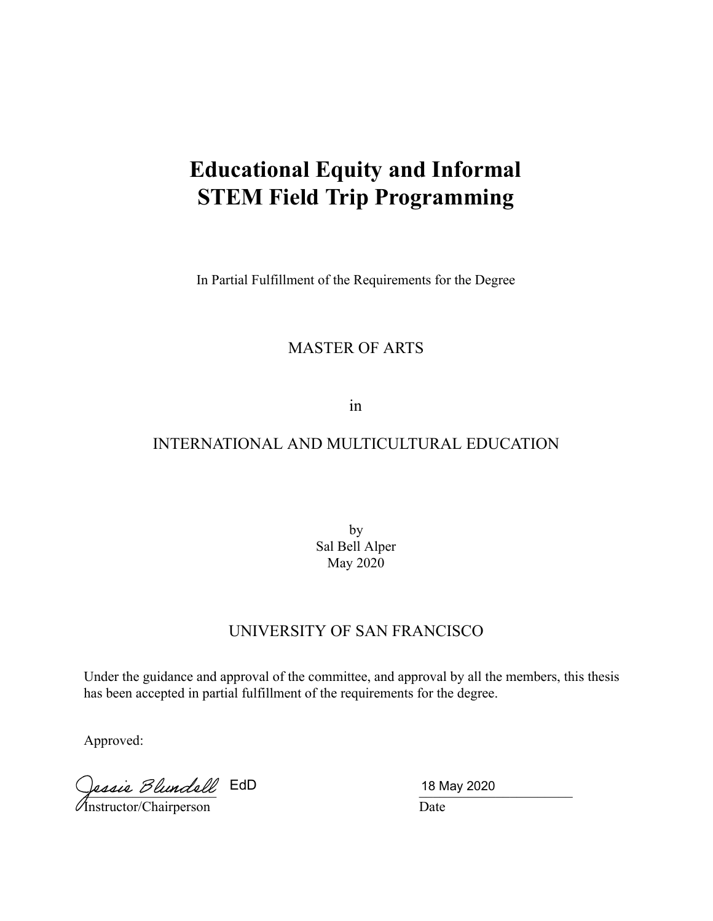# Educational Equity and Informal STEM Field Trip Programming

In Partial Fulfillment of the Requirements for the Degree

MASTER OF ARTS

in

INTERNATIONAL AND MULTICULTURAL EDUCATION

by
Sal Bell Alper
May 2020

UNIVERSITY OF SAN FRANCISCO

Under the guidance and approval of the committee, and approval by all the members, this thesis has been accepted in partial fulfillment of the requirements for the degree.

Approved:

Jessie Blundell EdD
Instructor/Chairperson

18 May 2020
Date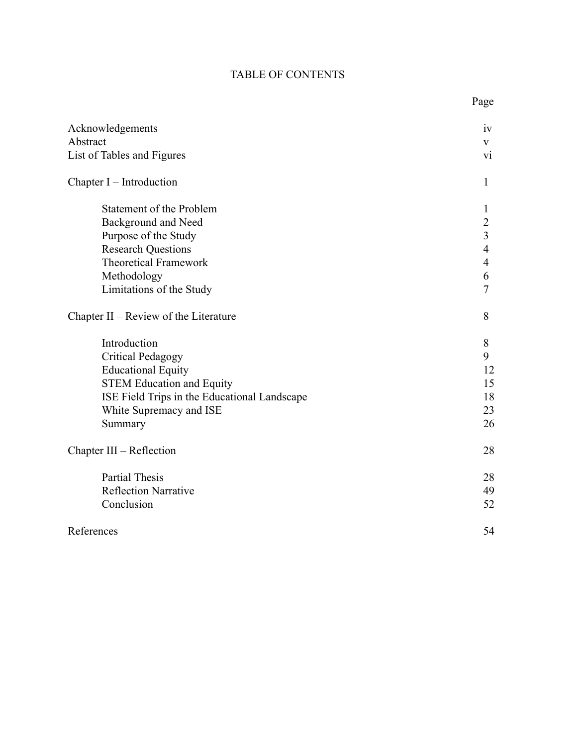# TABLE OF CONTENTS

| | Page |
|---|---|
| Acknowledgements | iv |
| Abstract | v |
| List of Tables and Figures | vi |
| | |
| Chapter I – Introduction | 1 |
| | |
| Statement of the Problem | 1 |
| Background and Need | 2 |
| Purpose of the Study | 3 |
| Research Questions | 4 |
| Theoretical Framework | 4 |
| Methodology | 6 |
| Limitations of the Study | 7 |
| | |
| Chapter II – Review of the Literature | 8 |
| | |
| Introduction | 8 |
| Critical Pedagogy | 9 |
| Educational Equity | 12 |
| STEM Education and Equity | 15 |
| ISE Field Trips in the Educational Landscape | 18 |
| White Supremacy and ISE | 23 |
| Summary | 26 |
| | |
| Chapter III – Reflection | 28 |
| | |
| Partial Thesis | 28 |
| Reflection Narrative | 49 |
| Conclusion | 52 |
| | |
| References | 54 |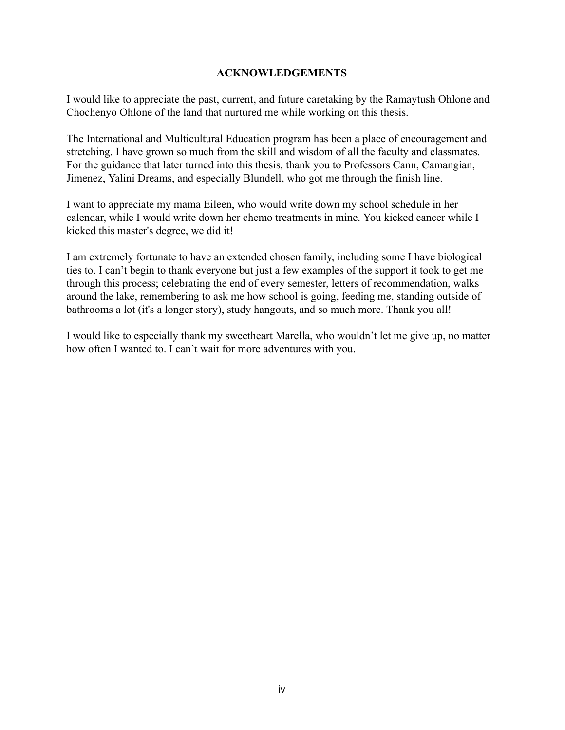## ACKNOWLEDGEMENTS

I would like to appreciate the past, current, and future caretaking by the Ramaytush Ohlone and Chochenyo Ohlone of the land that nurtured me while working on this thesis.

The International and Multicultural Education program has been a place of encouragement and stretching. I have grown so much from the skill and wisdom of all the faculty and classmates. For the guidance that later turned into this thesis, thank you to Professors Cann, Camangian, Jimenez, Yalini Dreams, and especially Blundell, who got me through the finish line.

I want to appreciate my mama Eileen, who would write down my school schedule in her calendar, while I would write down her chemo treatments in mine. You kicked cancer while I kicked this master's degree, we did it!

I am extremely fortunate to have an extended chosen family, including some I have biological ties to. I can't begin to thank everyone but just a few examples of the support it took to get me through this process; celebrating the end of every semester, letters of recommendation, walks around the lake, remembering to ask me how school is going, feeding me, standing outside of bathrooms a lot (it's a longer story), study hangouts, and so much more. Thank you all!

I would like to especially thank my sweetheart Marella, who wouldn't let me give up, no matter how often I wanted to. I can't wait for more adventures with you.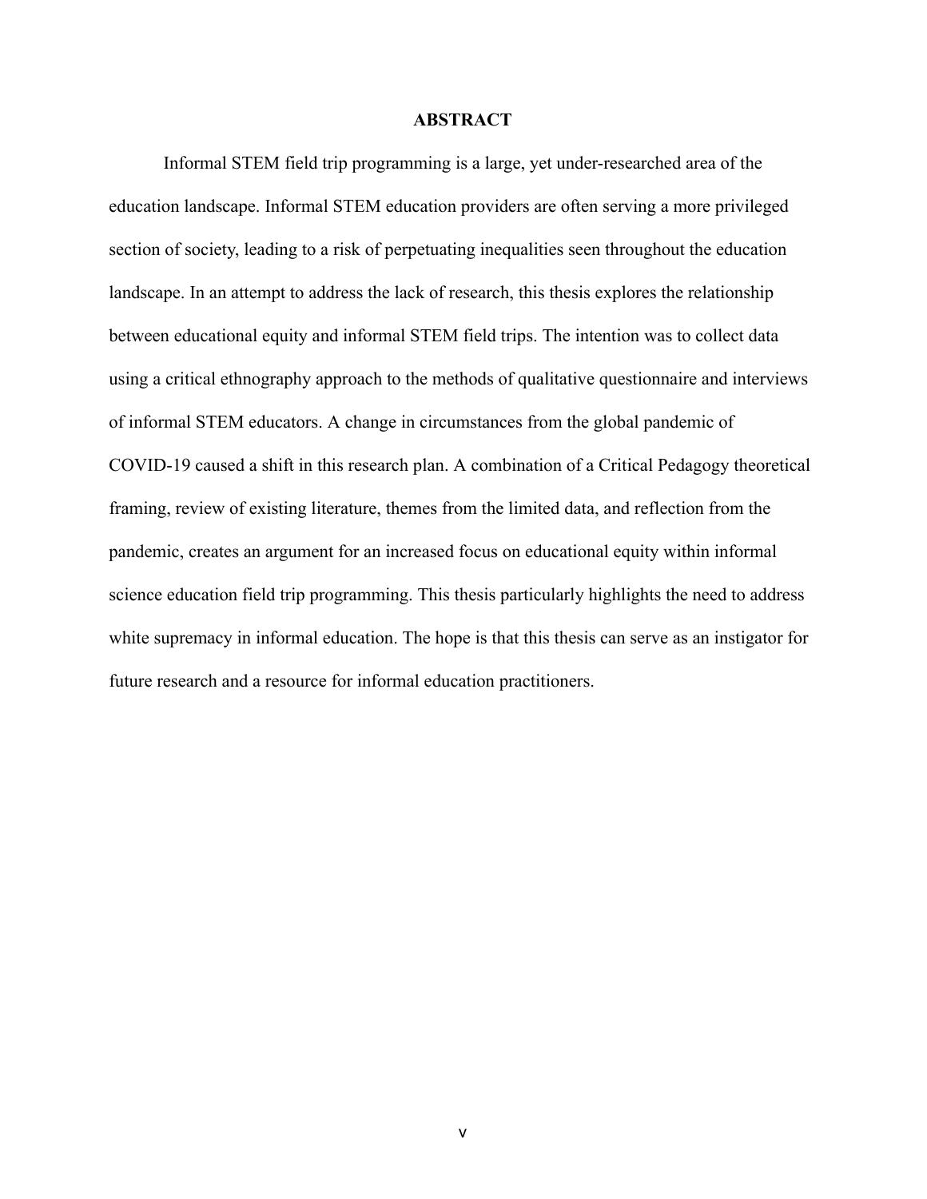# ABSTRACT

Informal STEM field trip programming is a large, yet under-researched area of the education landscape. Informal STEM education providers are often serving a more privileged section of society, leading to a risk of perpetuating inequalities seen throughout the education landscape. In an attempt to address the lack of research, this thesis explores the relationship between educational equity and informal STEM field trips. The intention was to collect data using a critical ethnography approach to the methods of qualitative questionnaire and interviews of informal STEM educators. A change in circumstances from the global pandemic of COVID-19 caused a shift in this research plan. A combination of a Critical Pedagogy theoretical framing, review of existing literature, themes from the limited data, and reflection from the pandemic, creates an argument for an increased focus on educational equity within informal science education field trip programming. This thesis particularly highlights the need to address white supremacy in informal education. The hope is that this thesis can serve as an instigator for future research and a resource for informal education practitioners.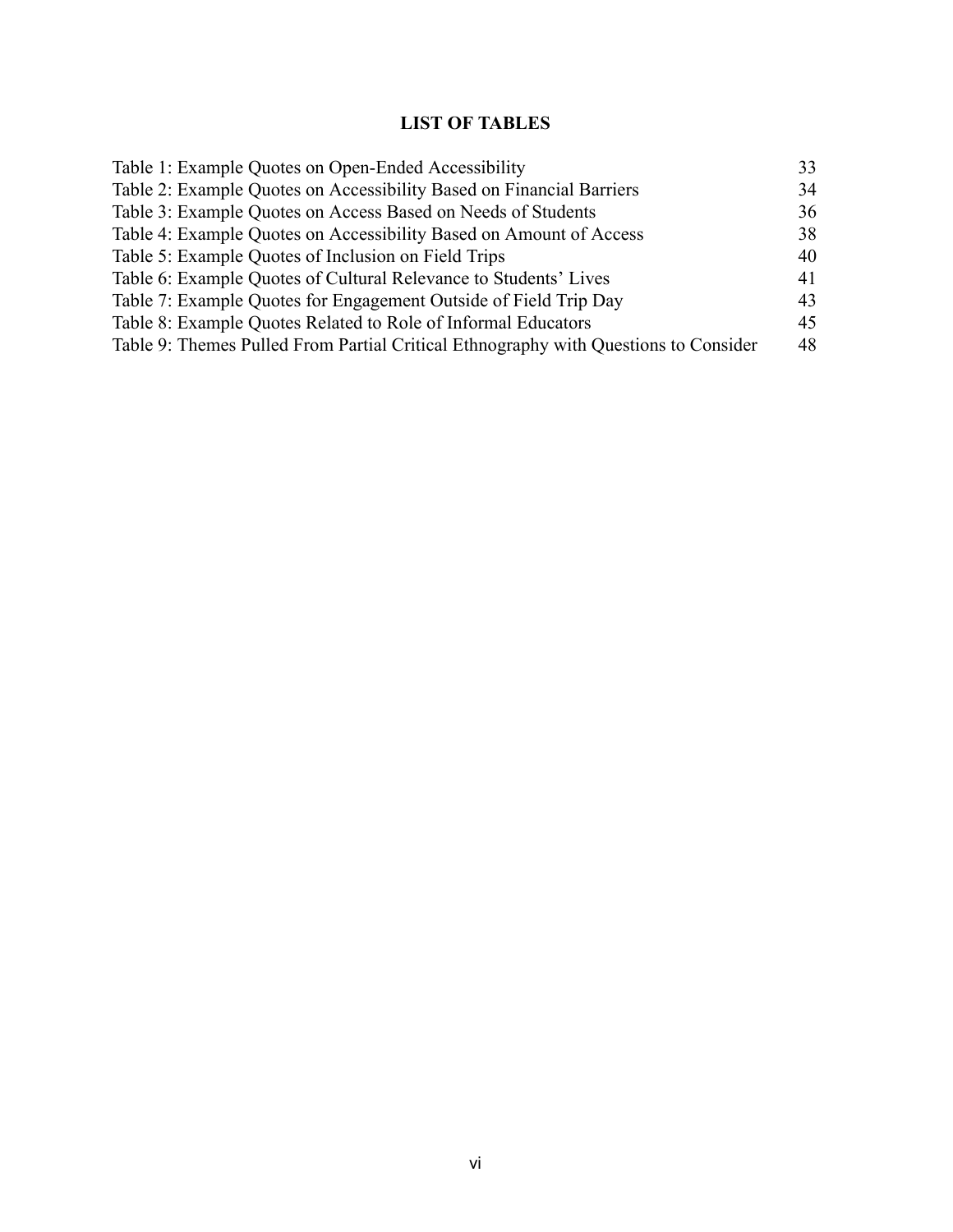## LIST OF TABLES

| | |
|---|---|
| Table 1: Example Quotes on Open-Ended Accessibility | 33 |
| Table 2: Example Quotes on Accessibility Based on Financial Barriers | 34 |
| Table 3: Example Quotes on Access Based on Needs of Students | 36 |
| Table 4: Example Quotes on Accessibility Based on Amount of Access | 38 |
| Table 5: Example Quotes of Inclusion on Field Trips | 40 |
| Table 6: Example Quotes of Cultural Relevance to Students' Lives | 41 |
| Table 7: Example Quotes for Engagement Outside of Field Trip Day | 43 |
| Table 8: Example Quotes Related to Role of Informal Educators | 45 |
| Table 9: Themes Pulled From Partial Critical Ethnography with Questions to Consider | 48 |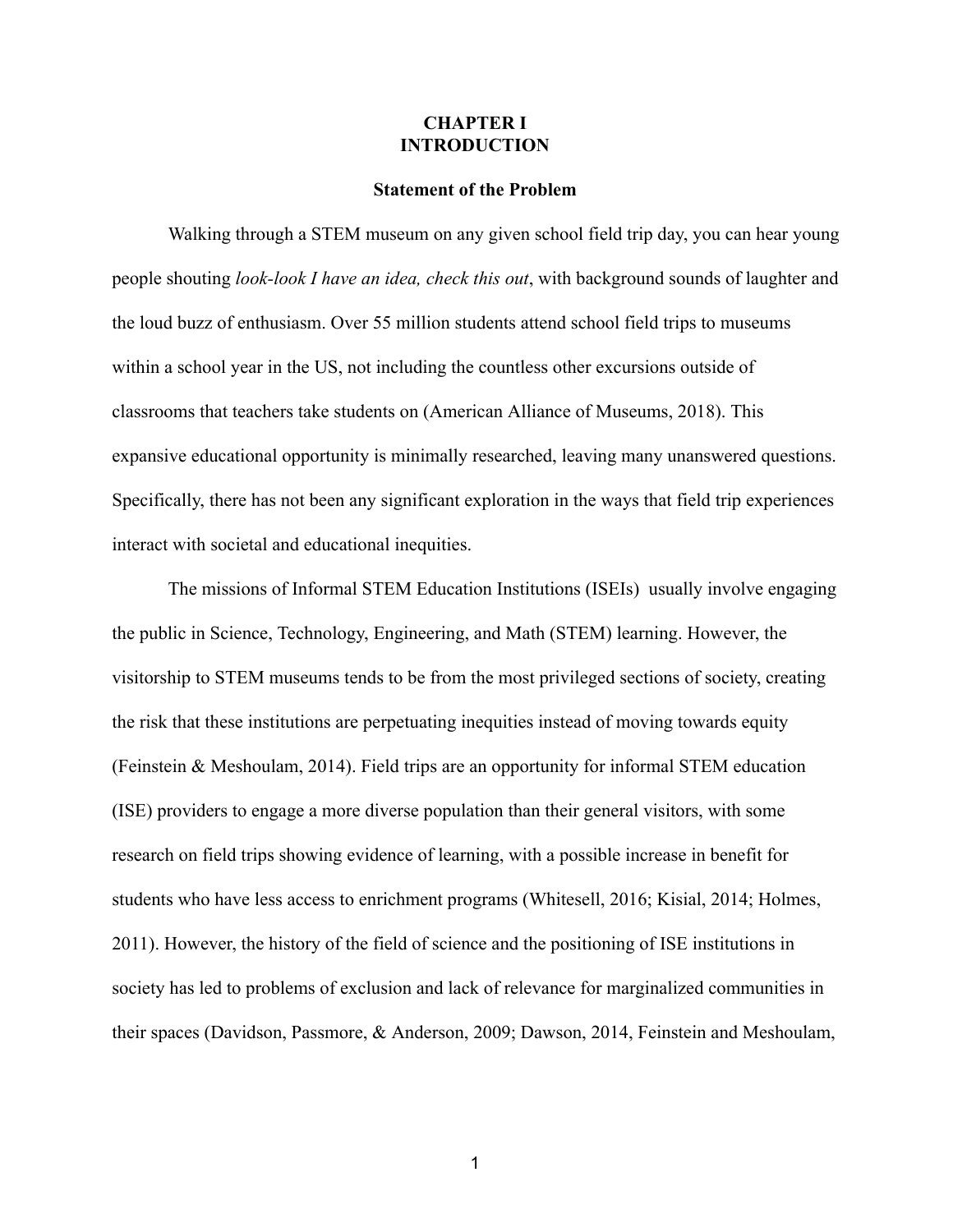# CHAPTER I
# INTRODUCTION

## Statement of the Problem

Walking through a STEM museum on any given school field trip day, you can hear young people shouting *look-look I have an idea, check this out*, with background sounds of laughter and the loud buzz of enthusiasm. Over 55 million students attend school field trips to museums within a school year in the US, not including the countless other excursions outside of classrooms that teachers take students on (American Alliance of Museums, 2018). This expansive educational opportunity is minimally researched, leaving many unanswered questions. Specifically, there has not been any significant exploration in the ways that field trip experiences interact with societal and educational inequities.

The missions of Informal STEM Education Institutions (ISEIs)  usually involve engaging the public in Science, Technology, Engineering, and Math (STEM) learning. However, the visitorship to STEM museums tends to be from the most privileged sections of society, creating the risk that these institutions are perpetuating inequities instead of moving towards equity (Feinstein & Meshoulam, 2014). Field trips are an opportunity for informal STEM education (ISE) providers to engage a more diverse population than their general visitors, with some research on field trips showing evidence of learning, with a possible increase in benefit for students who have less access to enrichment programs (Whitesell, 2016; Kisial, 2014; Holmes, 2011). However, the history of the field of science and the positioning of ISE institutions in society has led to problems of exclusion and lack of relevance for marginalized communities in their spaces (Davidson, Passmore, & Anderson, 2009; Dawson, 2014, Feinstein and Meshoulam,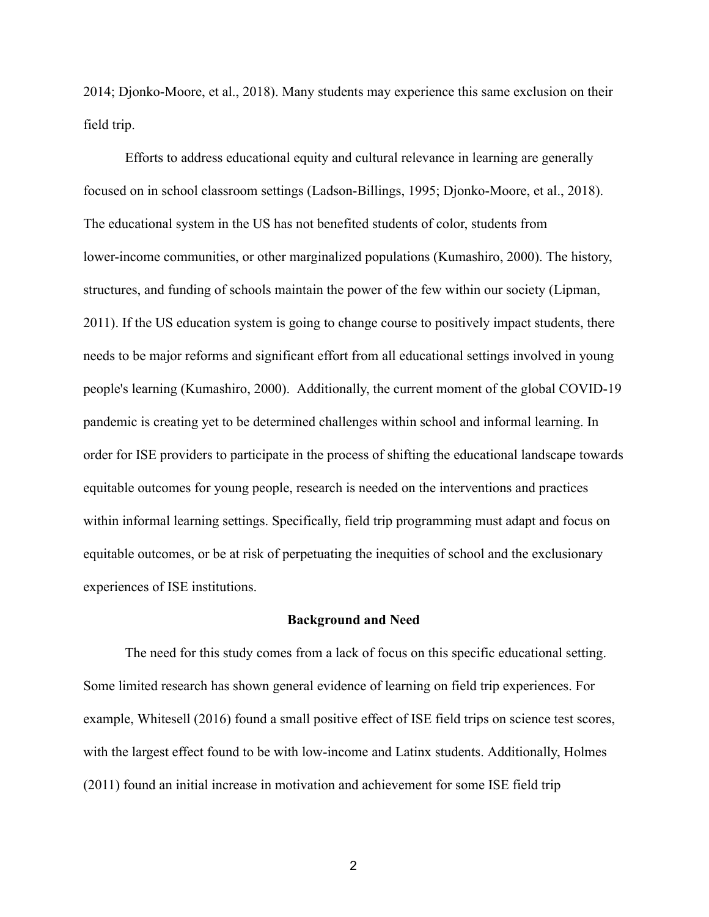2014; Djonko-Moore, et al., 2018). Many students may experience this same exclusion on their field trip.

Efforts to address educational equity and cultural relevance in learning are generally focused on in school classroom settings (Ladson-Billings, 1995; Djonko-Moore, et al., 2018). The educational system in the US has not benefited students of color, students from lower-income communities, or other marginalized populations (Kumashiro, 2000). The history, structures, and funding of schools maintain the power of the few within our society (Lipman, 2011). If the US education system is going to change course to positively impact students, there needs to be major reforms and significant effort from all educational settings involved in young people's learning (Kumashiro, 2000). Additionally, the current moment of the global COVID-19 pandemic is creating yet to be determined challenges within school and informal learning. In order for ISE providers to participate in the process of shifting the educational landscape towards equitable outcomes for young people, research is needed on the interventions and practices within informal learning settings. Specifically, field trip programming must adapt and focus on equitable outcomes, or be at risk of perpetuating the inequities of school and the exclusionary experiences of ISE institutions.

## Background and Need

The need for this study comes from a lack of focus on this specific educational setting. Some limited research has shown general evidence of learning on field trip experiences. For example, Whitesell (2016) found a small positive effect of ISE field trips on science test scores, with the largest effect found to be with low-income and Latinx students. Additionally, Holmes (2011) found an initial increase in motivation and achievement for some ISE field trip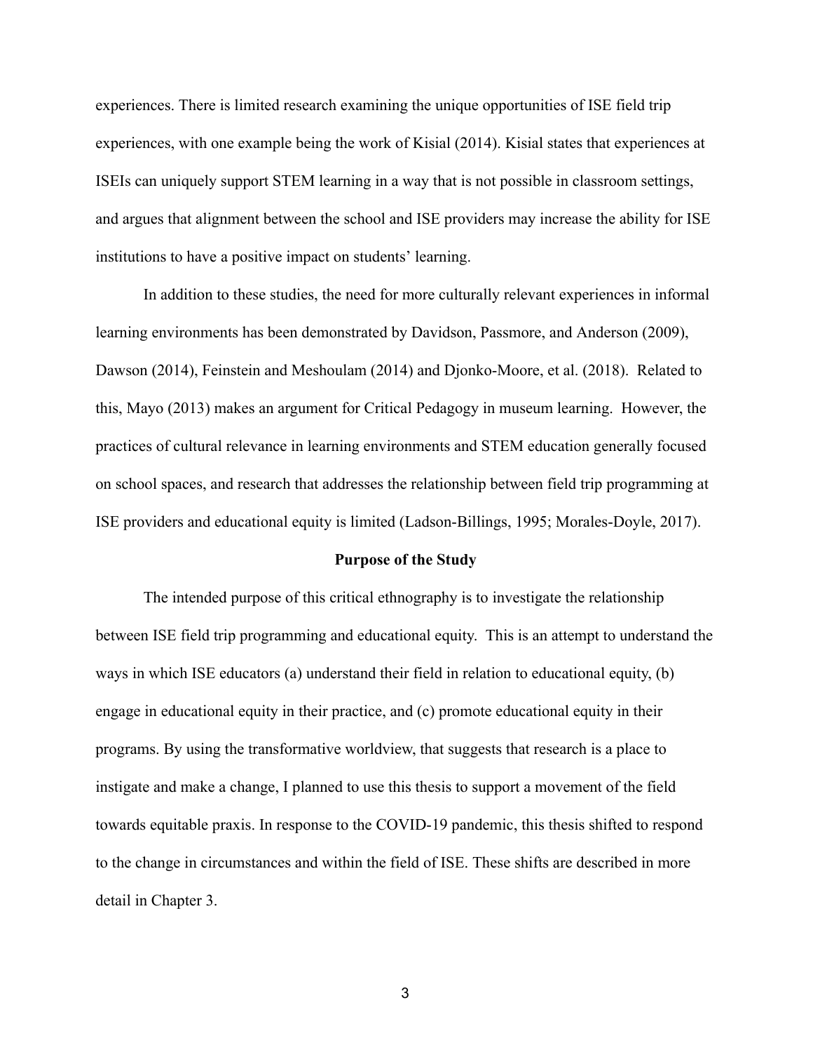experiences. There is limited research examining the unique opportunities of ISE field trip experiences, with one example being the work of Kisial (2014). Kisial states that experiences at ISEIs can uniquely support STEM learning in a way that is not possible in classroom settings, and argues that alignment between the school and ISE providers may increase the ability for ISE institutions to have a positive impact on students' learning.

In addition to these studies, the need for more culturally relevant experiences in informal learning environments has been demonstrated by Davidson, Passmore, and Anderson (2009), Dawson (2014), Feinstein and Meshoulam (2014) and Djonko-Moore, et al. (2018). Related to this, Mayo (2013) makes an argument for Critical Pedagogy in museum learning. However, the practices of cultural relevance in learning environments and STEM education generally focused on school spaces, and research that addresses the relationship between field trip programming at ISE providers and educational equity is limited (Ladson-Billings, 1995; Morales-Doyle, 2017).

## Purpose of the Study

The intended purpose of this critical ethnography is to investigate the relationship between ISE field trip programming and educational equity. This is an attempt to understand the ways in which ISE educators (a) understand their field in relation to educational equity, (b) engage in educational equity in their practice, and (c) promote educational equity in their programs. By using the transformative worldview, that suggests that research is a place to instigate and make a change, I planned to use this thesis to support a movement of the field towards equitable praxis. In response to the COVID-19 pandemic, this thesis shifted to respond to the change in circumstances and within the field of ISE. These shifts are described in more detail in Chapter 3.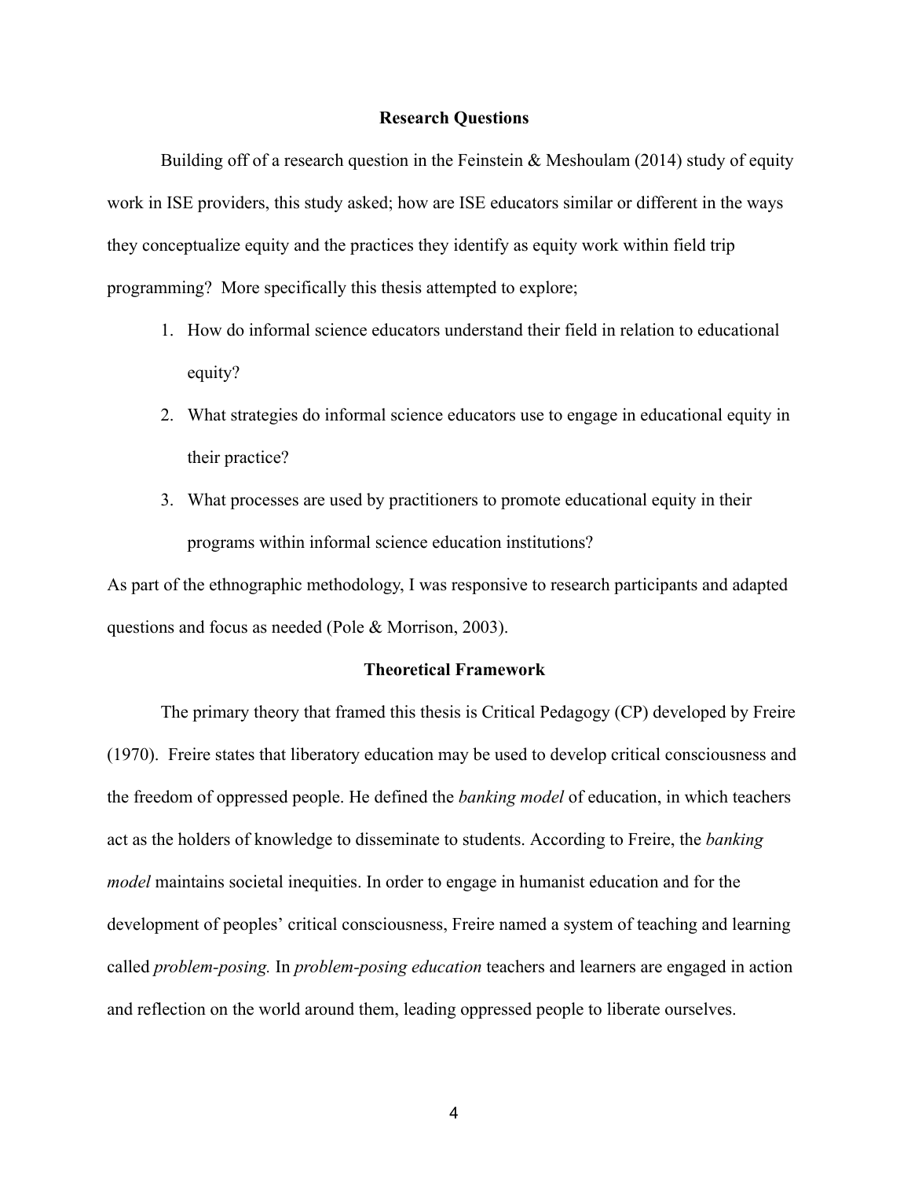## Research Questions

Building off of a research question in the Feinstein & Meshoulam (2014) study of equity work in ISE providers, this study asked; how are ISE educators similar or different in the ways they conceptualize equity and the practices they identify as equity work within field trip programming? More specifically this thesis attempted to explore;

1. How do informal science educators understand their field in relation to educational equity?
2. What strategies do informal science educators use to engage in educational equity in their practice?
3. What processes are used by practitioners to promote educational equity in their programs within informal science education institutions?

As part of the ethnographic methodology, I was responsive to research participants and adapted questions and focus as needed (Pole & Morrison, 2003).

## Theoretical Framework

The primary theory that framed this thesis is Critical Pedagogy (CP) developed by Freire (1970). Freire states that liberatory education may be used to develop critical consciousness and the freedom of oppressed people. He defined the *banking model* of education, in which teachers act as the holders of knowledge to disseminate to students. According to Freire, the *banking model* maintains societal inequities. In order to engage in humanist education and for the development of peoples' critical consciousness, Freire named a system of teaching and learning called *problem-posing.* In *problem-posing education* teachers and learners are engaged in action and reflection on the world around them, leading oppressed people to liberate ourselves.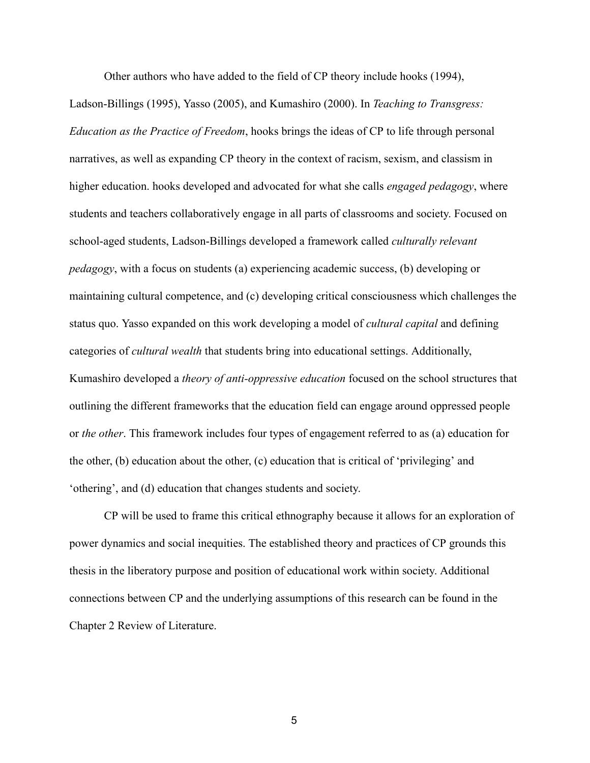Other authors who have added to the field of CP theory include hooks (1994), Ladson-Billings (1995), Yasso (2005), and Kumashiro (2000). In *Teaching to Transgress: Education as the Practice of Freedom*, hooks brings the ideas of CP to life through personal narratives, as well as expanding CP theory in the context of racism, sexism, and classism in higher education. hooks developed and advocated for what she calls *engaged pedagogy*, where students and teachers collaboratively engage in all parts of classrooms and society. Focused on school-aged students, Ladson-Billings developed a framework called *culturally relevant pedagogy*, with a focus on students (a) experiencing academic success, (b) developing or maintaining cultural competence, and (c) developing critical consciousness which challenges the status quo. Yasso expanded on this work developing a model of *cultural capital* and defining categories of *cultural wealth* that students bring into educational settings. Additionally, Kumashiro developed a *theory of anti-oppressive education* focused on the school structures that outlining the different frameworks that the education field can engage around oppressed people or *the other*. This framework includes four types of engagement referred to as (a) education for the other, (b) education about the other, (c) education that is critical of 'privileging' and 'othering', and (d) education that changes students and society.

CP will be used to frame this critical ethnography because it allows for an exploration of power dynamics and social inequities. The established theory and practices of CP grounds this thesis in the liberatory purpose and position of educational work within society. Additional connections between CP and the underlying assumptions of this research can be found in the Chapter 2 Review of Literature.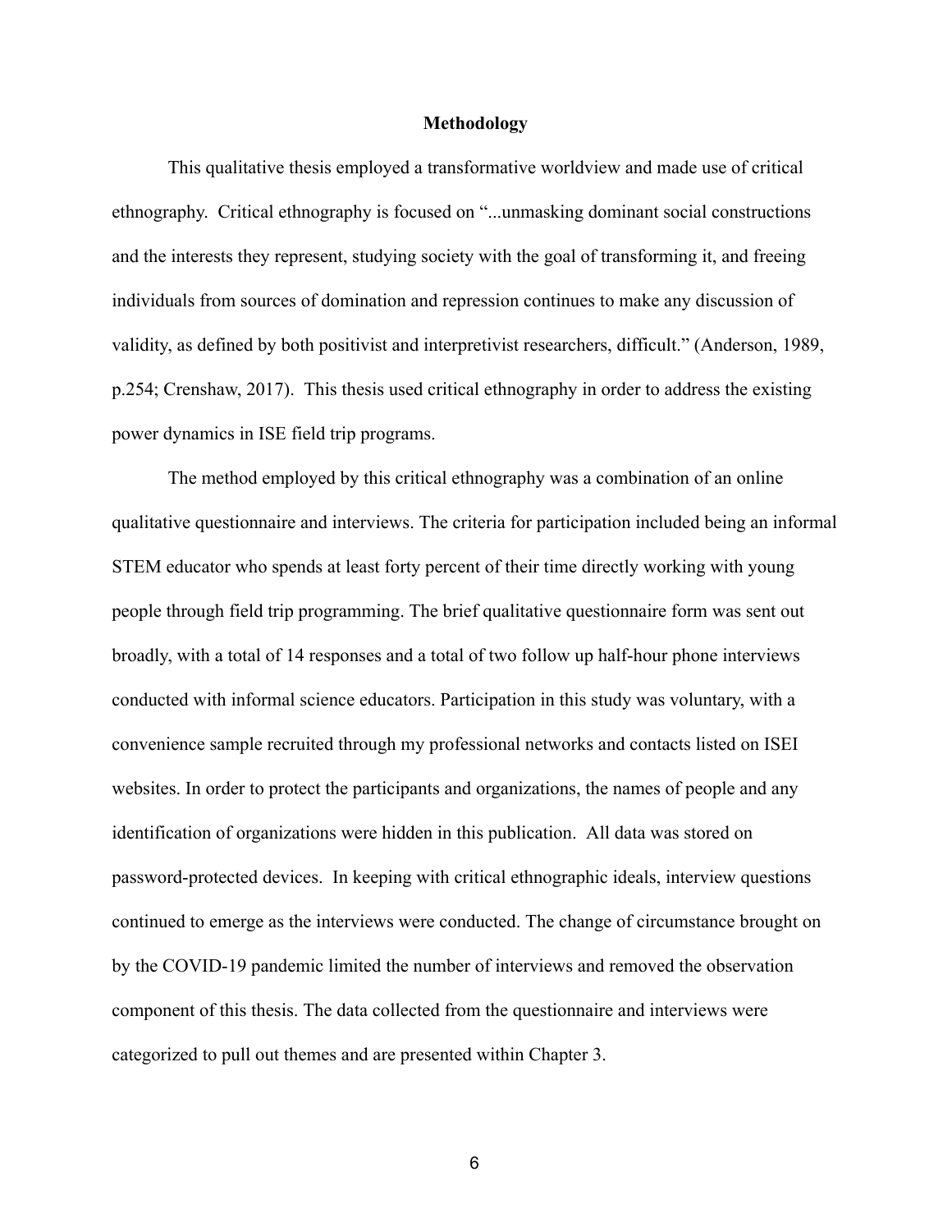## Methodology

This qualitative thesis employed a transformative worldview and made use of critical ethnography. Critical ethnography is focused on "...unmasking dominant social constructions and the interests they represent, studying society with the goal of transforming it, and freeing individuals from sources of domination and repression continues to make any discussion of validity, as defined by both positivist and interpretivist researchers, difficult." (Anderson, 1989, p.254; Crenshaw, 2017). This thesis used critical ethnography in order to address the existing power dynamics in ISE field trip programs.

The method employed by this critical ethnography was a combination of an online qualitative questionnaire and interviews. The criteria for participation included being an informal STEM educator who spends at least forty percent of their time directly working with young people through field trip programming. The brief qualitative questionnaire form was sent out broadly, with a total of 14 responses and a total of two follow up half-hour phone interviews conducted with informal science educators. Participation in this study was voluntary, with a convenience sample recruited through my professional networks and contacts listed on ISEI websites. In order to protect the participants and organizations, the names of people and any identification of organizations were hidden in this publication. All data was stored on password-protected devices. In keeping with critical ethnographic ideals, interview questions continued to emerge as the interviews were conducted. The change of circumstance brought on by the COVID-19 pandemic limited the number of interviews and removed the observation component of this thesis. The data collected from the questionnaire and interviews were categorized to pull out themes and are presented within Chapter 3.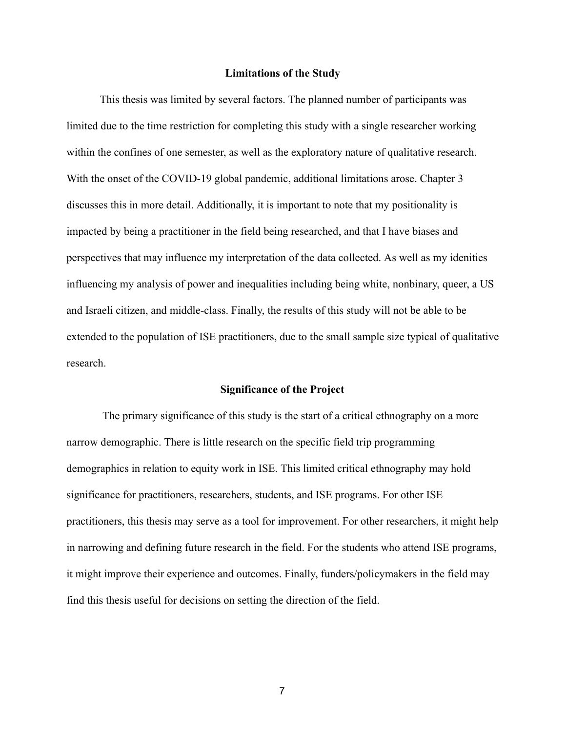## Limitations of the Study

This thesis was limited by several factors. The planned number of participants was limited due to the time restriction for completing this study with a single researcher working within the confines of one semester, as well as the exploratory nature of qualitative research. With the onset of the COVID-19 global pandemic, additional limitations arose. Chapter 3 discusses this in more detail. Additionally, it is important to note that my positionality is impacted by being a practitioner in the field being researched, and that I have biases and perspectives that may influence my interpretation of the data collected. As well as my idenities influencing my analysis of power and inequalities including being white, nonbinary, queer, a US and Israeli citizen, and middle-class. Finally, the results of this study will not be able to be extended to the population of ISE practitioners, due to the small sample size typical of qualitative research.

## Significance of the Project

The primary significance of this study is the start of a critical ethnography on a more narrow demographic. There is little research on the specific field trip programming demographics in relation to equity work in ISE. This limited critical ethnography may hold significance for practitioners, researchers, students, and ISE programs. For other ISE practitioners, this thesis may serve as a tool for improvement. For other researchers, it might help in narrowing and defining future research in the field. For the students who attend ISE programs, it might improve their experience and outcomes. Finally, funders/policymakers in the field may find this thesis useful for decisions on setting the direction of the field.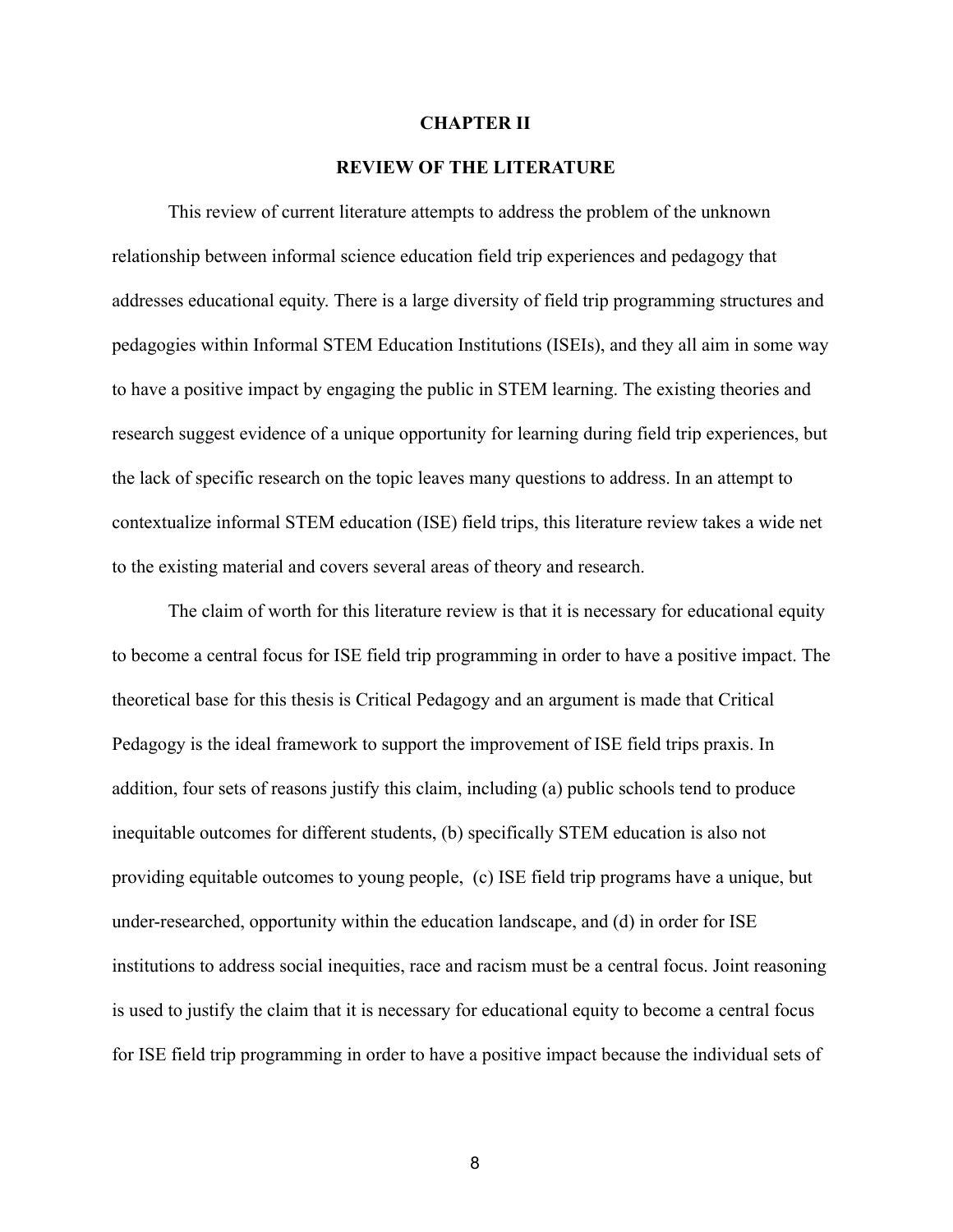# CHAPTER II

## REVIEW OF THE LITERATURE

This review of current literature attempts to address the problem of the unknown relationship between informal science education field trip experiences and pedagogy that addresses educational equity. There is a large diversity of field trip programming structures and pedagogies within Informal STEM Education Institutions (ISEIs), and they all aim in some way to have a positive impact by engaging the public in STEM learning. The existing theories and research suggest evidence of a unique opportunity for learning during field trip experiences, but the lack of specific research on the topic leaves many questions to address. In an attempt to contextualize informal STEM education (ISE) field trips, this literature review takes a wide net to the existing material and covers several areas of theory and research.

The claim of worth for this literature review is that it is necessary for educational equity to become a central focus for ISE field trip programming in order to have a positive impact. The theoretical base for this thesis is Critical Pedagogy and an argument is made that Critical Pedagogy is the ideal framework to support the improvement of ISE field trips praxis. In addition, four sets of reasons justify this claim, including (a) public schools tend to produce inequitable outcomes for different students, (b) specifically STEM education is also not providing equitable outcomes to young people, (c) ISE field trip programs have a unique, but under-researched, opportunity within the education landscape, and (d) in order for ISE institutions to address social inequities, race and racism must be a central focus. Joint reasoning is used to justify the claim that it is necessary for educational equity to become a central focus for ISE field trip programming in order to have a positive impact because the individual sets of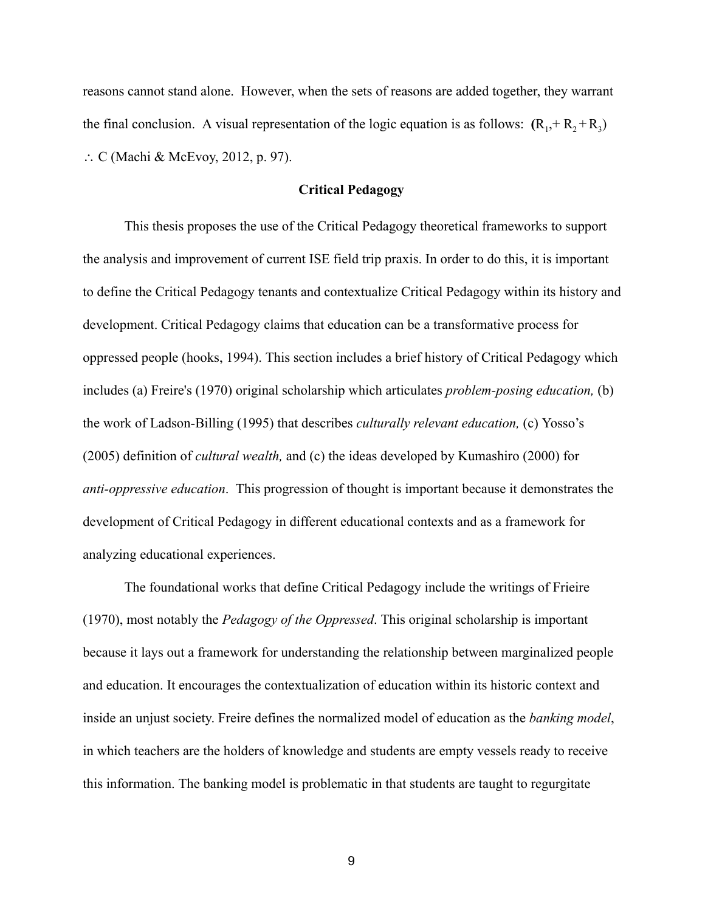reasons cannot stand alone. However, when the sets of reasons are added together, they warrant the final conclusion. A visual representation of the logic equation is as follows: $(R_1,+ R_2 + R_3)$ $\therefore$ C (Machi & McEvoy, 2012, p. 97).

## Critical Pedagogy

This thesis proposes the use of the Critical Pedagogy theoretical frameworks to support the analysis and improvement of current ISE field trip praxis. In order to do this, it is important to define the Critical Pedagogy tenants and contextualize Critical Pedagogy within its history and development. Critical Pedagogy claims that education can be a transformative process for oppressed people (hooks, 1994). This section includes a brief history of Critical Pedagogy which includes (a) Freire's (1970) original scholarship which articulates *problem-posing education,* (b) the work of Ladson-Billing (1995) that describes *culturally relevant education,* (c) Yosso's (2005) definition of *cultural wealth,* and (c) the ideas developed by Kumashiro (2000) for *anti-oppressive education*. This progression of thought is important because it demonstrates the development of Critical Pedagogy in different educational contexts and as a framework for analyzing educational experiences.

The foundational works that define Critical Pedagogy include the writings of Frieire (1970), most notably the *Pedagogy of the Oppressed*. This original scholarship is important because it lays out a framework for understanding the relationship between marginalized people and education. It encourages the contextualization of education within its historic context and inside an unjust society. Freire defines the normalized model of education as the *banking model*, in which teachers are the holders of knowledge and students are empty vessels ready to receive this information. The banking model is problematic in that students are taught to regurgitate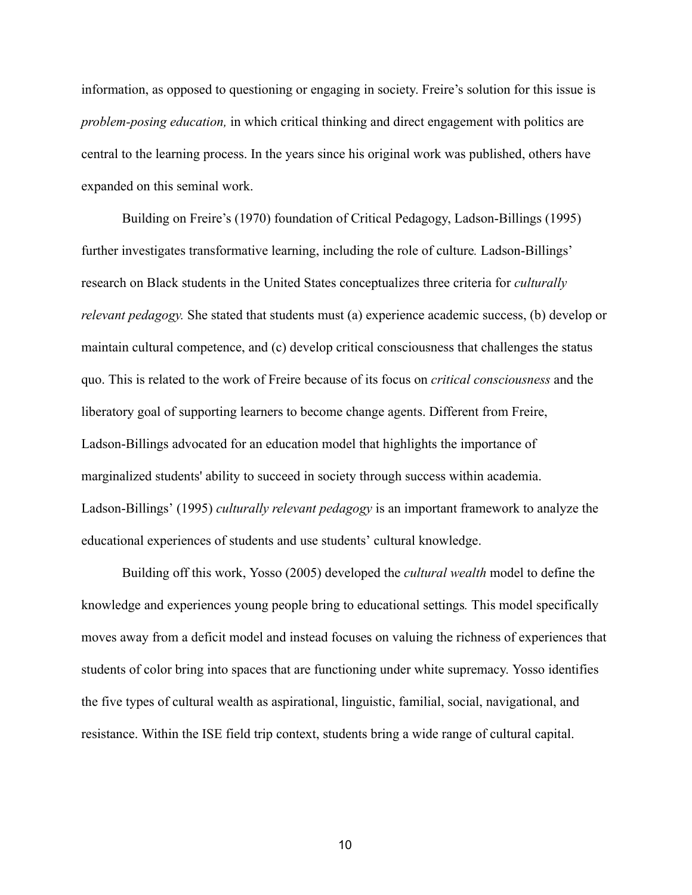information, as opposed to questioning or engaging in society. Freire's solution for this issue is *problem-posing education,* in which critical thinking and direct engagement with politics are central to the learning process. In the years since his original work was published, others have expanded on this seminal work.

Building on Freire's (1970) foundation of Critical Pedagogy, Ladson-Billings (1995) further investigates transformative learning, including the role of culture. Ladson-Billings' research on Black students in the United States conceptualizes three criteria for *culturally relevant pedagogy.* She stated that students must (a) experience academic success, (b) develop or maintain cultural competence, and (c) develop critical consciousness that challenges the status quo. This is related to the work of Freire because of its focus on *critical consciousness* and the liberatory goal of supporting learners to become change agents. Different from Freire, Ladson-Billings advocated for an education model that highlights the importance of marginalized students' ability to succeed in society through success within academia. Ladson-Billings' (1995) *culturally relevant pedagogy* is an important framework to analyze the educational experiences of students and use students' cultural knowledge.

Building off this work, Yosso (2005) developed the *cultural wealth* model to define the knowledge and experiences young people bring to educational settings. This model specifically moves away from a deficit model and instead focuses on valuing the richness of experiences that students of color bring into spaces that are functioning under white supremacy. Yosso identifies the five types of cultural wealth as aspirational, linguistic, familial, social, navigational, and resistance. Within the ISE field trip context, students bring a wide range of cultural capital.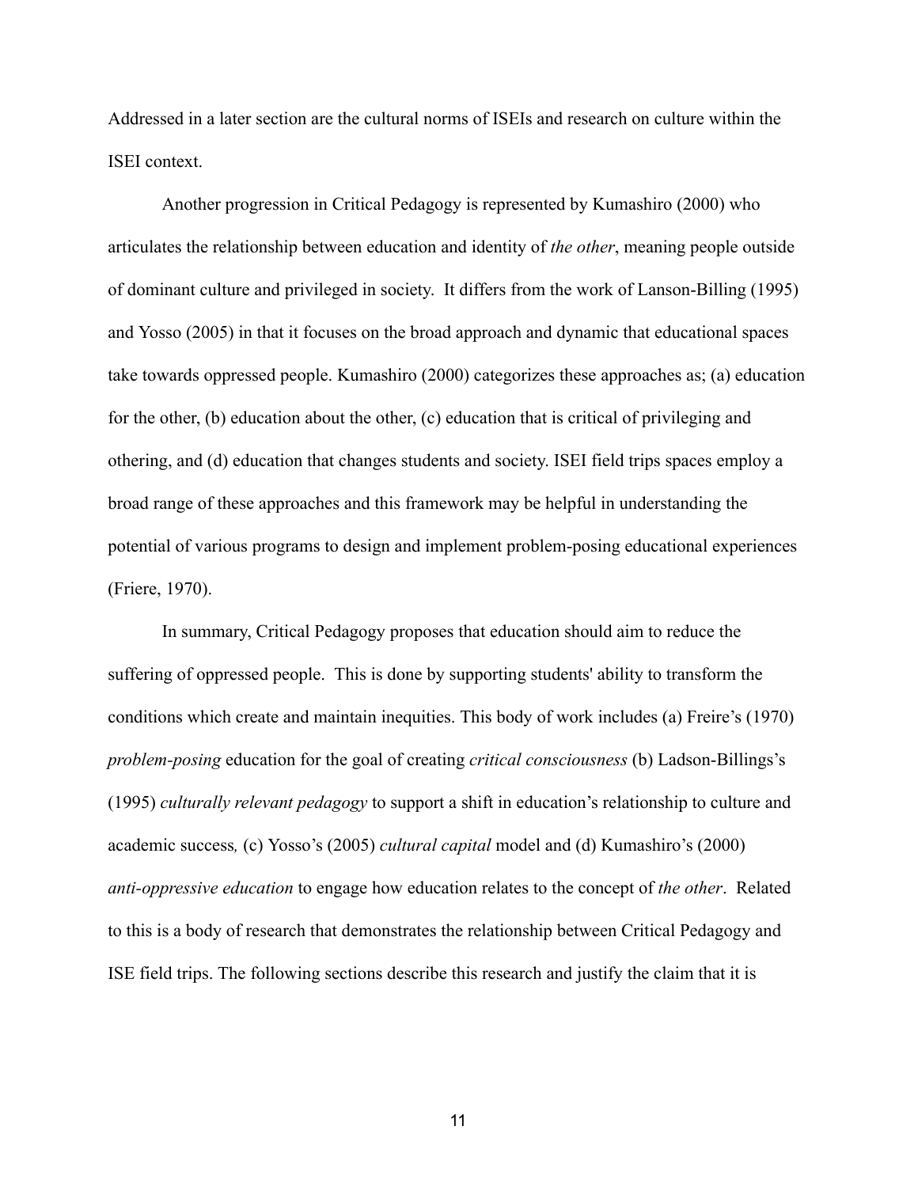Addressed in a later section are the cultural norms of ISEIs and research on culture within the ISEI context.

Another progression in Critical Pedagogy is represented by Kumashiro (2000) who articulates the relationship between education and identity of *the other*, meaning people outside of dominant culture and privileged in society. It differs from the work of Lanson-Billing (1995) and Yosso (2005) in that it focuses on the broad approach and dynamic that educational spaces take towards oppressed people. Kumashiro (2000) categorizes these approaches as; (a) education for the other, (b) education about the other, (c) education that is critical of privileging and othering, and (d) education that changes students and society. ISEI field trips spaces employ a broad range of these approaches and this framework may be helpful in understanding the potential of various programs to design and implement problem-posing educational experiences (Friere, 1970).

In summary, Critical Pedagogy proposes that education should aim to reduce the suffering of oppressed people. This is done by supporting students' ability to transform the conditions which create and maintain inequities. This body of work includes (a) Freire's (1970) *problem-posing* education for the goal of creating *critical consciousness* (b) Ladson-Billings's (1995) *culturally relevant pedagogy* to support a shift in education's relationship to culture and academic success*,* (c) Yosso's (2005) *cultural capital* model and (d) Kumashiro's (2000) *anti-oppressive education* to engage how education relates to the concept of *the other*. Related to this is a body of research that demonstrates the relationship between Critical Pedagogy and ISE field trips. The following sections describe this research and justify the claim that it is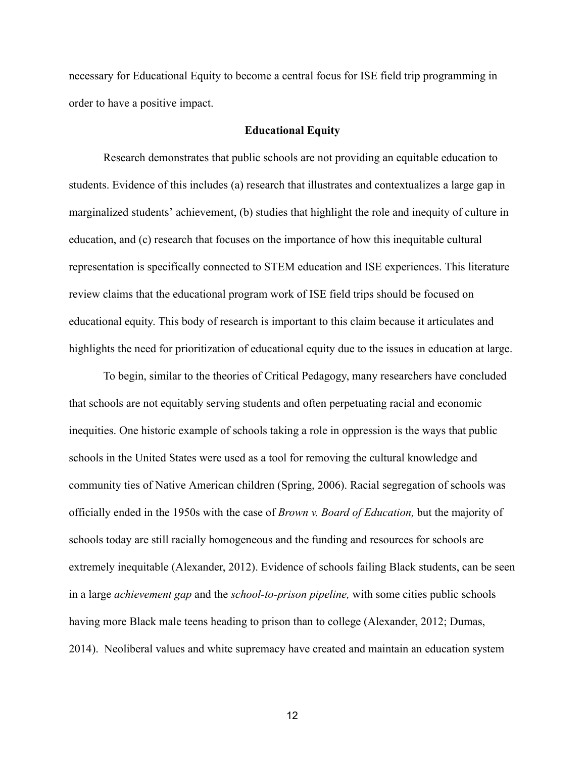necessary for Educational Equity to become a central focus for ISE field trip programming in order to have a positive impact.

## Educational Equity

Research demonstrates that public schools are not providing an equitable education to students. Evidence of this includes (a) research that illustrates and contextualizes a large gap in marginalized students' achievement, (b) studies that highlight the role and inequity of culture in education, and (c) research that focuses on the importance of how this inequitable cultural representation is specifically connected to STEM education and ISE experiences. This literature review claims that the educational program work of ISE field trips should be focused on educational equity. This body of research is important to this claim because it articulates and highlights the need for prioritization of educational equity due to the issues in education at large.

To begin, similar to the theories of Critical Pedagogy, many researchers have concluded that schools are not equitably serving students and often perpetuating racial and economic inequities. One historic example of schools taking a role in oppression is the ways that public schools in the United States were used as a tool for removing the cultural knowledge and community ties of Native American children (Spring, 2006). Racial segregation of schools was officially ended in the 1950s with the case of *Brown v. Board of Education,* but the majority of schools today are still racially homogeneous and the funding and resources for schools are extremely inequitable (Alexander, 2012). Evidence of schools failing Black students, can be seen in a large *achievement gap* and the *school-to-prison pipeline,* with some cities public schools having more Black male teens heading to prison than to college (Alexander, 2012; Dumas, 2014). Neoliberal values and white supremacy have created and maintain an education system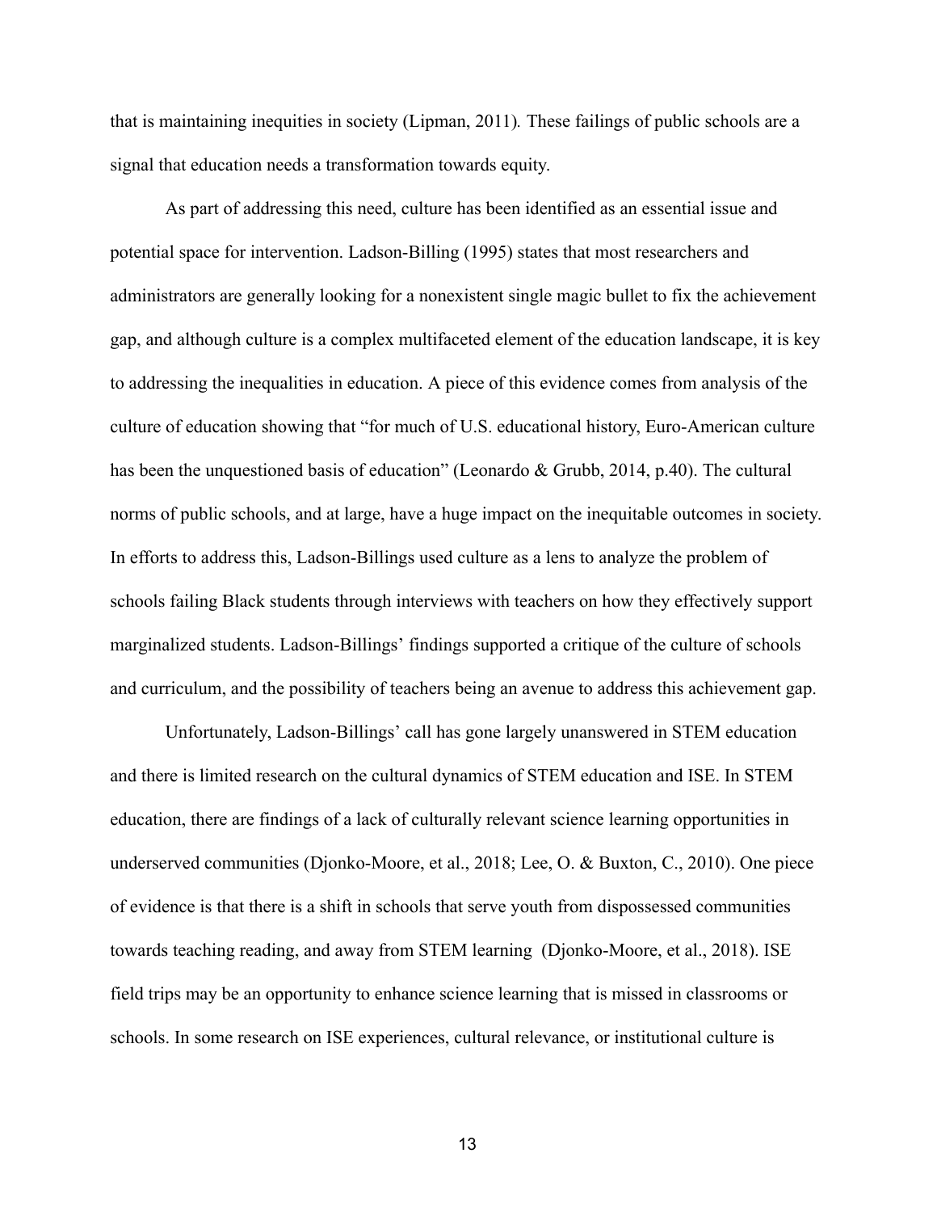that is maintaining inequities in society (Lipman, 2011). These failings of public schools are a signal that education needs a transformation towards equity.

As part of addressing this need, culture has been identified as an essential issue and potential space for intervention. Ladson-Billing (1995) states that most researchers and administrators are generally looking for a nonexistent single magic bullet to fix the achievement gap, and although culture is a complex multifaceted element of the education landscape, it is key to addressing the inequalities in education. A piece of this evidence comes from analysis of the culture of education showing that "for much of U.S. educational history, Euro-American culture has been the unquestioned basis of education" (Leonardo & Grubb, 2014, p.40). The cultural norms of public schools, and at large, have a huge impact on the inequitable outcomes in society. In efforts to address this, Ladson-Billings used culture as a lens to analyze the problem of schools failing Black students through interviews with teachers on how they effectively support marginalized students. Ladson-Billings' findings supported a critique of the culture of schools and curriculum, and the possibility of teachers being an avenue to address this achievement gap.

Unfortunately, Ladson-Billings' call has gone largely unanswered in STEM education and there is limited research on the cultural dynamics of STEM education and ISE. In STEM education, there are findings of a lack of culturally relevant science learning opportunities in underserved communities (Djonko-Moore, et al., 2018; Lee, O. & Buxton, C., 2010). One piece of evidence is that there is a shift in schools that serve youth from dispossessed communities towards teaching reading, and away from STEM learning (Djonko-Moore, et al., 2018). ISE field trips may be an opportunity to enhance science learning that is missed in classrooms or schools. In some research on ISE experiences, cultural relevance, or institutional culture is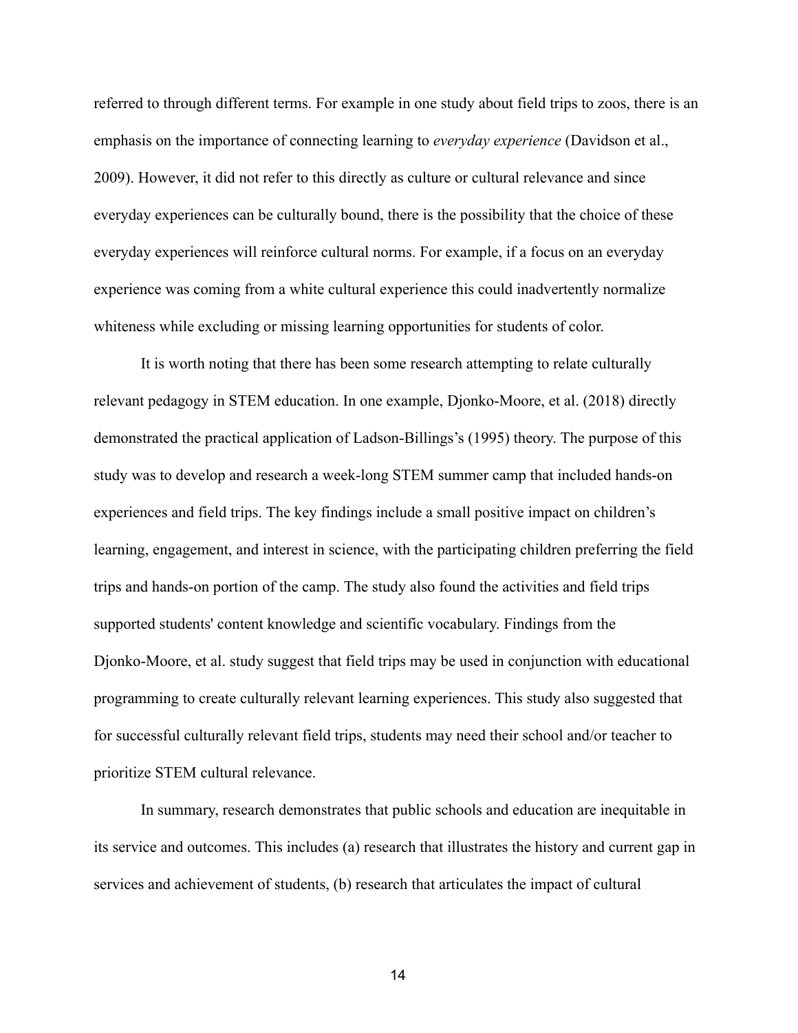referred to through different terms. For example in one study about field trips to zoos, there is an emphasis on the importance of connecting learning to *everyday experience* (Davidson et al., 2009). However, it did not refer to this directly as culture or cultural relevance and since everyday experiences can be culturally bound, there is the possibility that the choice of these everyday experiences will reinforce cultural norms. For example, if a focus on an everyday experience was coming from a white cultural experience this could inadvertently normalize whiteness while excluding or missing learning opportunities for students of color.

It is worth noting that there has been some research attempting to relate culturally relevant pedagogy in STEM education. In one example, Djonko-Moore, et al. (2018) directly demonstrated the practical application of Ladson-Billings's (1995) theory. The purpose of this study was to develop and research a week-long STEM summer camp that included hands-on experiences and field trips. The key findings include a small positive impact on children's learning, engagement, and interest in science, with the participating children preferring the field trips and hands-on portion of the camp. The study also found the activities and field trips supported students' content knowledge and scientific vocabulary. Findings from the Djonko-Moore, et al. study suggest that field trips may be used in conjunction with educational programming to create culturally relevant learning experiences. This study also suggested that for successful culturally relevant field trips, students may need their school and/or teacher to prioritize STEM cultural relevance.

In summary, research demonstrates that public schools and education are inequitable in its service and outcomes. This includes (a) research that illustrates the history and current gap in services and achievement of students, (b) research that articulates the impact of cultural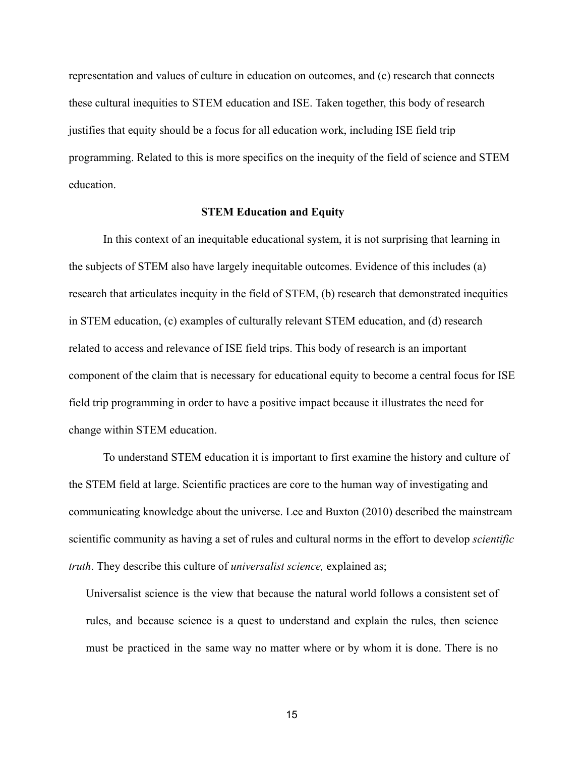representation and values of culture in education on outcomes, and (c) research that connects these cultural inequities to STEM education and ISE. Taken together, this body of research justifies that equity should be a focus for all education work, including ISE field trip programming. Related to this is more specifics on the inequity of the field of science and STEM education.

## STEM Education and Equity

In this context of an inequitable educational system, it is not surprising that learning in the subjects of STEM also have largely inequitable outcomes. Evidence of this includes (a) research that articulates inequity in the field of STEM, (b) research that demonstrated inequities in STEM education, (c) examples of culturally relevant STEM education, and (d) research related to access and relevance of ISE field trips. This body of research is an important component of the claim that is necessary for educational equity to become a central focus for ISE field trip programming in order to have a positive impact because it illustrates the need for change within STEM education.

To understand STEM education it is important to first examine the history and culture of the STEM field at large. Scientific practices are core to the human way of investigating and communicating knowledge about the universe. Lee and Buxton (2010) described the mainstream scientific community as having a set of rules and cultural norms in the effort to develop *scientific truth*. They describe this culture of *universalist science,* explained as;

> Universalist science is the view that because the natural world follows a consistent set of rules, and because science is a quest to understand and explain the rules, then science must be practiced in the same way no matter where or by whom it is done. There is no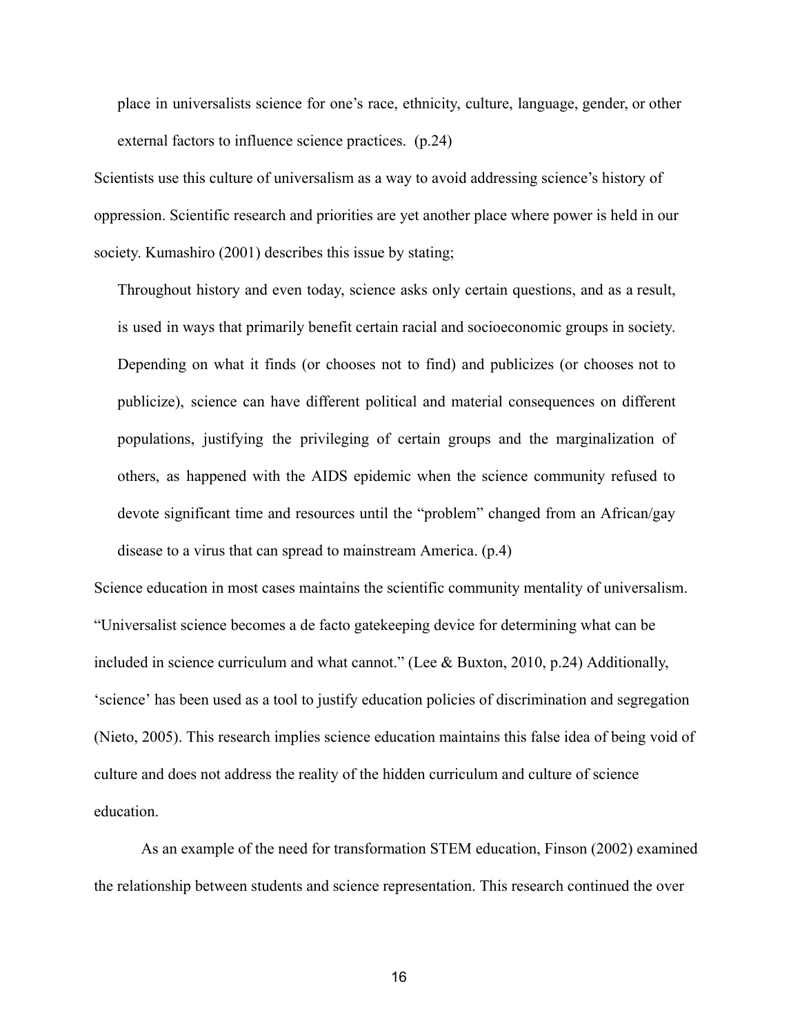> place in universalists science for one's race, ethnicity, culture, language, gender, or other external factors to influence science practices. (p.24)

Scientists use this culture of universalism as a way to avoid addressing science's history of oppression. Scientific research and priorities are yet another place where power is held in our society. Kumashiro (2001) describes this issue by stating;

> Throughout history and even today, science asks only certain questions, and as a result, is used in ways that primarily benefit certain racial and socioeconomic groups in society. Depending on what it finds (or chooses not to find) and publicizes (or chooses not to publicize), science can have different political and material consequences on different populations, justifying the privileging of certain groups and the marginalization of others, as happened with the AIDS epidemic when the science community refused to devote significant time and resources until the "problem" changed from an African/gay disease to a virus that can spread to mainstream America. (p.4)

Science education in most cases maintains the scientific community mentality of universalism. "Universalist science becomes a de facto gatekeeping device for determining what can be included in science curriculum and what cannot." (Lee & Buxton, 2010, p.24) Additionally, 'science' has been used as a tool to justify education policies of discrimination and segregation (Nieto, 2005). This research implies science education maintains this false idea of being void of culture and does not address the reality of the hidden curriculum and culture of science education.

As an example of the need for transformation STEM education, Finson (2002) examined the relationship between students and science representation. This research continued the over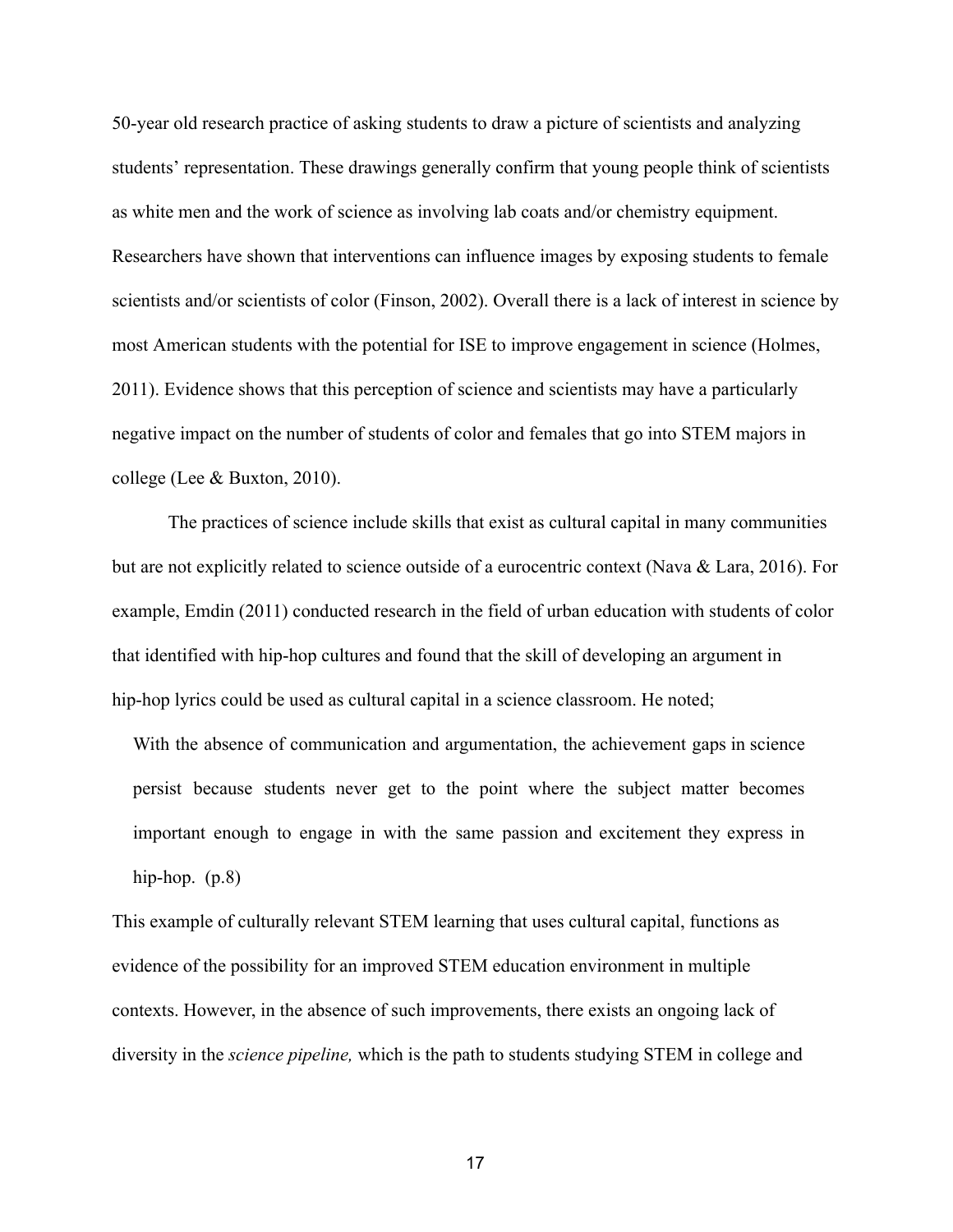50-year old research practice of asking students to draw a picture of scientists and analyzing students' representation. These drawings generally confirm that young people think of scientists as white men and the work of science as involving lab coats and/or chemistry equipment. Researchers have shown that interventions can influence images by exposing students to female scientists and/or scientists of color (Finson, 2002). Overall there is a lack of interest in science by most American students with the potential for ISE to improve engagement in science (Holmes, 2011). Evidence shows that this perception of science and scientists may have a particularly negative impact on the number of students of color and females that go into STEM majors in college (Lee & Buxton, 2010).

The practices of science include skills that exist as cultural capital in many communities but are not explicitly related to science outside of a eurocentric context (Nava & Lara, 2016). For example, Emdin (2011) conducted research in the field of urban education with students of color that identified with hip-hop cultures and found that the skill of developing an argument in hip-hop lyrics could be used as cultural capital in a science classroom. He noted;

> With the absence of communication and argumentation, the achievement gaps in science persist because students never get to the point where the subject matter becomes important enough to engage in with the same passion and excitement they express in hip-hop. (p.8)

This example of culturally relevant STEM learning that uses cultural capital, functions as evidence of the possibility for an improved STEM education environment in multiple contexts. However, in the absence of such improvements, there exists an ongoing lack of diversity in the *science pipeline,* which is the path to students studying STEM in college and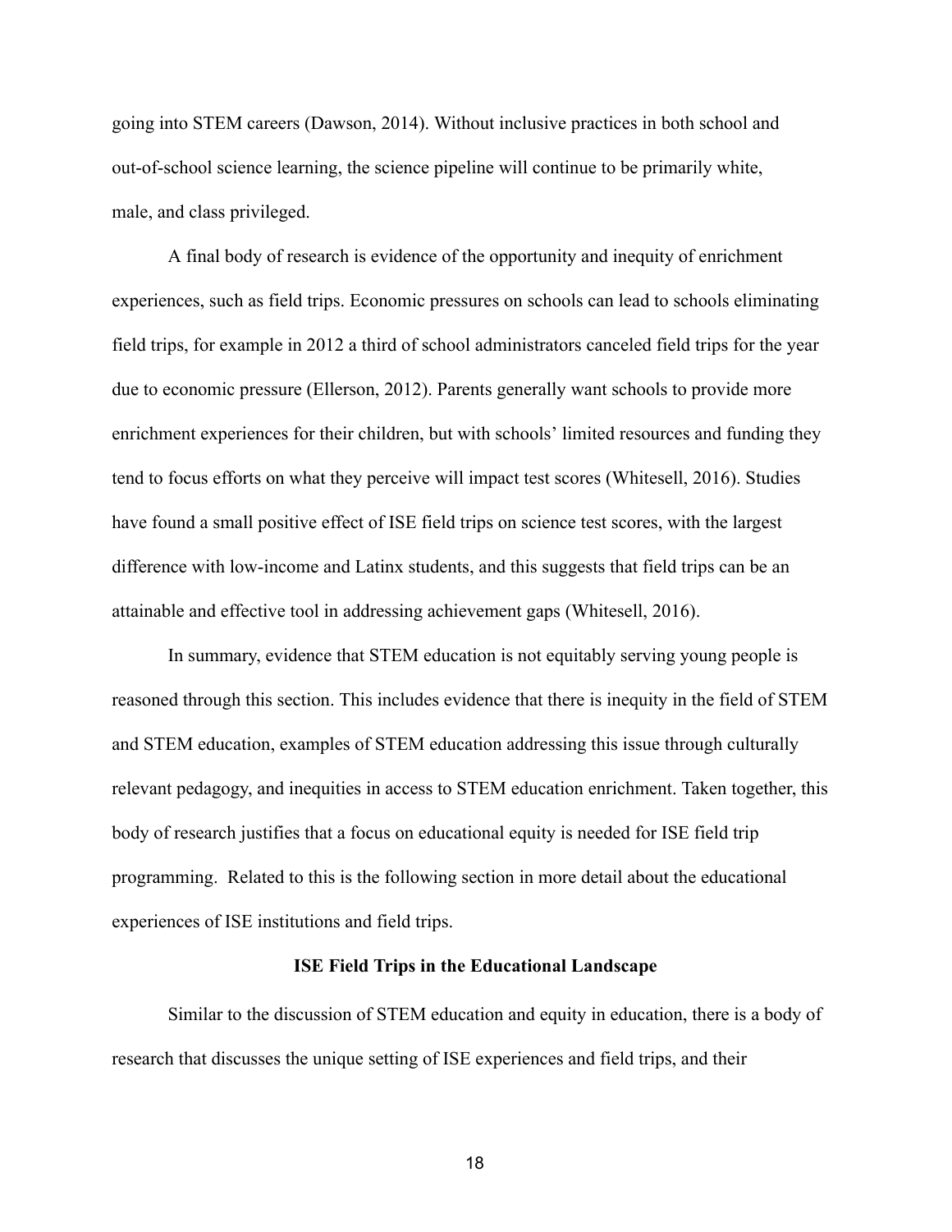going into STEM careers (Dawson, 2014). Without inclusive practices in both school and out-of-school science learning, the science pipeline will continue to be primarily white, male, and class privileged.

A final body of research is evidence of the opportunity and inequity of enrichment experiences, such as field trips. Economic pressures on schools can lead to schools eliminating field trips, for example in 2012 a third of school administrators canceled field trips for the year due to economic pressure (Ellerson, 2012). Parents generally want schools to provide more enrichment experiences for their children, but with schools' limited resources and funding they tend to focus efforts on what they perceive will impact test scores (Whitesell, 2016). Studies have found a small positive effect of ISE field trips on science test scores, with the largest difference with low-income and Latinx students, and this suggests that field trips can be an attainable and effective tool in addressing achievement gaps (Whitesell, 2016).

In summary, evidence that STEM education is not equitably serving young people is reasoned through this section. This includes evidence that there is inequity in the field of STEM and STEM education, examples of STEM education addressing this issue through culturally relevant pedagogy, and inequities in access to STEM education enrichment. Taken together, this body of research justifies that a focus on educational equity is needed for ISE field trip programming. Related to this is the following section in more detail about the educational experiences of ISE institutions and field trips.

## ISE Field Trips in the Educational Landscape

Similar to the discussion of STEM education and equity in education, there is a body of research that discusses the unique setting of ISE experiences and field trips, and their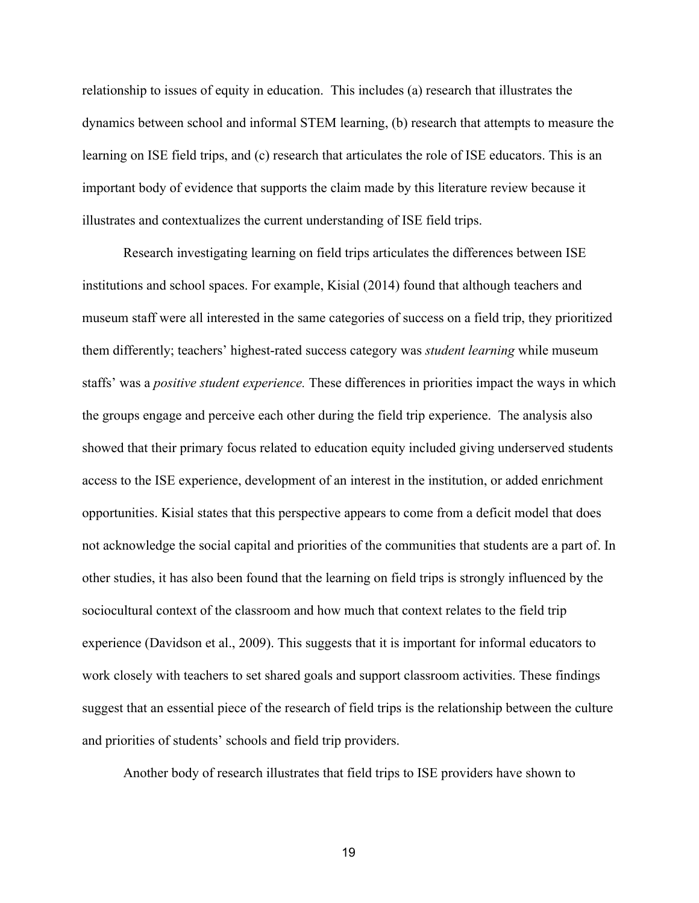relationship to issues of equity in education. This includes (a) research that illustrates the dynamics between school and informal STEM learning, (b) research that attempts to measure the learning on ISE field trips, and (c) research that articulates the role of ISE educators. This is an important body of evidence that supports the claim made by this literature review because it illustrates and contextualizes the current understanding of ISE field trips.

Research investigating learning on field trips articulates the differences between ISE institutions and school spaces. For example, Kisial (2014) found that although teachers and museum staff were all interested in the same categories of success on a field trip, they prioritized them differently; teachers' highest-rated success category was *student learning* while museum staffs' was a *positive student experience.* These differences in priorities impact the ways in which the groups engage and perceive each other during the field trip experience. The analysis also showed that their primary focus related to education equity included giving underserved students access to the ISE experience, development of an interest in the institution, or added enrichment opportunities. Kisial states that this perspective appears to come from a deficit model that does not acknowledge the social capital and priorities of the communities that students are a part of. In other studies, it has also been found that the learning on field trips is strongly influenced by the sociocultural context of the classroom and how much that context relates to the field trip experience (Davidson et al., 2009). This suggests that it is important for informal educators to work closely with teachers to set shared goals and support classroom activities. These findings suggest that an essential piece of the research of field trips is the relationship between the culture and priorities of students' schools and field trip providers.

Another body of research illustrates that field trips to ISE providers have shown to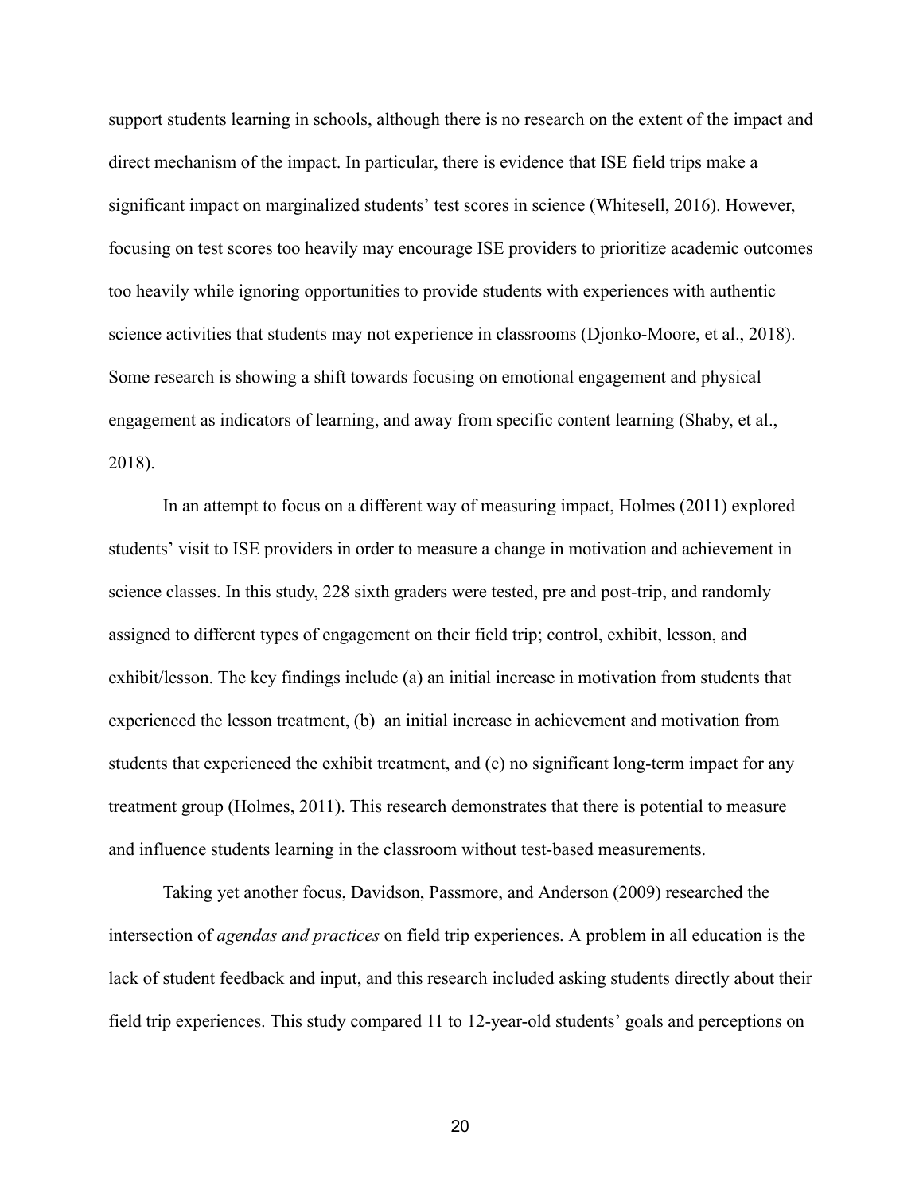support students learning in schools, although there is no research on the extent of the impact and direct mechanism of the impact. In particular, there is evidence that ISE field trips make a significant impact on marginalized students' test scores in science (Whitesell, 2016). However, focusing on test scores too heavily may encourage ISE providers to prioritize academic outcomes too heavily while ignoring opportunities to provide students with experiences with authentic science activities that students may not experience in classrooms (Djonko-Moore, et al., 2018). Some research is showing a shift towards focusing on emotional engagement and physical engagement as indicators of learning, and away from specific content learning (Shaby, et al., 2018).

In an attempt to focus on a different way of measuring impact, Holmes (2011) explored students' visit to ISE providers in order to measure a change in motivation and achievement in science classes. In this study, 228 sixth graders were tested, pre and post-trip, and randomly assigned to different types of engagement on their field trip; control, exhibit, lesson, and exhibit/lesson. The key findings include (a) an initial increase in motivation from students that experienced the lesson treatment, (b) an initial increase in achievement and motivation from students that experienced the exhibit treatment, and (c) no significant long-term impact for any treatment group (Holmes, 2011). This research demonstrates that there is potential to measure and influence students learning in the classroom without test-based measurements.

Taking yet another focus, Davidson, Passmore, and Anderson (2009) researched the intersection of *agendas and practices* on field trip experiences. A problem in all education is the lack of student feedback and input, and this research included asking students directly about their field trip experiences. This study compared 11 to 12-year-old students' goals and perceptions on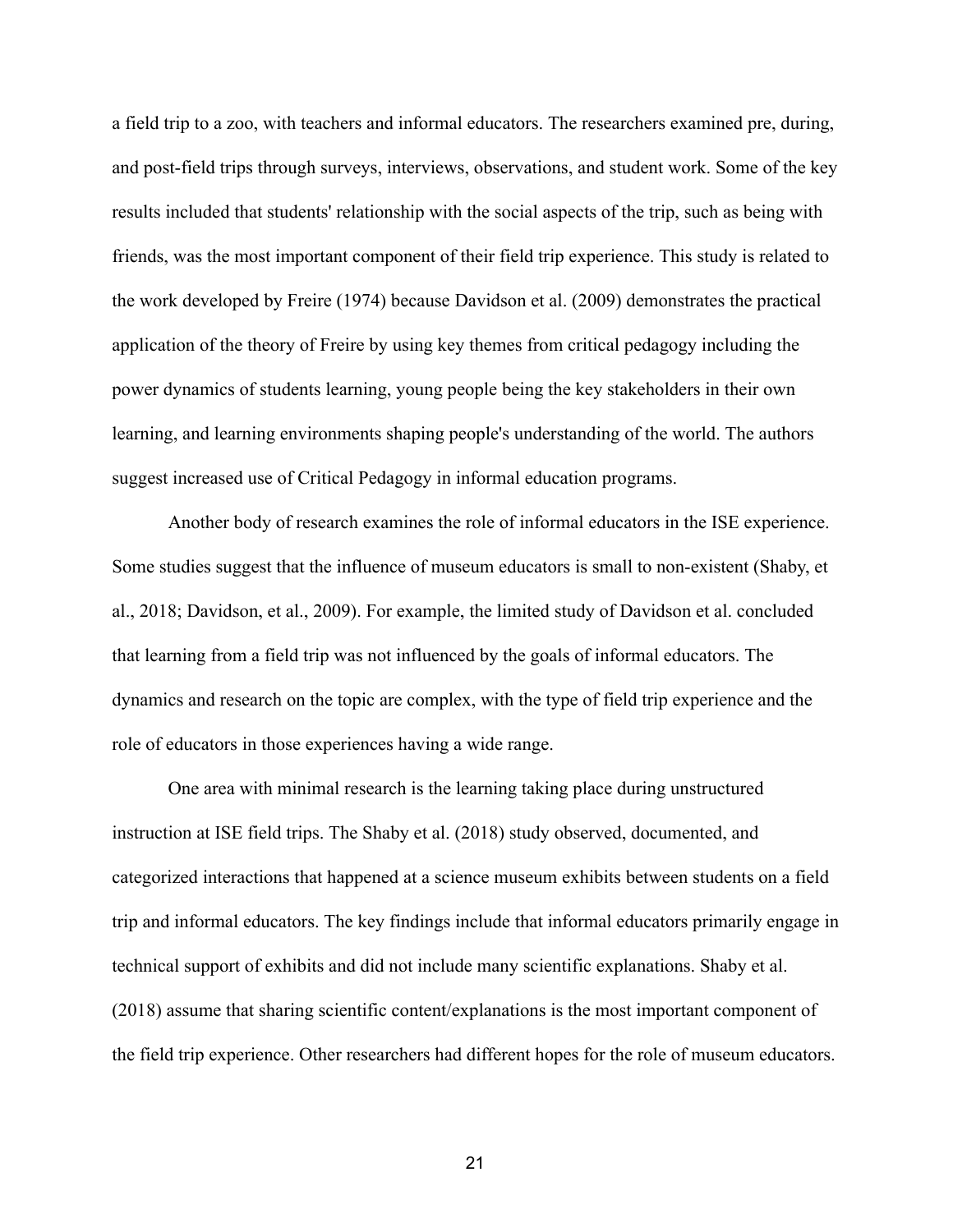a field trip to a zoo, with teachers and informal educators. The researchers examined pre, during, and post-field trips through surveys, interviews, observations, and student work. Some of the key results included that students' relationship with the social aspects of the trip, such as being with friends, was the most important component of their field trip experience. This study is related to the work developed by Freire (1974) because Davidson et al. (2009) demonstrates the practical application of the theory of Freire by using key themes from critical pedagogy including the power dynamics of students learning, young people being the key stakeholders in their own learning, and learning environments shaping people's understanding of the world. The authors suggest increased use of Critical Pedagogy in informal education programs.

Another body of research examines the role of informal educators in the ISE experience. Some studies suggest that the influence of museum educators is small to non-existent (Shaby, et al., 2018; Davidson, et al., 2009). For example, the limited study of Davidson et al. concluded that learning from a field trip was not influenced by the goals of informal educators. The dynamics and research on the topic are complex, with the type of field trip experience and the role of educators in those experiences having a wide range.

One area with minimal research is the learning taking place during unstructured instruction at ISE field trips. The Shaby et al. (2018) study observed, documented, and categorized interactions that happened at a science museum exhibits between students on a field trip and informal educators. The key findings include that informal educators primarily engage in technical support of exhibits and did not include many scientific explanations. Shaby et al. (2018) assume that sharing scientific content/explanations is the most important component of the field trip experience. Other researchers had different hopes for the role of museum educators.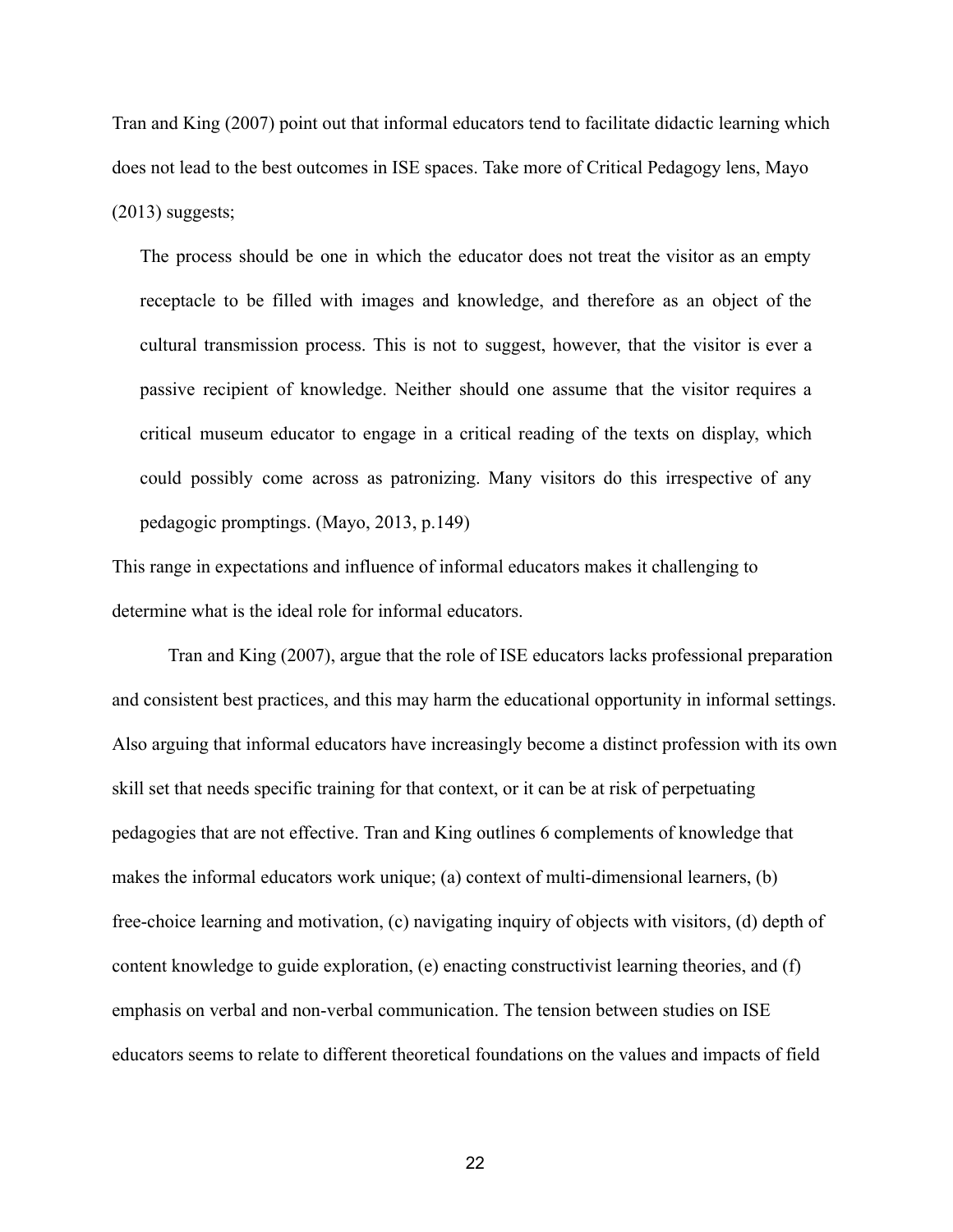Tran and King (2007) point out that informal educators tend to facilitate didactic learning which does not lead to the best outcomes in ISE spaces. Take more of Critical Pedagogy lens, Mayo (2013) suggests;

> The process should be one in which the educator does not treat the visitor as an empty receptacle to be filled with images and knowledge, and therefore as an object of the cultural transmission process. This is not to suggest, however, that the visitor is ever a passive recipient of knowledge. Neither should one assume that the visitor requires a critical museum educator to engage in a critical reading of the texts on display, which could possibly come across as patronizing. Many visitors do this irrespective of any pedagogic promptings. (Mayo, 2013, p.149)

This range in expectations and influence of informal educators makes it challenging to determine what is the ideal role for informal educators.

Tran and King (2007), argue that the role of ISE educators lacks professional preparation and consistent best practices, and this may harm the educational opportunity in informal settings. Also arguing that informal educators have increasingly become a distinct profession with its own skill set that needs specific training for that context, or it can be at risk of perpetuating pedagogies that are not effective. Tran and King outlines 6 complements of knowledge that makes the informal educators work unique; (a) context of multi-dimensional learners, (b) free-choice learning and motivation, (c) navigating inquiry of objects with visitors, (d) depth of content knowledge to guide exploration, (e) enacting constructivist learning theories, and (f) emphasis on verbal and non-verbal communication. The tension between studies on ISE educators seems to relate to different theoretical foundations on the values and impacts of field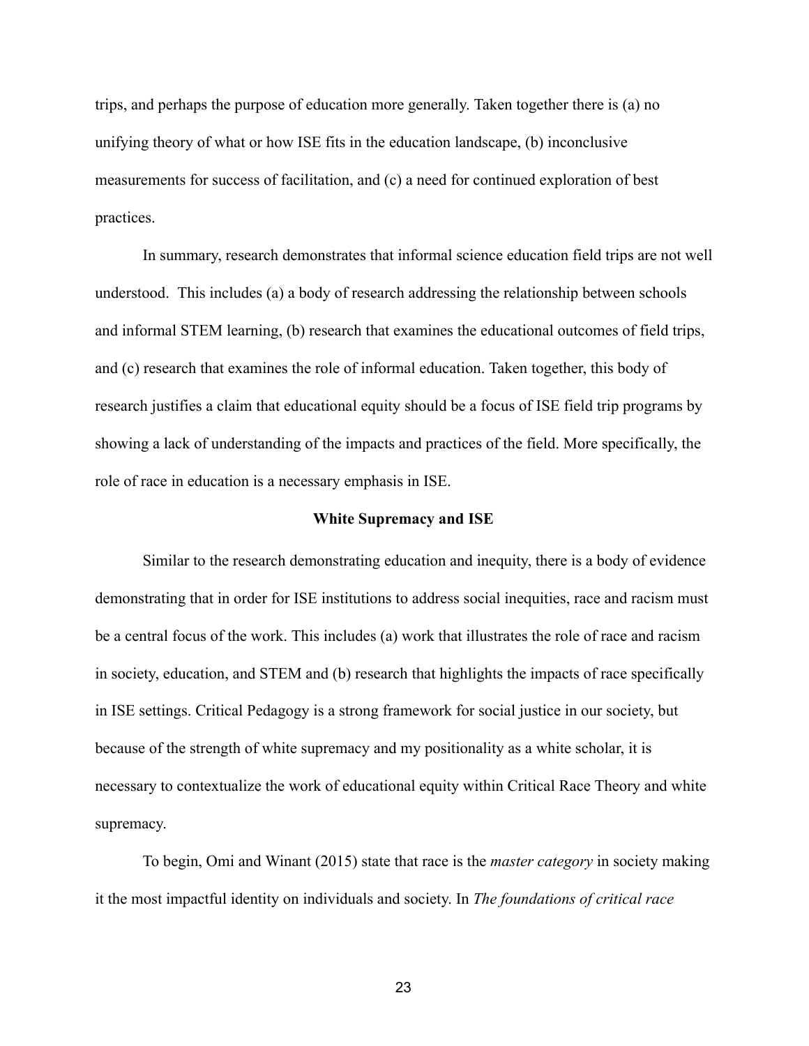trips, and perhaps the purpose of education more generally. Taken together there is (a) no unifying theory of what or how ISE fits in the education landscape, (b) inconclusive measurements for success of facilitation, and (c) a need for continued exploration of best practices.

In summary, research demonstrates that informal science education field trips are not well understood. This includes (a) a body of research addressing the relationship between schools and informal STEM learning, (b) research that examines the educational outcomes of field trips, and (c) research that examines the role of informal education. Taken together, this body of research justifies a claim that educational equity should be a focus of ISE field trip programs by showing a lack of understanding of the impacts and practices of the field. More specifically, the role of race in education is a necessary emphasis in ISE.

## White Supremacy and ISE

Similar to the research demonstrating education and inequity, there is a body of evidence demonstrating that in order for ISE institutions to address social inequities, race and racism must be a central focus of the work. This includes (a) work that illustrates the role of race and racism in society, education, and STEM and (b) research that highlights the impacts of race specifically in ISE settings. Critical Pedagogy is a strong framework for social justice in our society, but because of the strength of white supremacy and my positionality as a white scholar, it is necessary to contextualize the work of educational equity within Critical Race Theory and white supremacy.

To begin, Omi and Winant (2015) state that race is the *master category* in society making it the most impactful identity on individuals and society. In *The foundations of critical race*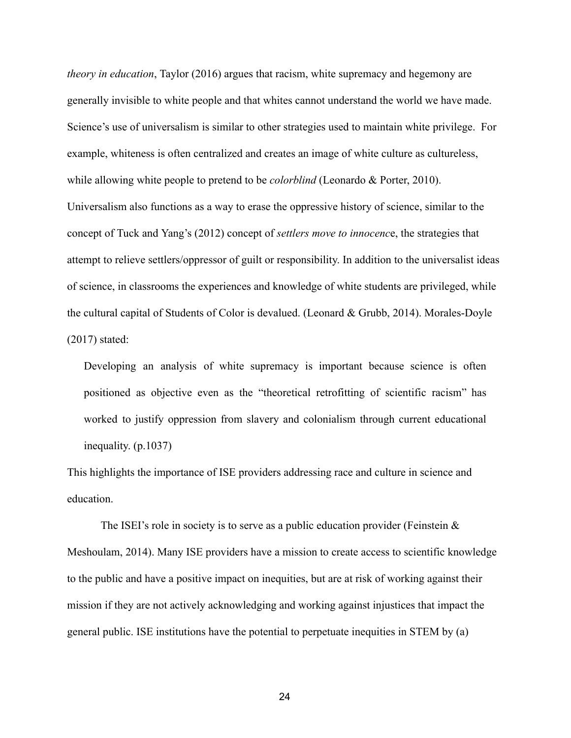*theory in education*, Taylor (2016) argues that racism, white supremacy and hegemony are generally invisible to white people and that whites cannot understand the world we have made. Science's use of universalism is similar to other strategies used to maintain white privilege. For example, whiteness is often centralized and creates an image of white culture as cultureless, while allowing white people to pretend to be *colorblind* (Leonardo & Porter, 2010). Universalism also functions as a way to erase the oppressive history of science, similar to the concept of Tuck and Yang's (2012) concept of *settlers move to innocenc*e, the strategies that attempt to relieve settlers/oppressor of guilt or responsibility. In addition to the universalist ideas of science, in classrooms the experiences and knowledge of white students are privileged, while the cultural capital of Students of Color is devalued. (Leonard & Grubb, 2014). Morales-Doyle (2017) stated:

> Developing an analysis of white supremacy is important because science is often positioned as objective even as the "theoretical retrofitting of scientific racism" has worked to justify oppression from slavery and colonialism through current educational inequality. (p.1037)

This highlights the importance of ISE providers addressing race and culture in science and education.

The ISEI's role in society is to serve as a public education provider (Feinstein & Meshoulam, 2014). Many ISE providers have a mission to create access to scientific knowledge to the public and have a positive impact on inequities, but are at risk of working against their mission if they are not actively acknowledging and working against injustices that impact the general public. ISE institutions have the potential to perpetuate inequities in STEM by (a)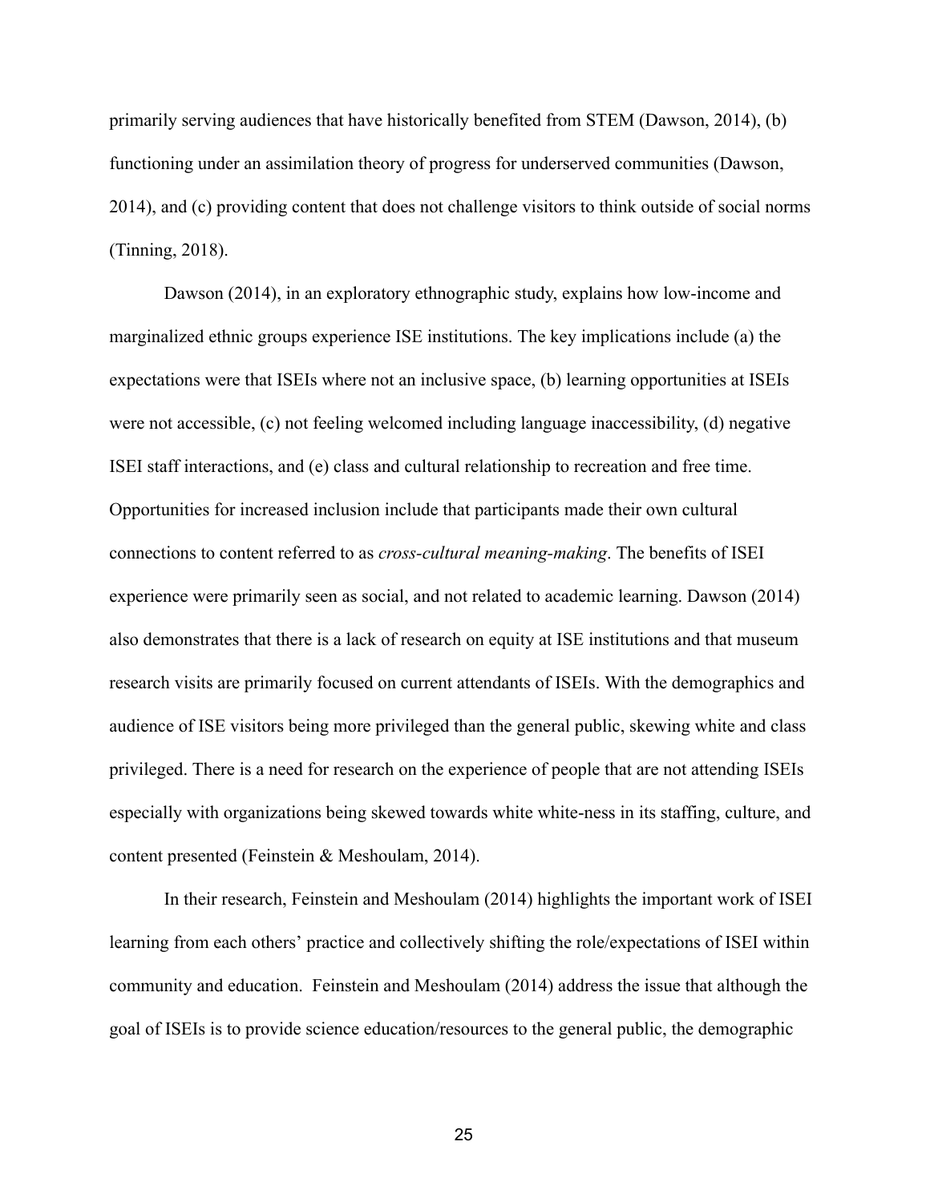primarily serving audiences that have historically benefited from STEM (Dawson, 2014), (b) functioning under an assimilation theory of progress for underserved communities (Dawson, 2014), and (c) providing content that does not challenge visitors to think outside of social norms (Tinning, 2018).

Dawson (2014), in an exploratory ethnographic study, explains how low-income and marginalized ethnic groups experience ISE institutions. The key implications include (a) the expectations were that ISEIs where not an inclusive space, (b) learning opportunities at ISEIs were not accessible, (c) not feeling welcomed including language inaccessibility, (d) negative ISEI staff interactions, and (e) class and cultural relationship to recreation and free time. Opportunities for increased inclusion include that participants made their own cultural connections to content referred to as *cross-cultural meaning-making*. The benefits of ISEI experience were primarily seen as social, and not related to academic learning. Dawson (2014) also demonstrates that there is a lack of research on equity at ISE institutions and that museum research visits are primarily focused on current attendants of ISEIs. With the demographics and audience of ISE visitors being more privileged than the general public, skewing white and class privileged. There is a need for research on the experience of people that are not attending ISEIs especially with organizations being skewed towards white white-ness in its staffing, culture, and content presented (Feinstein & Meshoulam, 2014).

In their research, Feinstein and Meshoulam (2014) highlights the important work of ISEI learning from each others' practice and collectively shifting the role/expectations of ISEI within community and education. Feinstein and Meshoulam (2014) address the issue that although the goal of ISEIs is to provide science education/resources to the general public, the demographic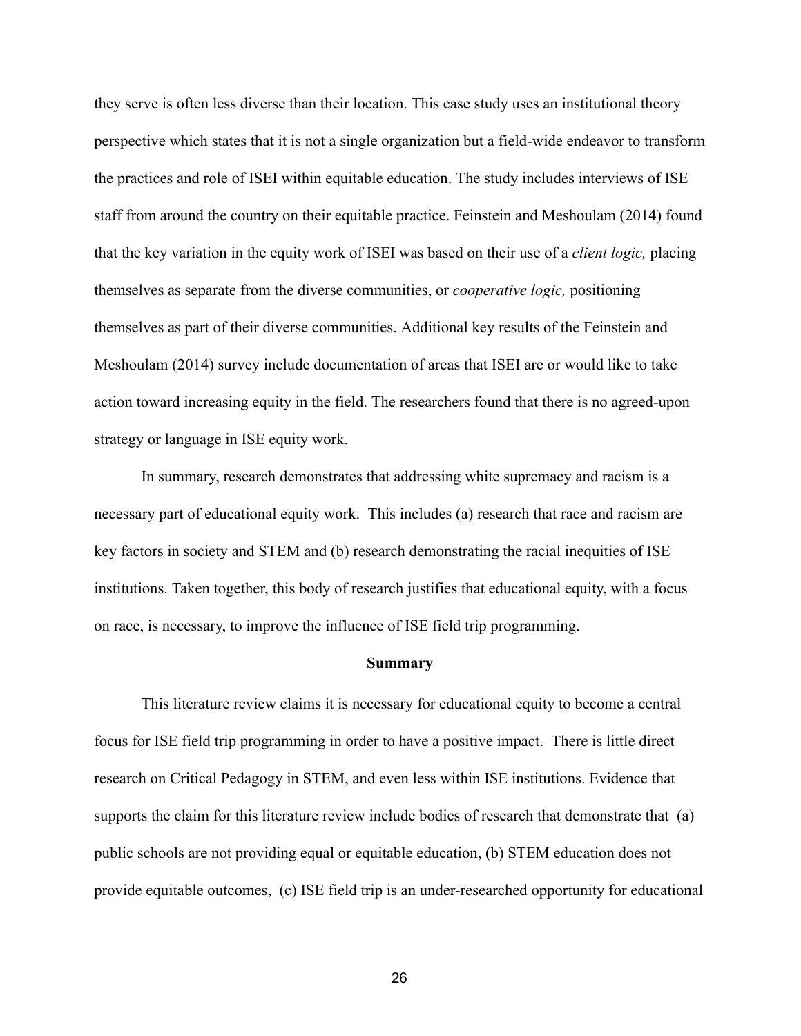they serve is often less diverse than their location. This case study uses an institutional theory perspective which states that it is not a single organization but a field-wide endeavor to transform the practices and role of ISEI within equitable education. The study includes interviews of ISE staff from around the country on their equitable practice. Feinstein and Meshoulam (2014) found that the key variation in the equity work of ISEI was based on their use of a *client logic,* placing themselves as separate from the diverse communities, or *cooperative logic,* positioning themselves as part of their diverse communities. Additional key results of the Feinstein and Meshoulam (2014) survey include documentation of areas that ISEI are or would like to take action toward increasing equity in the field. The researchers found that there is no agreed-upon strategy or language in ISE equity work.

In summary, research demonstrates that addressing white supremacy and racism is a necessary part of educational equity work. This includes (a) research that race and racism are key factors in society and STEM and (b) research demonstrating the racial inequities of ISE institutions. Taken together, this body of research justifies that educational equity, with a focus on race, is necessary, to improve the influence of ISE field trip programming.

## Summary

This literature review claims it is necessary for educational equity to become a central focus for ISE field trip programming in order to have a positive impact. There is little direct research on Critical Pedagogy in STEM, and even less within ISE institutions. Evidence that supports the claim for this literature review include bodies of research that demonstrate that (a) public schools are not providing equal or equitable education, (b) STEM education does not provide equitable outcomes, (c) ISE field trip is an under-researched opportunity for educational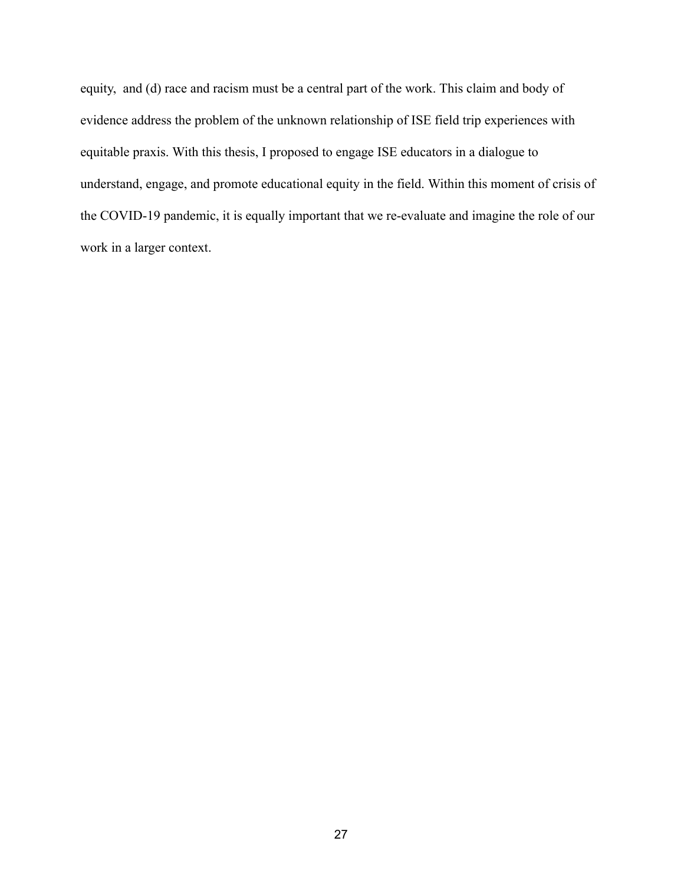equity, and (d) race and racism must be a central part of the work. This claim and body of evidence address the problem of the unknown relationship of ISE field trip experiences with equitable praxis. With this thesis, I proposed to engage ISE educators in a dialogue to understand, engage, and promote educational equity in the field. Within this moment of crisis of the COVID-19 pandemic, it is equally important that we re-evaluate and imagine the role of our work in a larger context.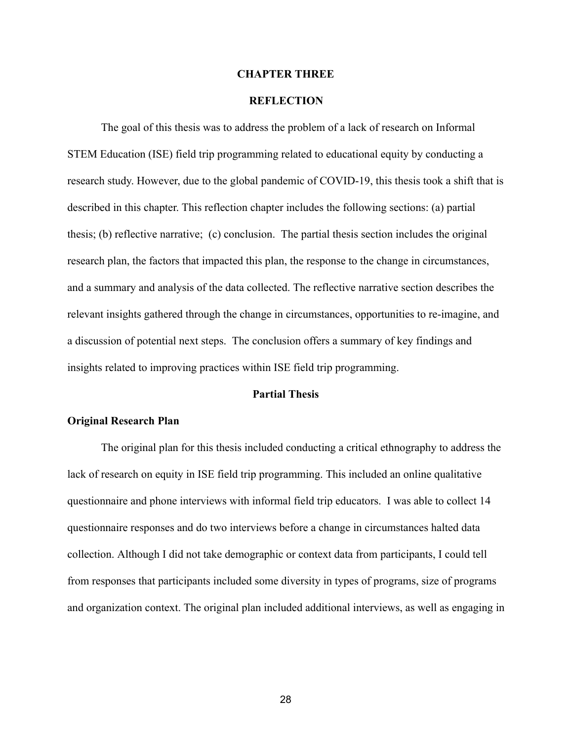# CHAPTER THREE

# REFLECTION

The goal of this thesis was to address the problem of a lack of research on Informal STEM Education (ISE) field trip programming related to educational equity by conducting a research study. However, due to the global pandemic of COVID-19, this thesis took a shift that is described in this chapter. This reflection chapter includes the following sections: (a) partial thesis; (b) reflective narrative; (c) conclusion. The partial thesis section includes the original research plan, the factors that impacted this plan, the response to the change in circumstances, and a summary and analysis of the data collected. The reflective narrative section describes the relevant insights gathered through the change in circumstances, opportunities to re-imagine, and a discussion of potential next steps. The conclusion offers a summary of key findings and insights related to improving practices within ISE field trip programming.

## Partial Thesis

### Original Research Plan

The original plan for this thesis included conducting a critical ethnography to address the lack of research on equity in ISE field trip programming. This included an online qualitative questionnaire and phone interviews with informal field trip educators. I was able to collect 14 questionnaire responses and do two interviews before a change in circumstances halted data collection. Although I did not take demographic or context data from participants, I could tell from responses that participants included some diversity in types of programs, size of programs and organization context. The original plan included additional interviews, as well as engaging in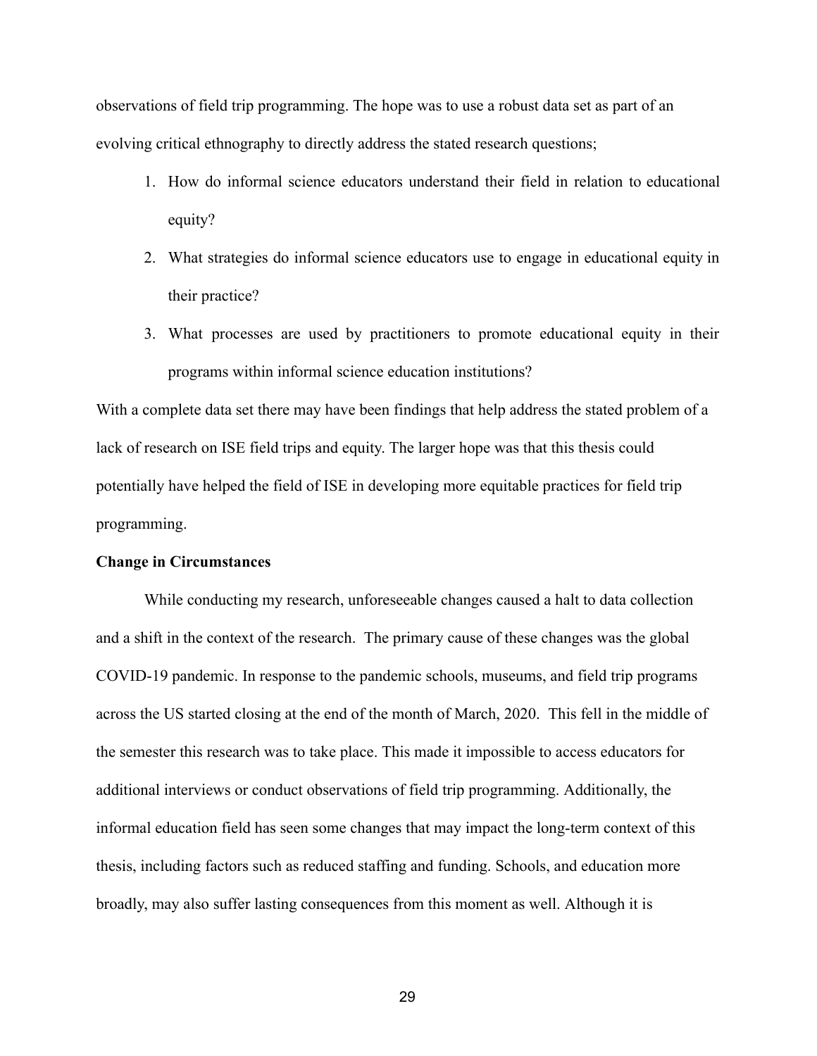observations of field trip programming. The hope was to use a robust data set as part of an evolving critical ethnography to directly address the stated research questions;

1. How do informal science educators understand their field in relation to educational equity?
2. What strategies do informal science educators use to engage in educational equity in their practice?
3. What processes are used by practitioners to promote educational equity in their programs within informal science education institutions?

With a complete data set there may have been findings that help address the stated problem of a lack of research on ISE field trips and equity. The larger hope was that this thesis could potentially have helped the field of ISE in developing more equitable practices for field trip programming.

**Change in Circumstances**

While conducting my research, unforeseeable changes caused a halt to data collection and a shift in the context of the research. The primary cause of these changes was the global COVID-19 pandemic. In response to the pandemic schools, museums, and field trip programs across the US started closing at the end of the month of March, 2020. This fell in the middle of the semester this research was to take place. This made it impossible to access educators for additional interviews or conduct observations of field trip programming. Additionally, the informal education field has seen some changes that may impact the long-term context of this thesis, including factors such as reduced staffing and funding. Schools, and education more broadly, may also suffer lasting consequences from this moment as well. Although it is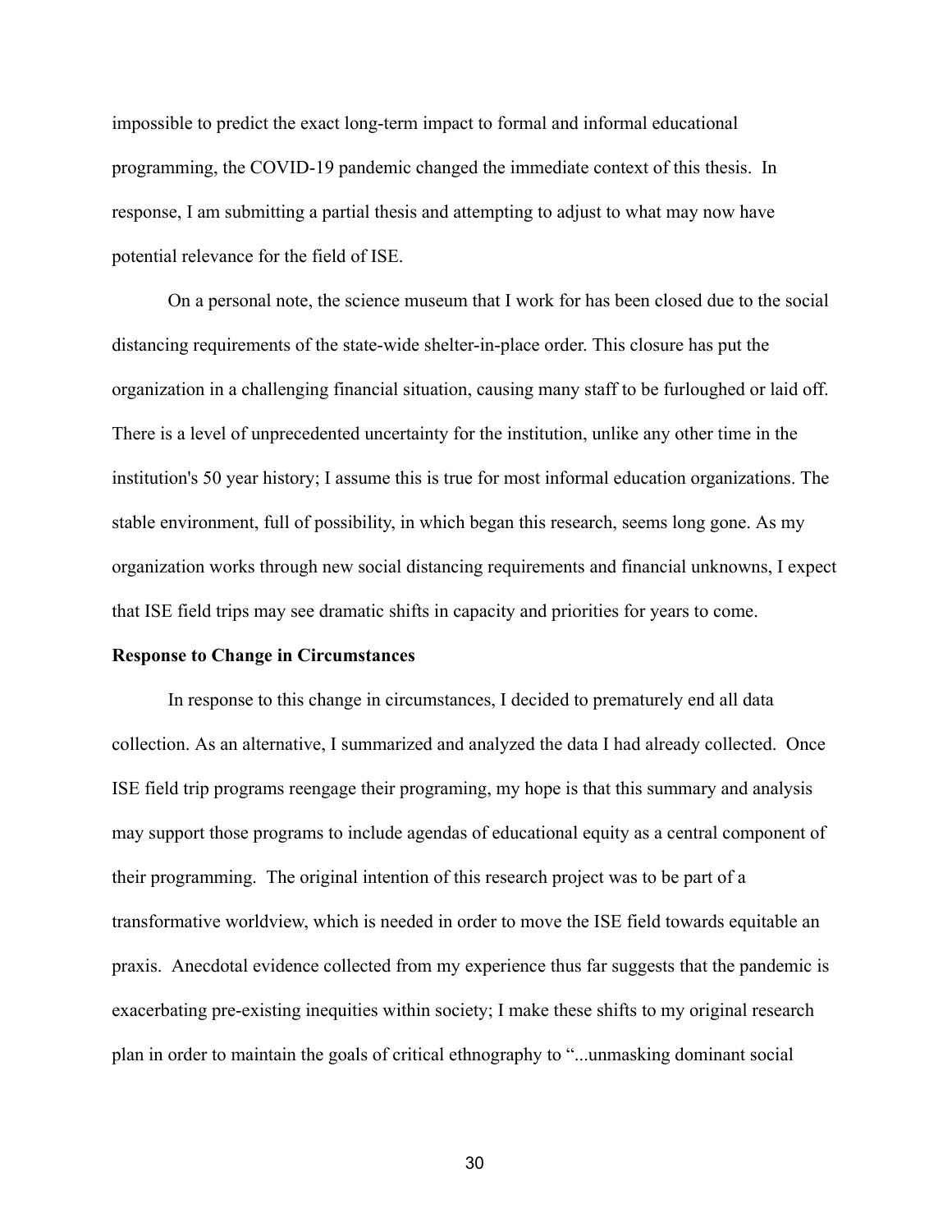impossible to predict the exact long-term impact to formal and informal educational programming, the COVID-19 pandemic changed the immediate context of this thesis. In response, I am submitting a partial thesis and attempting to adjust to what may now have potential relevance for the field of ISE.

On a personal note, the science museum that I work for has been closed due to the social distancing requirements of the state-wide shelter-in-place order. This closure has put the organization in a challenging financial situation, causing many staff to be furloughed or laid off. There is a level of unprecedented uncertainty for the institution, unlike any other time in the institution's 50 year history; I assume this is true for most informal education organizations. The stable environment, full of possibility, in which began this research, seems long gone. As my organization works through new social distancing requirements and financial unknowns, I expect that ISE field trips may see dramatic shifts in capacity and priorities for years to come.

**Response to Change in Circumstances**

In response to this change in circumstances, I decided to prematurely end all data collection. As an alternative, I summarized and analyzed the data I had already collected. Once ISE field trip programs reengage their programing, my hope is that this summary and analysis may support those programs to include agendas of educational equity as a central component of their programming. The original intention of this research project was to be part of a transformative worldview, which is needed in order to move the ISE field towards equitable an praxis. Anecdotal evidence collected from my experience thus far suggests that the pandemic is exacerbating pre-existing inequities within society; I make these shifts to my original research plan in order to maintain the goals of critical ethnography to "...unmasking dominant social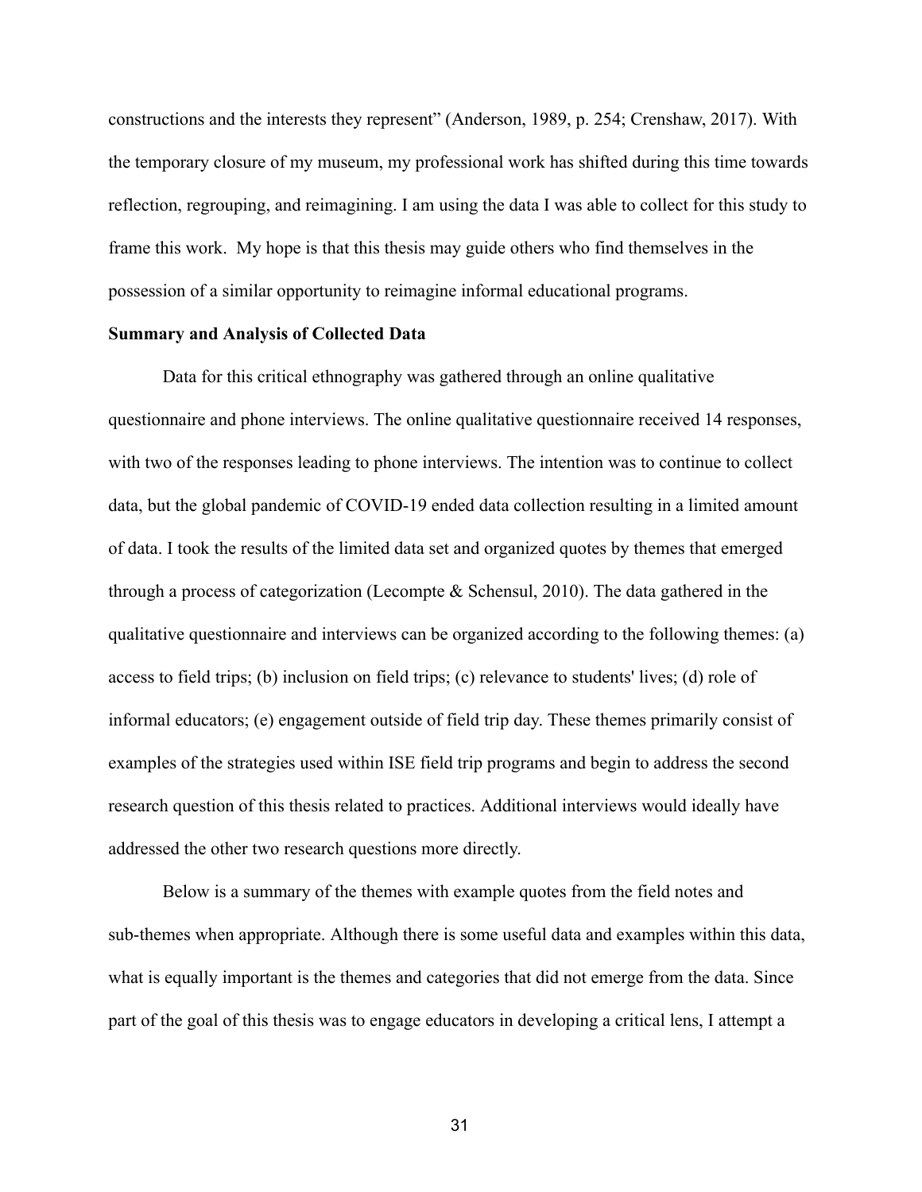constructions and the interests they represent" (Anderson, 1989, p. 254; Crenshaw, 2017). With the temporary closure of my museum, my professional work has shifted during this time towards reflection, regrouping, and reimagining. I am using the data I was able to collect for this study to frame this work. My hope is that this thesis may guide others who find themselves in the possession of a similar opportunity to reimagine informal educational programs.

**Summary and Analysis of Collected Data**

Data for this critical ethnography was gathered through an online qualitative questionnaire and phone interviews. The online qualitative questionnaire received 14 responses, with two of the responses leading to phone interviews. The intention was to continue to collect data, but the global pandemic of COVID-19 ended data collection resulting in a limited amount of data. I took the results of the limited data set and organized quotes by themes that emerged through a process of categorization (Lecompte & Schensul, 2010). The data gathered in the qualitative questionnaire and interviews can be organized according to the following themes: (a) access to field trips; (b) inclusion on field trips; (c) relevance to students' lives; (d) role of informal educators; (e) engagement outside of field trip day. These themes primarily consist of examples of the strategies used within ISE field trip programs and begin to address the second research question of this thesis related to practices. Additional interviews would ideally have addressed the other two research questions more directly.

Below is a summary of the themes with example quotes from the field notes and sub-themes when appropriate. Although there is some useful data and examples within this data, what is equally important is the themes and categories that did not emerge from the data. Since part of the goal of this thesis was to engage educators in developing a critical lens, I attempt a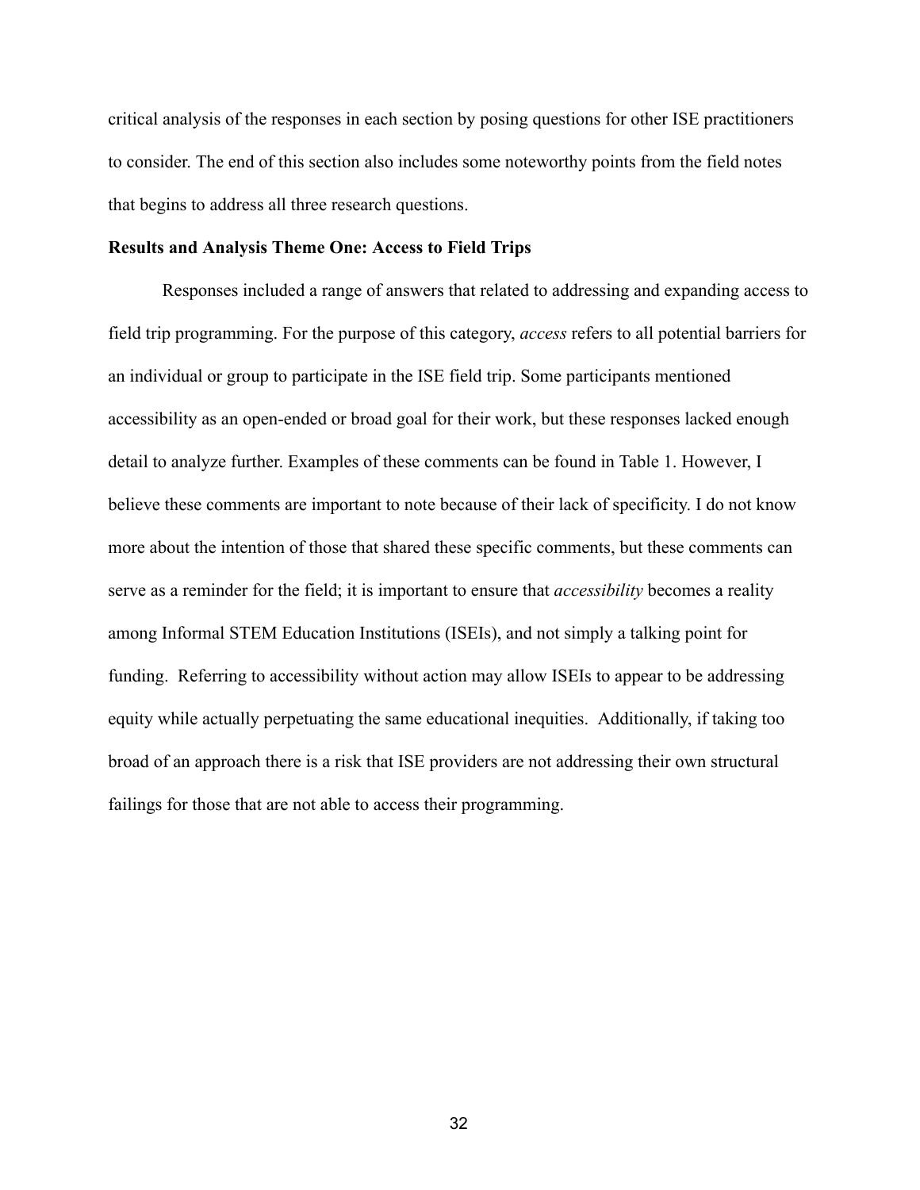critical analysis of the responses in each section by posing questions for other ISE practitioners to consider. The end of this section also includes some noteworthy points from the field notes that begins to address all three research questions.

**Results and Analysis Theme One: Access to Field Trips**

Responses included a range of answers that related to addressing and expanding access to field trip programming. For the purpose of this category, *access* refers to all potential barriers for an individual or group to participate in the ISE field trip. Some participants mentioned accessibility as an open-ended or broad goal for their work, but these responses lacked enough detail to analyze further. Examples of these comments can be found in Table 1. However, I believe these comments are important to note because of their lack of specificity. I do not know more about the intention of those that shared these specific comments, but these comments can serve as a reminder for the field; it is important to ensure that *accessibility* becomes a reality among Informal STEM Education Institutions (ISEIs), and not simply a talking point for funding. Referring to accessibility without action may allow ISEIs to appear to be addressing equity while actually perpetuating the same educational inequities. Additionally, if taking too broad of an approach there is a risk that ISE providers are not addressing their own structural failings for those that are not able to access their programming.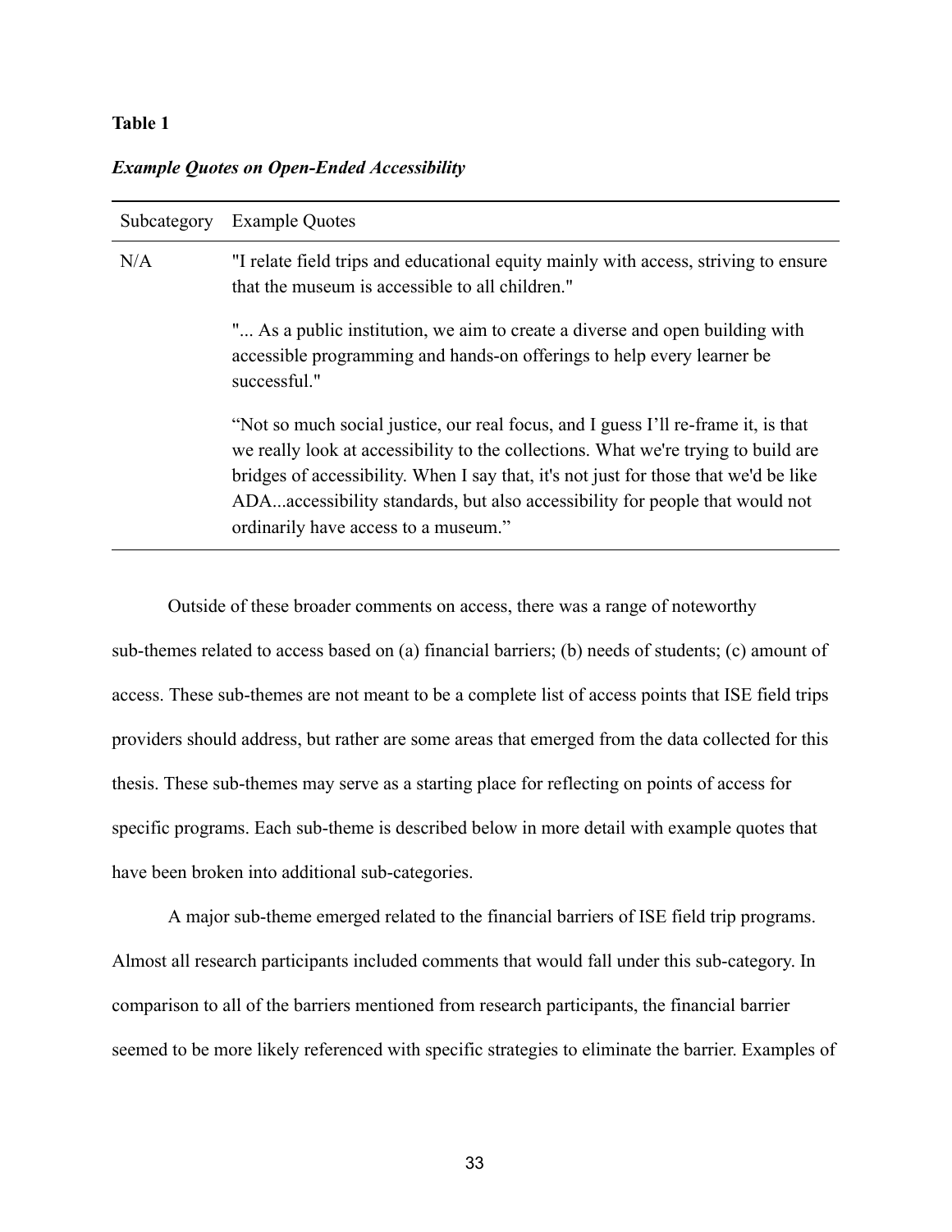**Table 1**

***Example Quotes on Open-Ended Accessibility***

| Subcategory | Example Quotes |
|---|---|
| N/A | "I relate field trips and educational equity mainly with access, striving to ensure that the museum is accessible to all children." |
| | "... As a public institution, we aim to create a diverse and open building with accessible programming and hands-on offerings to help every learner be successful." |
| | "Not so much social justice, our real focus, and I guess I'll re-frame it, is that we really look at accessibility to the collections. What we're trying to build are bridges of accessibility. When I say that, it's not just for those that we'd be like ADA...accessibility standards, but also accessibility for people that would not ordinarily have access to a museum." |

Outside of these broader comments on access, there was a range of noteworthy sub-themes related to access based on (a) financial barriers; (b) needs of students; (c) amount of access. These sub-themes are not meant to be a complete list of access points that ISE field trips providers should address, but rather are some areas that emerged from the data collected for this thesis. These sub-themes may serve as a starting place for reflecting on points of access for specific programs. Each sub-theme is described below in more detail with example quotes that have been broken into additional sub-categories.

A major sub-theme emerged related to the financial barriers of ISE field trip programs. Almost all research participants included comments that would fall under this sub-category. In comparison to all of the barriers mentioned from research participants, the financial barrier seemed to be more likely referenced with specific strategies to eliminate the barrier. Examples of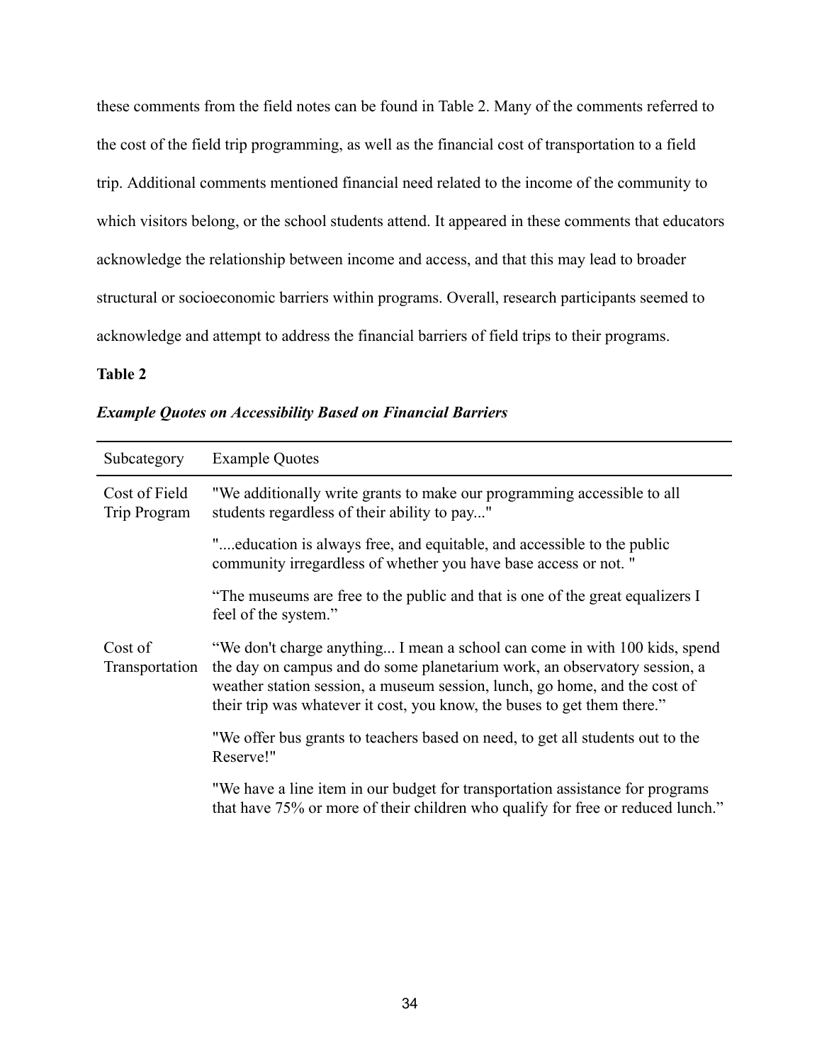these comments from the field notes can be found in Table 2. Many of the comments referred to the cost of the field trip programming, as well as the financial cost of transportation to a field trip. Additional comments mentioned financial need related to the income of the community to which visitors belong, or the school students attend. It appeared in these comments that educators acknowledge the relationship between income and access, and that this may lead to broader structural or socioeconomic barriers within programs. Overall, research participants seemed to acknowledge and attempt to address the financial barriers of field trips to their programs.

**Table 2**

***Example Quotes on Accessibility Based on Financial Barriers***

| Subcategory | Example Quotes |
|---|---|
| Cost of Field Trip Program | "We additionally write grants to make our programming accessible to all students regardless of their ability to pay..." |
| | "....education is always free, and equitable, and accessible to the public community irregardless of whether you have base access or not. " |
| | “The museums are free to the public and that is one of the great equalizers I feel of the system.” |
| Cost of Transportation | “We don't charge anything... I mean a school can come in with 100 kids, spend the day on campus and do some planetarium work, an observatory session, a weather station session, a museum session, lunch, go home, and the cost of their trip was whatever it cost, you know, the buses to get them there.” |
| | "We offer bus grants to teachers based on need, to get all students out to the Reserve!" |
| | "We have a line item in our budget for transportation assistance for programs that have 75% or more of their children who qualify for free or reduced lunch.” |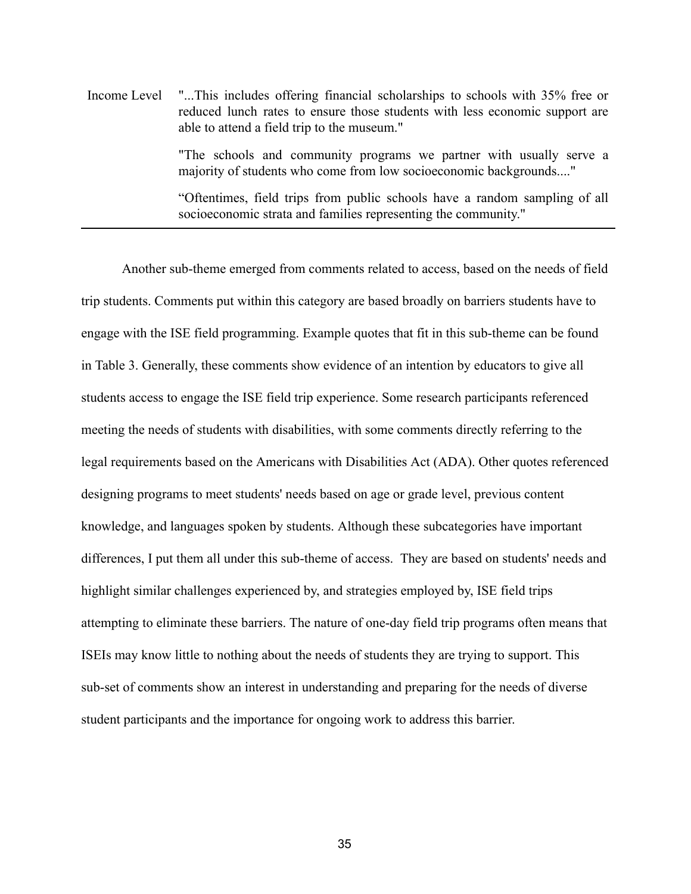| | |
|---|---|
| Income Level | "...This includes offering financial scholarships to schools with 35% free or reduced lunch rates to ensure those students with less economic support are able to attend a field trip to the museum." |
| | "The schools and community programs we partner with usually serve a majority of students who come from low socioeconomic backgrounds...." |
| | “Oftentimes, field trips from public schools have a random sampling of all socioeconomic strata and families representing the community." |

Another sub-theme emerged from comments related to access, based on the needs of field trip students. Comments put within this category are based broadly on barriers students have to engage with the ISE field programming. Example quotes that fit in this sub-theme can be found in Table 3. Generally, these comments show evidence of an intention by educators to give all students access to engage the ISE field trip experience. Some research participants referenced meeting the needs of students with disabilities, with some comments directly referring to the legal requirements based on the Americans with Disabilities Act (ADA). Other quotes referenced designing programs to meet students' needs based on age or grade level, previous content knowledge, and languages spoken by students. Although these subcategories have important differences, I put them all under this sub-theme of access. They are based on students' needs and highlight similar challenges experienced by, and strategies employed by, ISE field trips attempting to eliminate these barriers. The nature of one-day field trip programs often means that ISEIs may know little to nothing about the needs of students they are trying to support. This sub-set of comments show an interest in understanding and preparing for the needs of diverse student participants and the importance for ongoing work to address this barrier.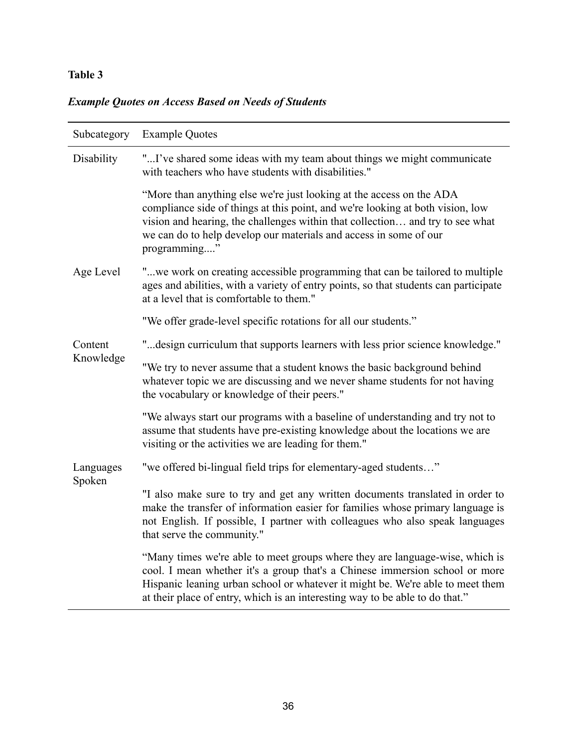**Table 3**

***Example Quotes on Access Based on Needs of Students***

| Subcategory | Example Quotes |
| --- | --- |
| Disability | "...I've shared some ideas with my team about things we might communicate with teachers who have students with disabilities." |
| | "More than anything else we're just looking at the access on the ADA compliance side of things at this point, and we're looking at both vision, low vision and hearing, the challenges within that collection… and try to see what we can do to help develop our materials and access in some of our programming...." |
| Age Level | "...we work on creating accessible programming that can be tailored to multiple ages and abilities, with a variety of entry points, so that students can participate at a level that is comfortable to them." |
| | "We offer grade-level specific rotations for all our students." |
| Content Knowledge | "...design curriculum that supports learners with less prior science knowledge." |
| | "We try to never assume that a student knows the basic background behind whatever topic we are discussing and we never shame students for not having the vocabulary or knowledge of their peers." |
| | "We always start our programs with a baseline of understanding and try not to assume that students have pre-existing knowledge about the locations we are visiting or the activities we are leading for them." |
| Languages Spoken | "we offered bi-lingual field trips for elementary-aged students…" |
| | "I also make sure to try and get any written documents translated in order to make the transfer of information easier for families whose primary language is not English. If possible, I partner with colleagues who also speak languages that serve the community." |
| | "Many times we're able to meet groups where they are language-wise, which is cool. I mean whether it's a group that's a Chinese immersion school or more Hispanic leaning urban school or whatever it might be. We're able to meet them at their place of entry, which is an interesting way to be able to do that." |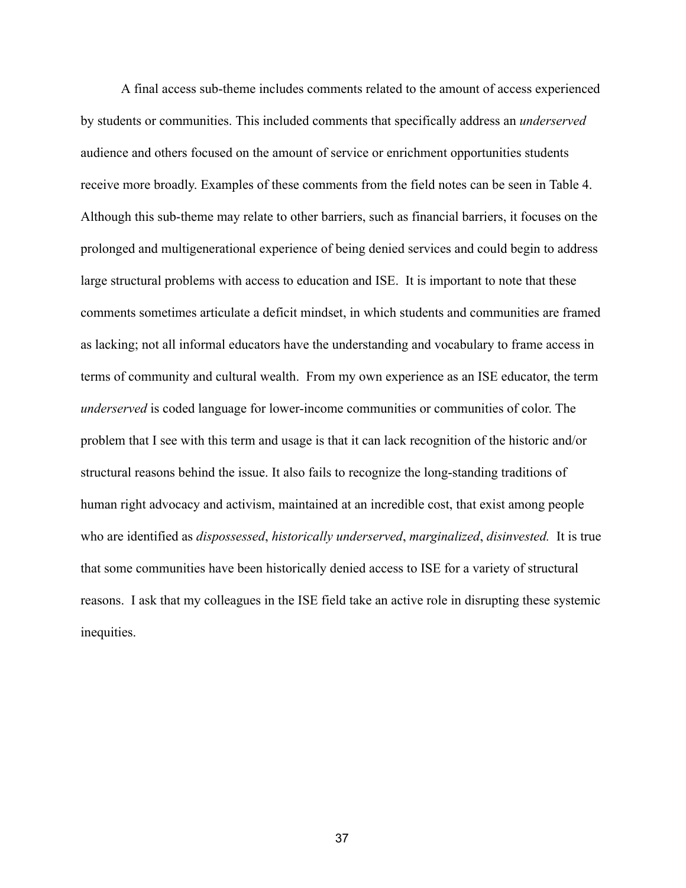A final access sub-theme includes comments related to the amount of access experienced by students or communities. This included comments that specifically address an *underserved* audience and others focused on the amount of service or enrichment opportunities students receive more broadly. Examples of these comments from the field notes can be seen in Table 4. Although this sub-theme may relate to other barriers, such as financial barriers, it focuses on the prolonged and multigenerational experience of being denied services and could begin to address large structural problems with access to education and ISE. It is important to note that these comments sometimes articulate a deficit mindset, in which students and communities are framed as lacking; not all informal educators have the understanding and vocabulary to frame access in terms of community and cultural wealth. From my own experience as an ISE educator, the term *underserved* is coded language for lower-income communities or communities of color. The problem that I see with this term and usage is that it can lack recognition of the historic and/or structural reasons behind the issue. It also fails to recognize the long-standing traditions of human right advocacy and activism, maintained at an incredible cost, that exist among people who are identified as *dispossessed*, *historically underserved*, *marginalized*, *disinvested.* It is true that some communities have been historically denied access to ISE for a variety of structural reasons. I ask that my colleagues in the ISE field take an active role in disrupting these systemic inequities.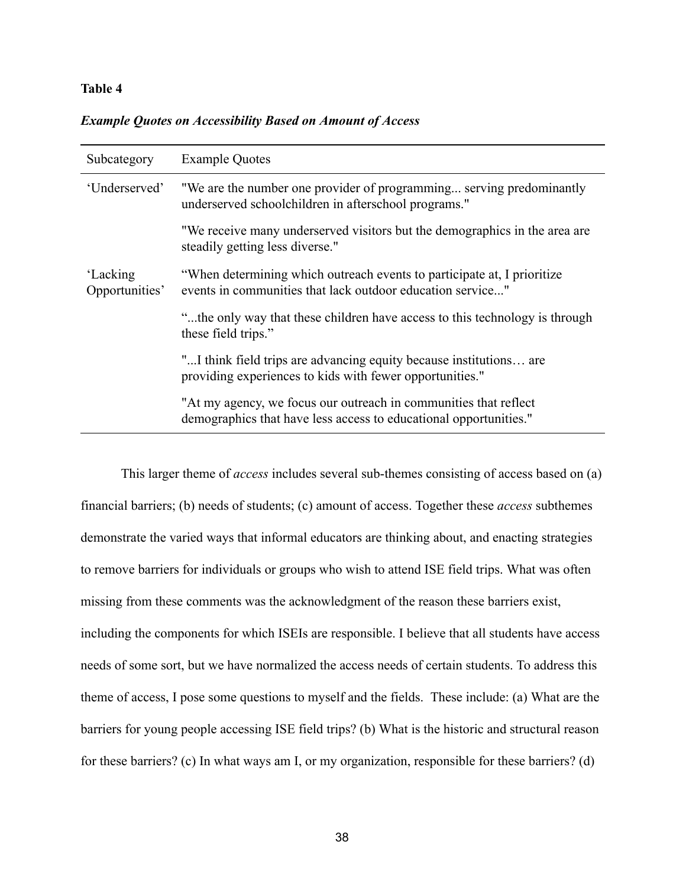**Table 4**

***Example Quotes on Accessibility Based on Amount of Access***

| Subcategory | Example Quotes |
| --- | --- |
| 'Underserved' | "We are the number one provider of programming... serving predominantly underserved schoolchildren in afterschool programs." |
| | "We receive many underserved visitors but the demographics in the area are steadily getting less diverse." |
| 'Lacking Opportunities' | "When determining which outreach events to participate at, I prioritize events in communities that lack outdoor education service..." |
| | "...the only way that these children have access to this technology is through these field trips." |
| | "...I think field trips are advancing equity because institutions… are providing experiences to kids with fewer opportunities." |
| | "At my agency, we focus our outreach in communities that reflect demographics that have less access to educational opportunities." |

This larger theme of *access* includes several sub-themes consisting of access based on (a) financial barriers; (b) needs of students; (c) amount of access. Together these *access* subthemes demonstrate the varied ways that informal educators are thinking about, and enacting strategies to remove barriers for individuals or groups who wish to attend ISE field trips. What was often missing from these comments was the acknowledgment of the reason these barriers exist, including the components for which ISEIs are responsible. I believe that all students have access needs of some sort, but we have normalized the access needs of certain students. To address this theme of access, I pose some questions to myself and the fields. These include: (a) What are the barriers for young people accessing ISE field trips? (b) What is the historic and structural reason for these barriers? (c) In what ways am I, or my organization, responsible for these barriers? (d)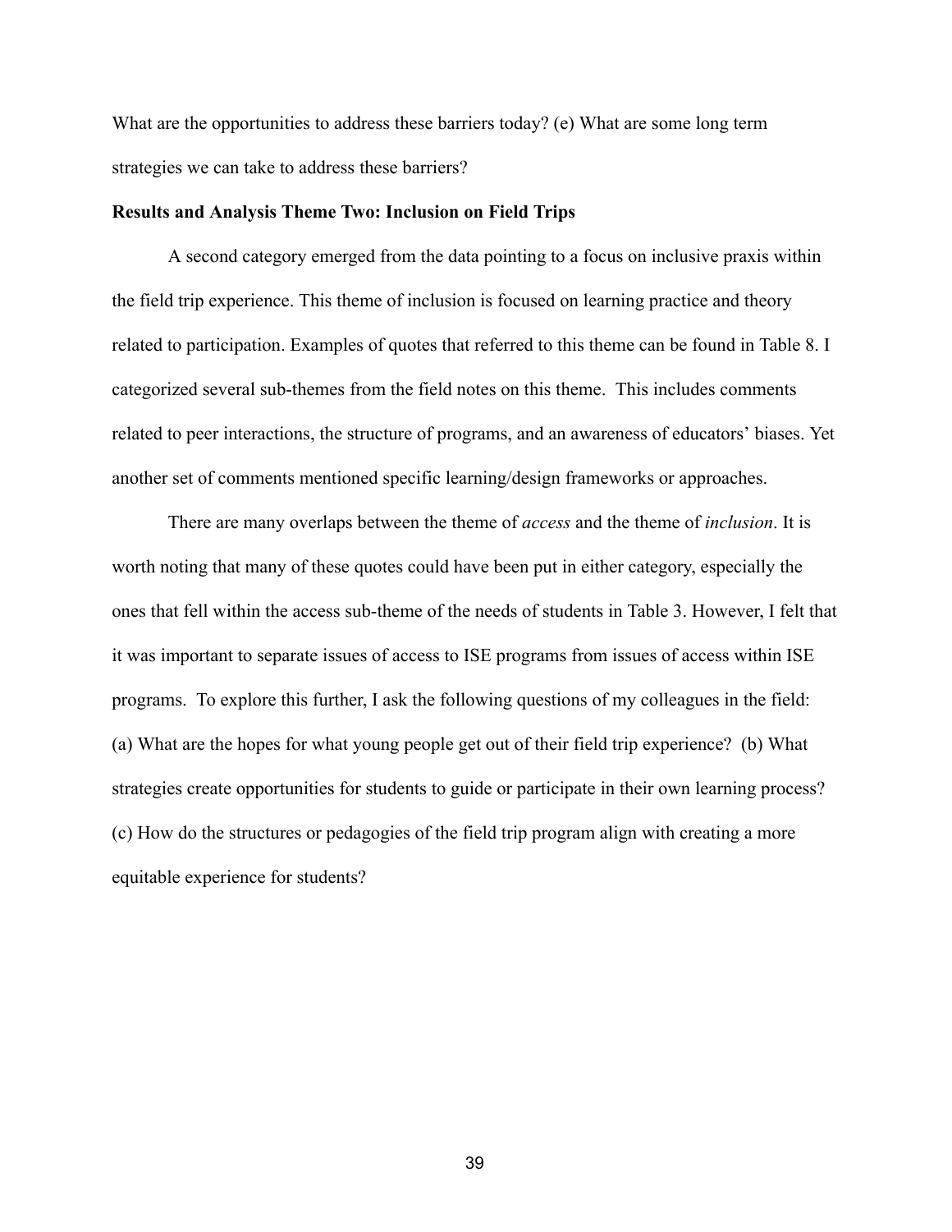What are the opportunities to address these barriers today? (e) What are some long term strategies we can take to address these barriers?

**Results and Analysis Theme Two: Inclusion on Field Trips**

A second category emerged from the data pointing to a focus on inclusive praxis within the field trip experience. This theme of inclusion is focused on learning practice and theory related to participation. Examples of quotes that referred to this theme can be found in Table 8. I categorized several sub-themes from the field notes on this theme. This includes comments related to peer interactions, the structure of programs, and an awareness of educators' biases. Yet another set of comments mentioned specific learning/design frameworks or approaches.

There are many overlaps between the theme of *access* and the theme of *inclusion*. It is worth noting that many of these quotes could have been put in either category, especially the ones that fell within the access sub-theme of the needs of students in Table 3. However, I felt that it was important to separate issues of access to ISE programs from issues of access within ISE programs. To explore this further, I ask the following questions of my colleagues in the field: (a) What are the hopes for what young people get out of their field trip experience? (b) What strategies create opportunities for students to guide or participate in their own learning process? (c) How do the structures or pedagogies of the field trip program align with creating a more equitable experience for students?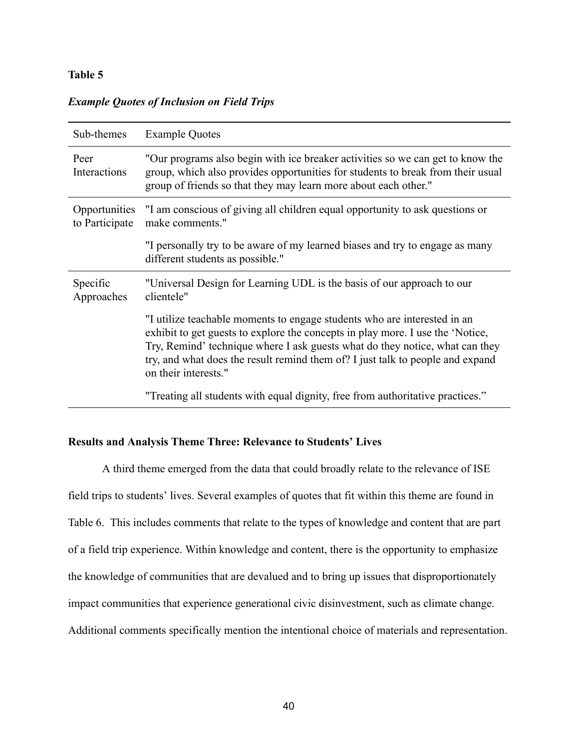**Table 5**

***Example Quotes of Inclusion on Field Trips***

| Sub-themes | Example Quotes |
|---|---|
| Peer Interactions | "Our programs also begin with ice breaker activities so we can get to know the group, which also provides opportunities for students to break from their usual group of friends so that they may learn more about each other." |
| Opportunities to Participate | "I am conscious of giving all children equal opportunity to ask questions or make comments." |
| | "I personally try to be aware of my learned biases and try to engage as many different students as possible." |
| Specific Approaches | "Universal Design for Learning UDL is the basis of our approach to our clientele" |
| | "I utilize teachable moments to engage students who are interested in an exhibit to get guests to explore the concepts in play more. I use the 'Notice, Try, Remind' technique where I ask guests what do they notice, what can they try, and what does the result remind them of? I just talk to people and expand on their interests." |
| | "Treating all students with equal dignity, free from authoritative practices." |

**Results and Analysis Theme Three: Relevance to Students' Lives**

A third theme emerged from the data that could broadly relate to the relevance of ISE field trips to students' lives. Several examples of quotes that fit within this theme are found in Table 6. This includes comments that relate to the types of knowledge and content that are part of a field trip experience. Within knowledge and content, there is the opportunity to emphasize the knowledge of communities that are devalued and to bring up issues that disproportionately impact communities that experience generational civic disinvestment, such as climate change. Additional comments specifically mention the intentional choice of materials and representation.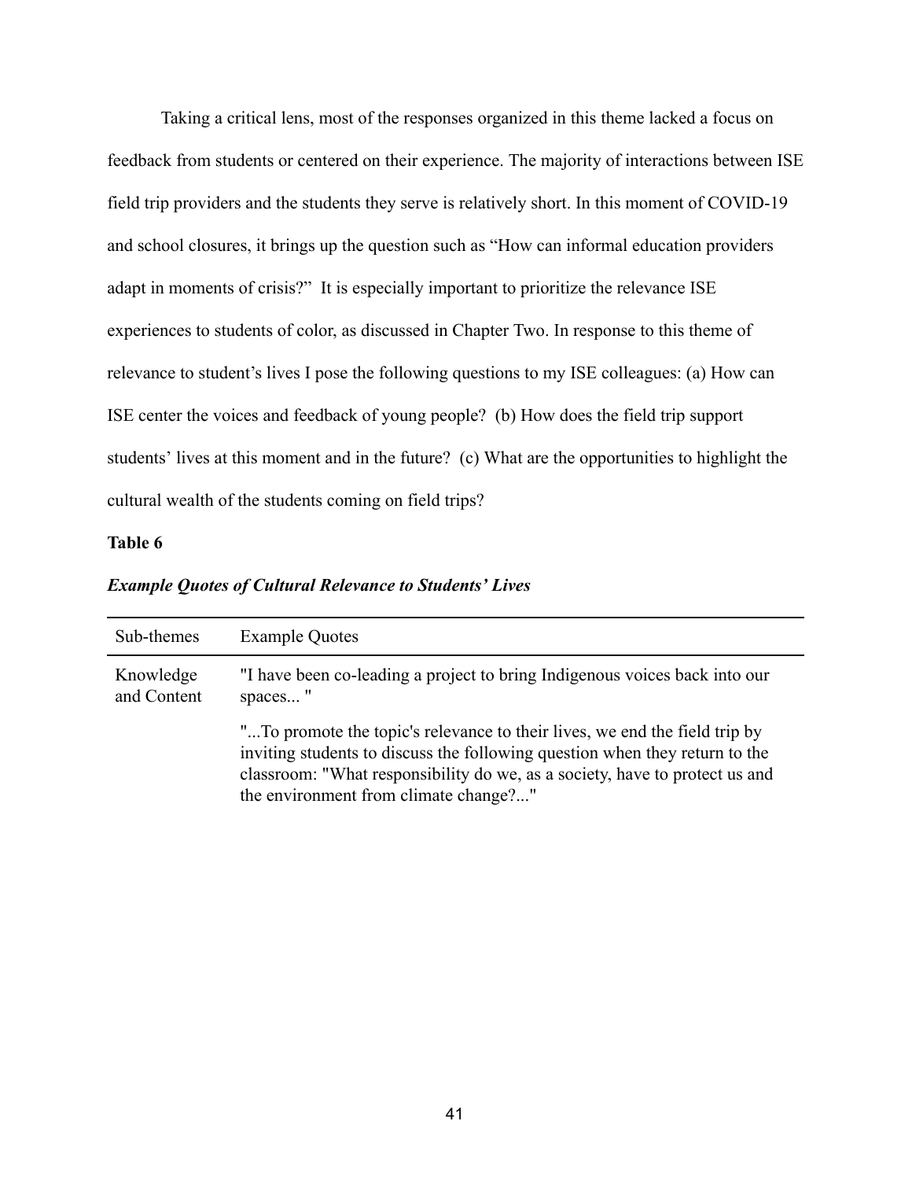Taking a critical lens, most of the responses organized in this theme lacked a focus on feedback from students or centered on their experience. The majority of interactions between ISE field trip providers and the students they serve is relatively short. In this moment of COVID-19 and school closures, it brings up the question such as "How can informal education providers adapt in moments of crisis?" It is especially important to prioritize the relevance ISE experiences to students of color, as discussed in Chapter Two. In response to this theme of relevance to student's lives I pose the following questions to my ISE colleagues: (a) How can ISE center the voices and feedback of young people? (b) How does the field trip support students' lives at this moment and in the future? (c) What are the opportunities to highlight the cultural wealth of the students coming on field trips?

**Table 6**

***Example Quotes of Cultural Relevance to Students' Lives***

| Sub-themes | Example Quotes |
|---|---|
| Knowledge and Content | "I have been co-leading a project to bring Indigenous voices back into our spaces... " |
| | "...To promote the topic's relevance to their lives, we end the field trip by inviting students to discuss the following question when they return to the classroom: "What responsibility do we, as a society, have to protect us and the environment from climate change?..." |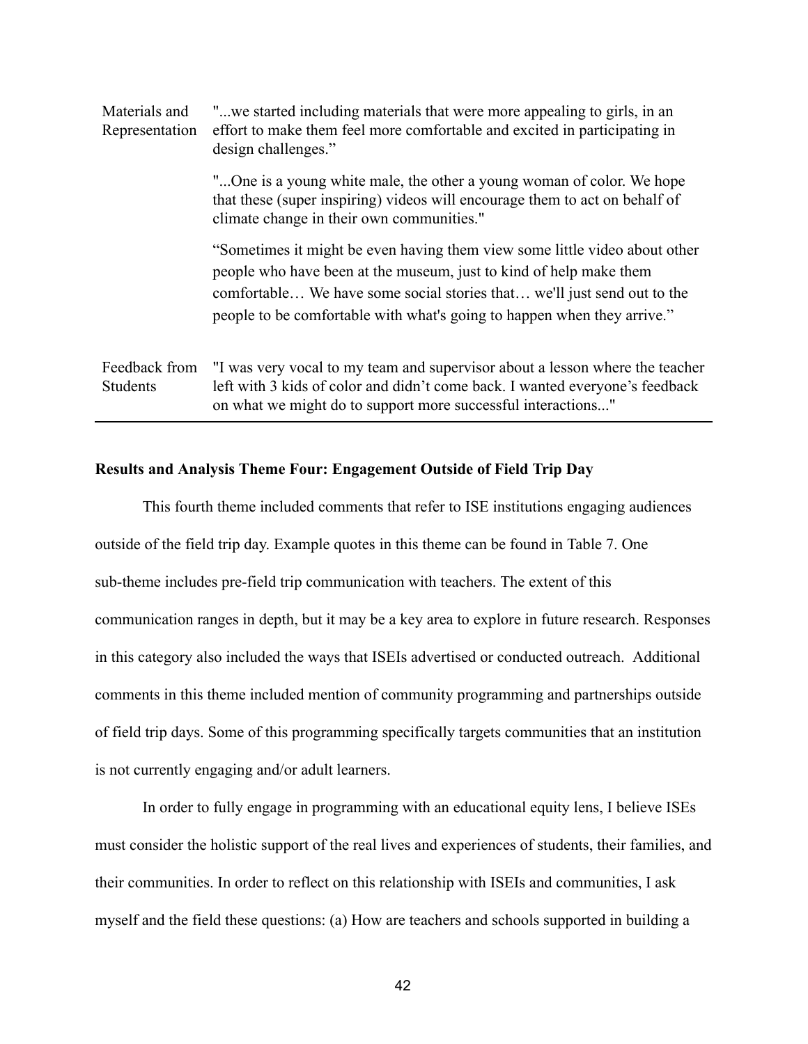| | |
|---|---|
| Materials and Representation | "...we started including materials that were more appealing to girls, in an effort to make them feel more comfortable and excited in participating in design challenges." |
| | "...One is a young white male, the other a young woman of color. We hope that these (super inspiring) videos will encourage them to act on behalf of climate change in their own communities." |
| | "Sometimes it might be even having them view some little video about other people who have been at the museum, just to kind of help make them comfortable… We have some social stories that… we'll just send out to the people to be comfortable with what's going to happen when they arrive." |
| Feedback from Students | "I was very vocal to my team and supervisor about a lesson where the teacher left with 3 kids of color and didn't come back. I wanted everyone's feedback on what we might do to support more successful interactions..." |

**Results and Analysis Theme Four: Engagement Outside of Field Trip Day**

This fourth theme included comments that refer to ISE institutions engaging audiences outside of the field trip day. Example quotes in this theme can be found in Table 7. One sub-theme includes pre-field trip communication with teachers. The extent of this communication ranges in depth, but it may be a key area to explore in future research. Responses in this category also included the ways that ISEIs advertised or conducted outreach. Additional comments in this theme included mention of community programming and partnerships outside of field trip days. Some of this programming specifically targets communities that an institution is not currently engaging and/or adult learners.

In order to fully engage in programming with an educational equity lens, I believe ISEs must consider the holistic support of the real lives and experiences of students, their families, and their communities. In order to reflect on this relationship with ISEIs and communities, I ask myself and the field these questions: (a) How are teachers and schools supported in building a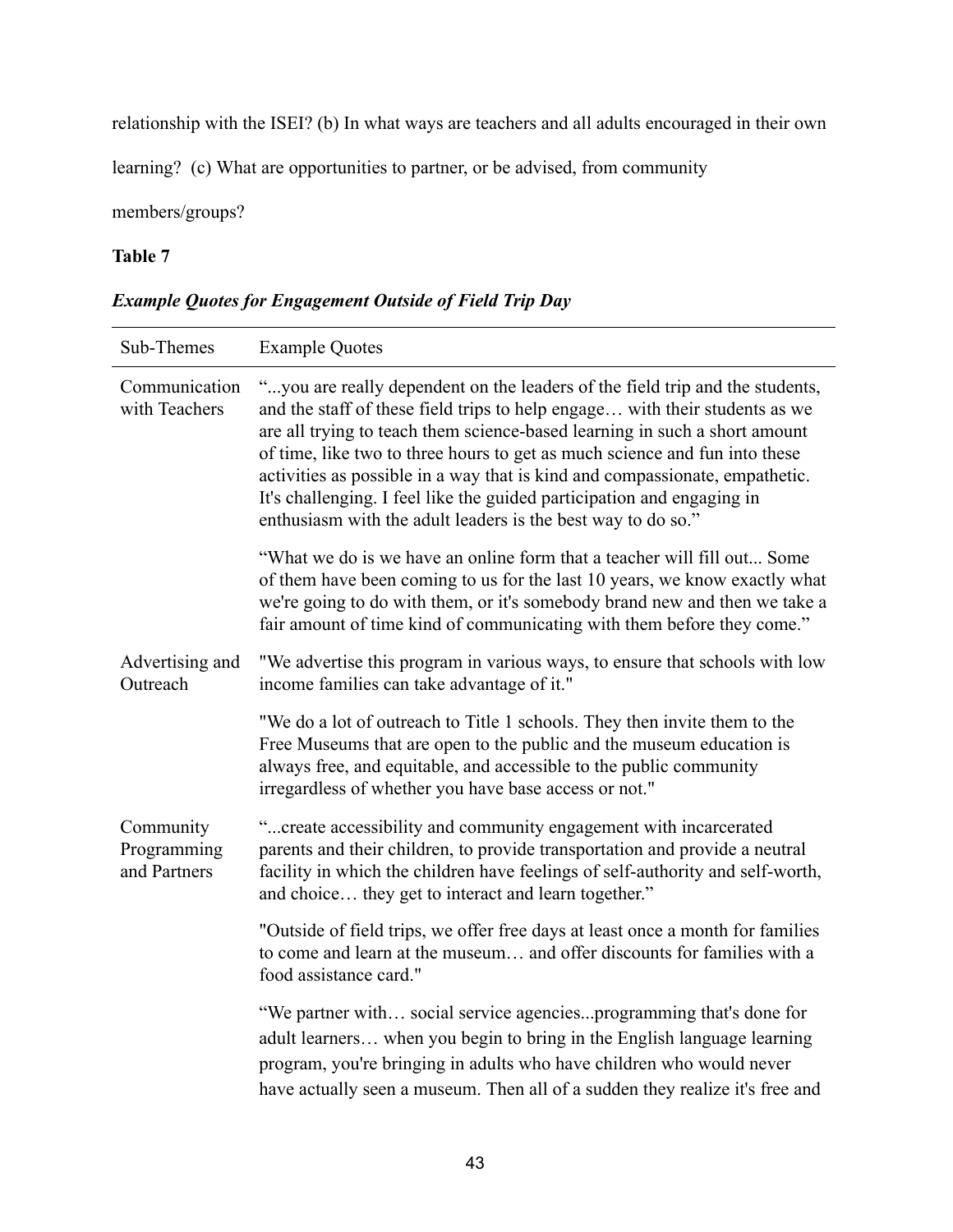relationship with the ISEI? (b) In what ways are teachers and all adults encouraged in their own learning? (c) What are opportunities to partner, or be advised, from community members/groups?

**Table 7**

***Example Quotes for Engagement Outside of Field Trip Day***

| Sub-Themes | Example Quotes |
|---|---|
| Communication with Teachers | "...you are really dependent on the leaders of the field trip and the students, and the staff of these field trips to help engage… with their students as we are all trying to teach them science-based learning in such a short amount of time, like two to three hours to get as much science and fun into these activities as possible in a way that is kind and compassionate, empathetic. It's challenging. I feel like the guided participation and engaging in enthusiasm with the adult leaders is the best way to do so." |
| | "What we do is we have an online form that a teacher will fill out... Some of them have been coming to us for the last 10 years, we know exactly what we're going to do with them, or it's somebody brand new and then we take a fair amount of time kind of communicating with them before they come." |
| Advertising and Outreach | "We advertise this program in various ways, to ensure that schools with low income families can take advantage of it." |
| | "We do a lot of outreach to Title 1 schools. They then invite them to the Free Museums that are open to the public and the museum education is always free, and equitable, and accessible to the public community irregardless of whether you have base access or not." |
| Community Programming and Partners | "...create accessibility and community engagement with incarcerated parents and their children, to provide transportation and provide a neutral facility in which the children have feelings of self-authority and self-worth, and choice… they get to interact and learn together." |
| | "Outside of field trips, we offer free days at least once a month for families to come and learn at the museum… and offer discounts for families with a food assistance card." |
| | "We partner with… social service agencies...programming that's done for adult learners… when you begin to bring in the English language learning program, you're bringing in adults who have children who would never have actually seen a museum. Then all of a sudden they realize it's free and |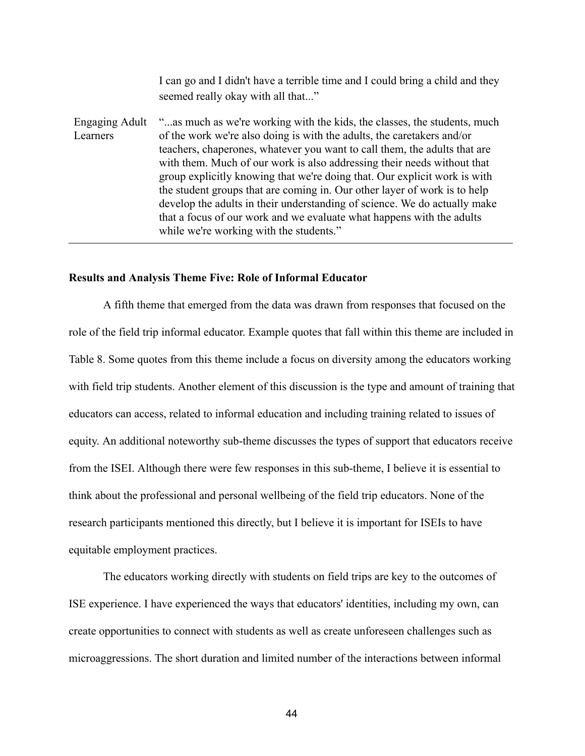| | |
|---|---|
| | I can go and I didn't have a terrible time and I could bring a child and they seemed really okay with all that..." |
| Engaging Adult Learners | "...as much as we're working with the kids, the classes, the students, much of the work we're also doing is with the adults, the caretakers and/or teachers, chaperones, whatever you want to call them, the adults that are with them. Much of our work is also addressing their needs without that group explicitly knowing that we're doing that. Our explicit work is with the student groups that are coming in. Our other layer of work is to help develop the adults in their understanding of science. We do actually make that a focus of our work and we evaluate what happens with the adults while we're working with the students." |

**Results and Analysis Theme Five: Role of Informal Educator**

A fifth theme that emerged from the data was drawn from responses that focused on the role of the field trip informal educator. Example quotes that fall within this theme are included in Table 8. Some quotes from this theme include a focus on diversity among the educators working with field trip students. Another element of this discussion is the type and amount of training that educators can access, related to informal education and including training related to issues of equity. An additional noteworthy sub-theme discusses the types of support that educators receive from the ISEI. Although there were few responses in this sub-theme, I believe it is essential to think about the professional and personal wellbeing of the field trip educators. None of the research participants mentioned this directly, but I believe it is important for ISEIs to have equitable employment practices.

The educators working directly with students on field trips are key to the outcomes of ISE experience. I have experienced the ways that educators' identities, including my own, can create opportunities to connect with students as well as create unforeseen challenges such as microaggressions. The short duration and limited number of the interactions between informal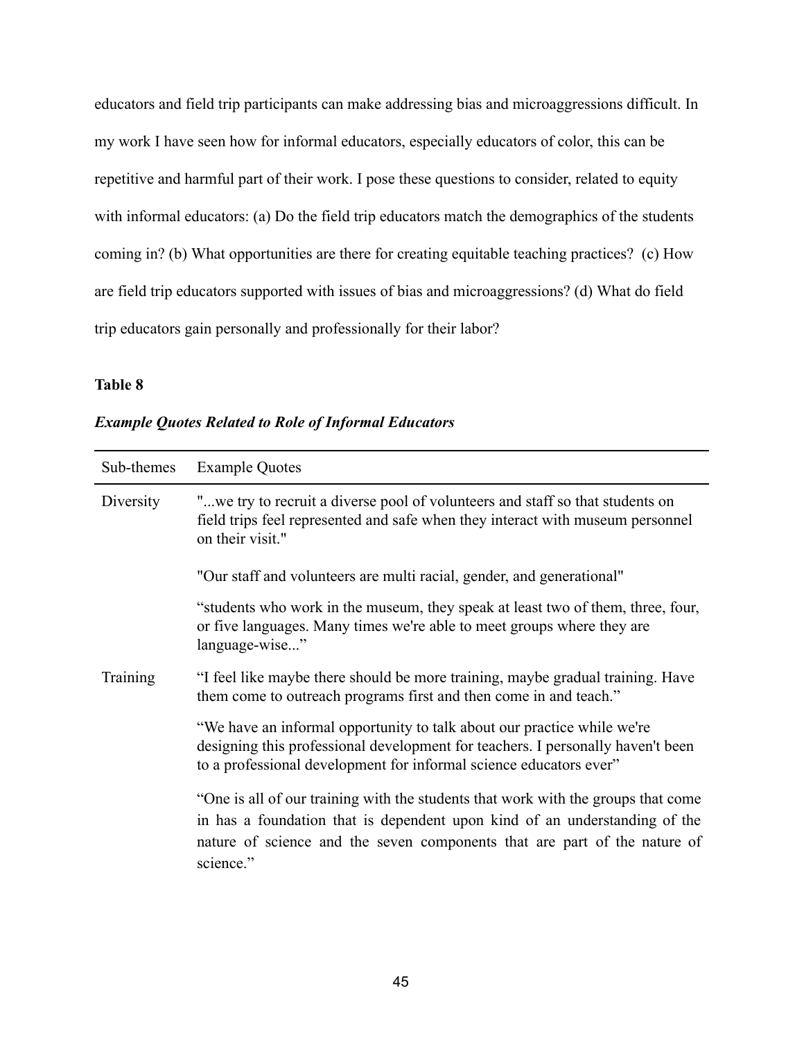educators and field trip participants can make addressing bias and microaggressions difficult. In my work I have seen how for informal educators, especially educators of color, this can be repetitive and harmful part of their work. I pose these questions to consider, related to equity with informal educators: (a) Do the field trip educators match the demographics of the students coming in? (b) What opportunities are there for creating equitable teaching practices? (c) How are field trip educators supported with issues of bias and microaggressions? (d) What do field trip educators gain personally and professionally for their labor?

**Table 8**

***Example Quotes Related to Role of Informal Educators***

| Sub-themes | Example Quotes |
|---|---|
| Diversity | "...we try to recruit a diverse pool of volunteers and staff so that students on field trips feel represented and safe when they interact with museum personnel on their visit." |
| | "Our staff and volunteers are multi racial, gender, and generational" |
| | "students who work in the museum, they speak at least two of them, three, four, or five languages. Many times we're able to meet groups where they are language-wise..." |
| Training | "I feel like maybe there should be more training, maybe gradual training. Have them come to outreach programs first and then come in and teach." |
| | "We have an informal opportunity to talk about our practice while we're designing this professional development for teachers. I personally haven't been to a professional development for informal science educators ever" |
| | "One is all of our training with the students that work with the groups that come in has a foundation that is dependent upon kind of an understanding of the nature of science and the seven components that are part of the nature of science." |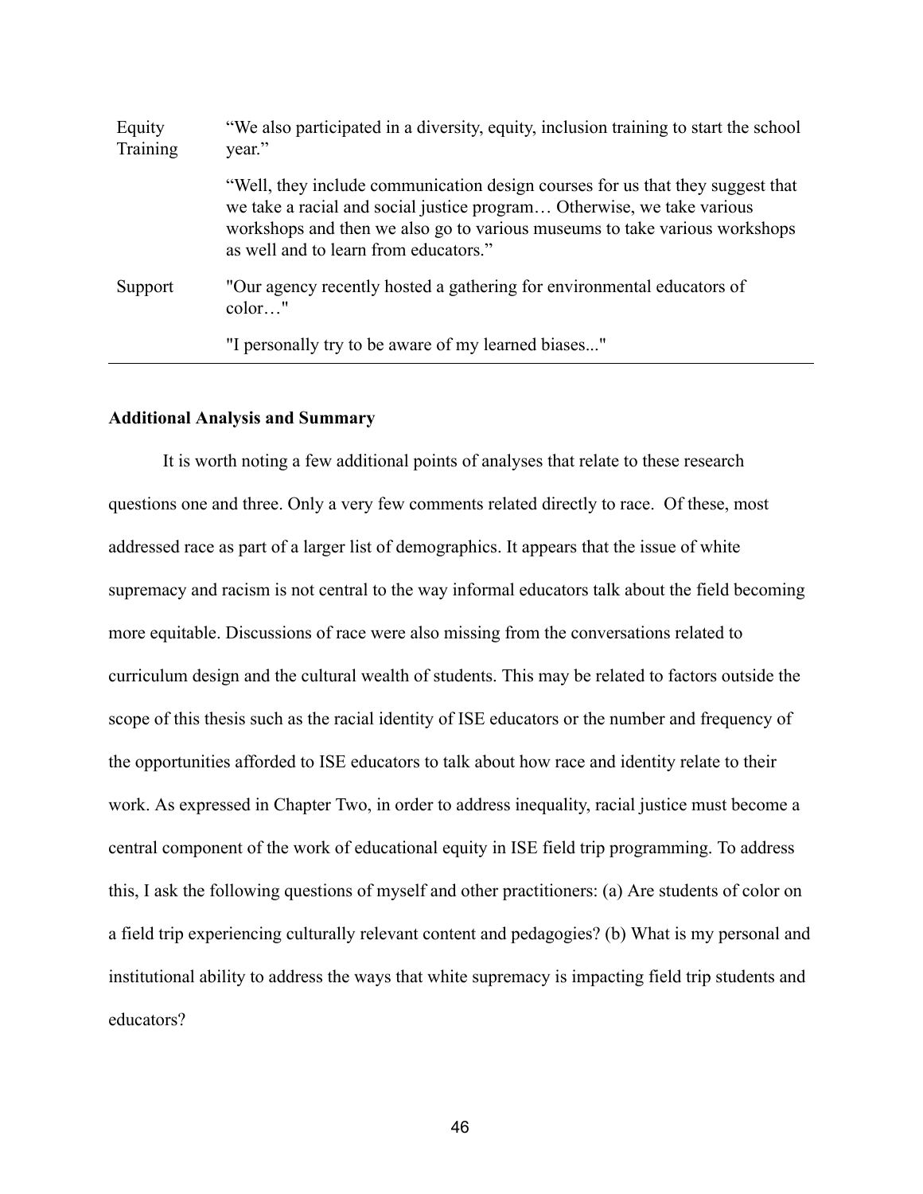| | |
|---|---|
| Equity Training | "We also participated in a diversity, equity, inclusion training to start the school year." |
| | "Well, they include communication design courses for us that they suggest that we take a racial and social justice program… Otherwise, we take various workshops and then we also go to various museums to take various workshops as well and to learn from educators." |
| Support | "Our agency recently hosted a gathering for environmental educators of color…" |
| | "I personally try to be aware of my learned biases..." |

**Additional Analysis and Summary**

It is worth noting a few additional points of analyses that relate to these research questions one and three. Only a very few comments related directly to race. Of these, most addressed race as part of a larger list of demographics. It appears that the issue of white supremacy and racism is not central to the way informal educators talk about the field becoming more equitable. Discussions of race were also missing from the conversations related to curriculum design and the cultural wealth of students. This may be related to factors outside the scope of this thesis such as the racial identity of ISE educators or the number and frequency of the opportunities afforded to ISE educators to talk about how race and identity relate to their work. As expressed in Chapter Two, in order to address inequality, racial justice must become a central component of the work of educational equity in ISE field trip programming. To address this, I ask the following questions of myself and other practitioners: (a) Are students of color on a field trip experiencing culturally relevant content and pedagogies? (b) What is my personal and institutional ability to address the ways that white supremacy is impacting field trip students and educators?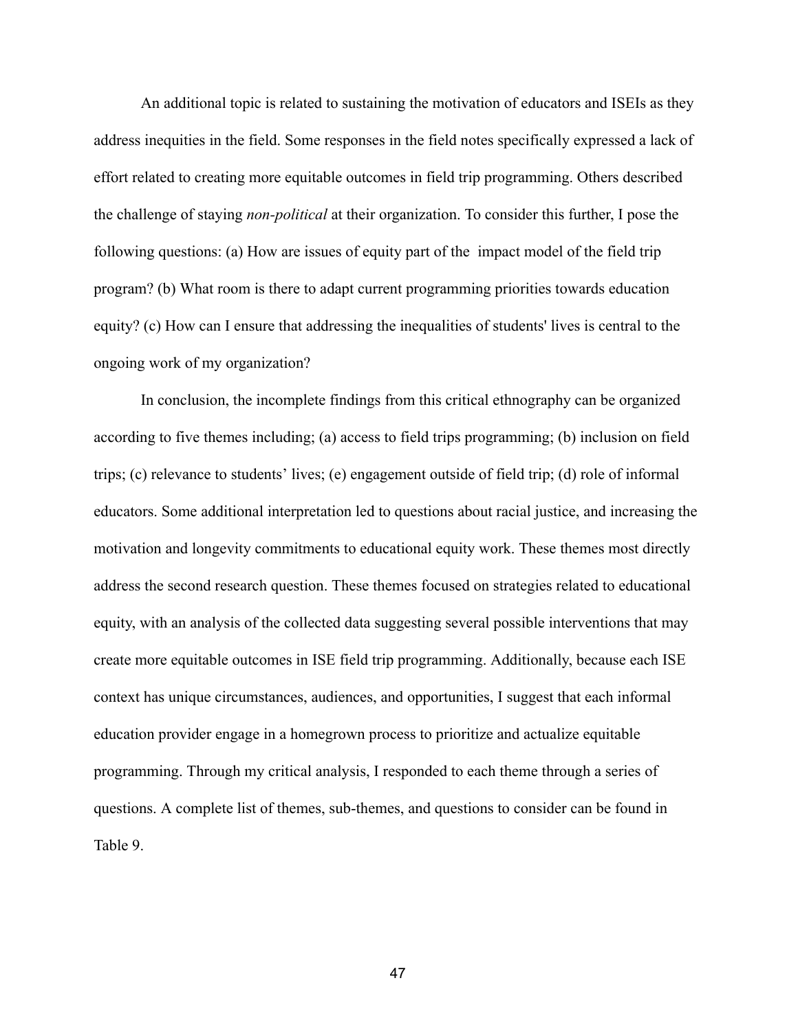An additional topic is related to sustaining the motivation of educators and ISEIs as they address inequities in the field. Some responses in the field notes specifically expressed a lack of effort related to creating more equitable outcomes in field trip programming. Others described the challenge of staying *non-political* at their organization. To consider this further, I pose the following questions: (a) How are issues of equity part of the impact model of the field trip program? (b) What room is there to adapt current programming priorities towards education equity? (c) How can I ensure that addressing the inequalities of students' lives is central to the ongoing work of my organization?

In conclusion, the incomplete findings from this critical ethnography can be organized according to five themes including; (a) access to field trips programming; (b) inclusion on field trips; (c) relevance to students' lives; (e) engagement outside of field trip; (d) role of informal educators. Some additional interpretation led to questions about racial justice, and increasing the motivation and longevity commitments to educational equity work. These themes most directly address the second research question. These themes focused on strategies related to educational equity, with an analysis of the collected data suggesting several possible interventions that may create more equitable outcomes in ISE field trip programming. Additionally, because each ISE context has unique circumstances, audiences, and opportunities, I suggest that each informal education provider engage in a homegrown process to prioritize and actualize equitable programming. Through my critical analysis, I responded to each theme through a series of questions. A complete list of themes, sub-themes, and questions to consider can be found in Table 9.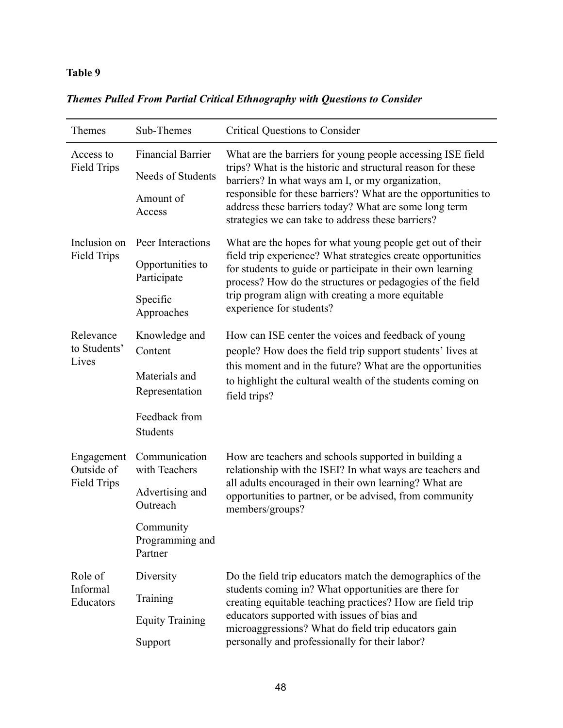**Table 9**

***Themes Pulled From Partial Critical Ethnography with Questions to Consider***

| Themes | Sub-Themes | Critical Questions to Consider |
| --- | --- | --- |
| Access to Field Trips | Financial Barrier<br>Needs of Students<br>Amount of Access | What are the barriers for young people accessing ISE field trips? What is the historic and structural reason for these barriers? In what ways am I, or my organization, responsible for these barriers? What are the opportunities to address these barriers today? What are some long term strategies we can take to address these barriers? |
| Inclusion on Field Trips | Peer Interactions<br>Opportunities to Participate<br>Specific Approaches | What are the hopes for what young people get out of their field trip experience? What strategies create opportunities for students to guide or participate in their own learning process? How do the structures or pedagogies of the field trip program align with creating a more equitable experience for students? |
| Relevance to Students' Lives | Knowledge and Content<br>Materials and Representation<br>Feedback from Students | How can ISE center the voices and feedback of young people? How does the field trip support students' lives at this moment and in the future? What are the opportunities to highlight the cultural wealth of the students coming on field trips? |
| Engagement Outside of Field Trips | Communication with Teachers<br>Advertising and Outreach<br>Community Programming and Partner | How are teachers and schools supported in building a relationship with the ISEI? In what ways are teachers and all adults encouraged in their own learning? What are opportunities to partner, or be advised, from community members/groups? |
| Role of Informal Educators | Diversity<br>Training<br>Equity Training<br>Support | Do the field trip educators match the demographics of the students coming in? What opportunities are there for creating equitable teaching practices? How are field trip educators supported with issues of bias and microaggressions? What do field trip educators gain personally and professionally for their labor? |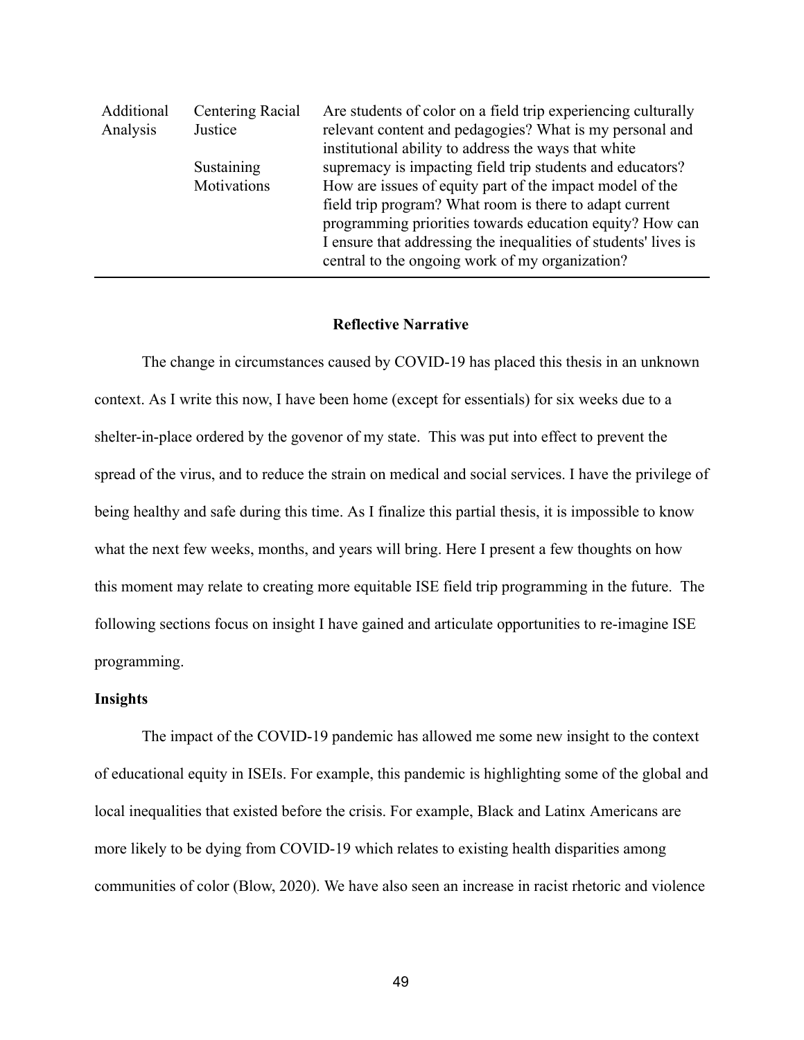| | | |
|---|---|---|
| Additional Analysis | Centering Racial Justice<br><br>Sustaining Motivations | Are students of color on a field trip experiencing culturally relevant content and pedagogies? What is my personal and institutional ability to address the ways that white supremacy is impacting field trip students and educators? How are issues of equity part of the impact model of the field trip program? What room is there to adapt current programming priorities towards education equity? How can I ensure that addressing the inequalities of students' lives is central to the ongoing work of my organization? |

## Reflective Narrative

The change in circumstances caused by COVID-19 has placed this thesis in an unknown context. As I write this now, I have been home (except for essentials) for six weeks due to a shelter-in-place ordered by the govenor of my state. This was put into effect to prevent the spread of the virus, and to reduce the strain on medical and social services. I have the privilege of being healthy and safe during this time. As I finalize this partial thesis, it is impossible to know what the next few weeks, months, and years will bring. Here I present a few thoughts on how this moment may relate to creating more equitable ISE field trip programming in the future. The following sections focus on insight I have gained and articulate opportunities to re-imagine ISE programming.

### Insights

The impact of the COVID-19 pandemic has allowed me some new insight to the context of educational equity in ISEIs. For example, this pandemic is highlighting some of the global and local inequalities that existed before the crisis. For example, Black and Latinx Americans are more likely to be dying from COVID-19 which relates to existing health disparities among communities of color (Blow, 2020). We have also seen an increase in racist rhetoric and violence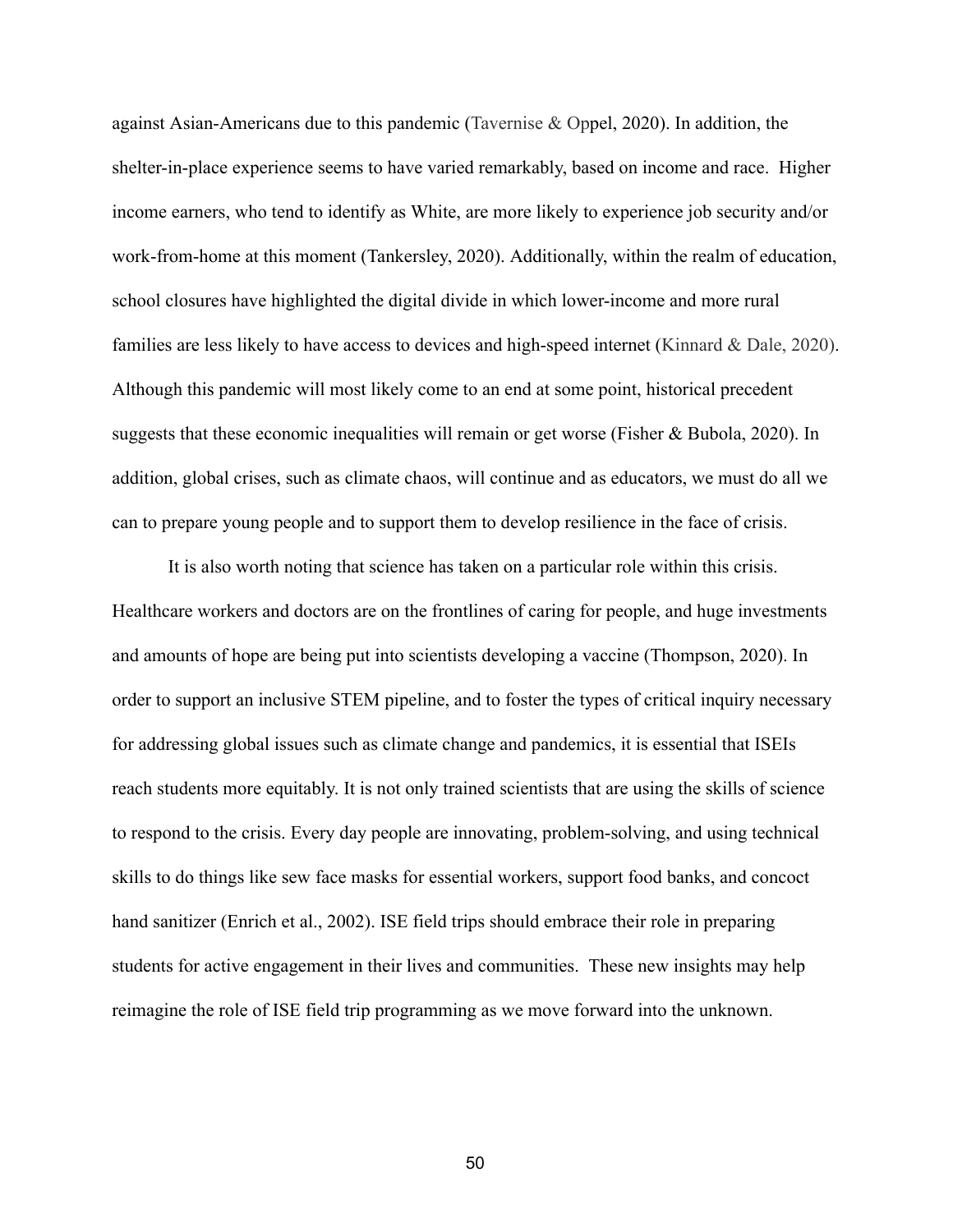against Asian-Americans due to this pandemic (Tavernise & Oppel, 2020). In addition, the shelter-in-place experience seems to have varied remarkably, based on income and race. Higher income earners, who tend to identify as White, are more likely to experience job security and/or work-from-home at this moment (Tankersley, 2020). Additionally, within the realm of education, school closures have highlighted the digital divide in which lower-income and more rural families are less likely to have access to devices and high-speed internet (Kinnard & Dale, 2020). Although this pandemic will most likely come to an end at some point, historical precedent suggests that these economic inequalities will remain or get worse (Fisher & Bubola, 2020). In addition, global crises, such as climate chaos, will continue and as educators, we must do all we can to prepare young people and to support them to develop resilience in the face of crisis.

It is also worth noting that science has taken on a particular role within this crisis. Healthcare workers and doctors are on the frontlines of caring for people, and huge investments and amounts of hope are being put into scientists developing a vaccine (Thompson, 2020). In order to support an inclusive STEM pipeline, and to foster the types of critical inquiry necessary for addressing global issues such as climate change and pandemics, it is essential that ISEIs reach students more equitably. It is not only trained scientists that are using the skills of science to respond to the crisis. Every day people are innovating, problem-solving, and using technical skills to do things like sew face masks for essential workers, support food banks, and concoct hand sanitizer (Enrich et al., 2002). ISE field trips should embrace their role in preparing students for active engagement in their lives and communities. These new insights may help reimagine the role of ISE field trip programming as we move forward into the unknown.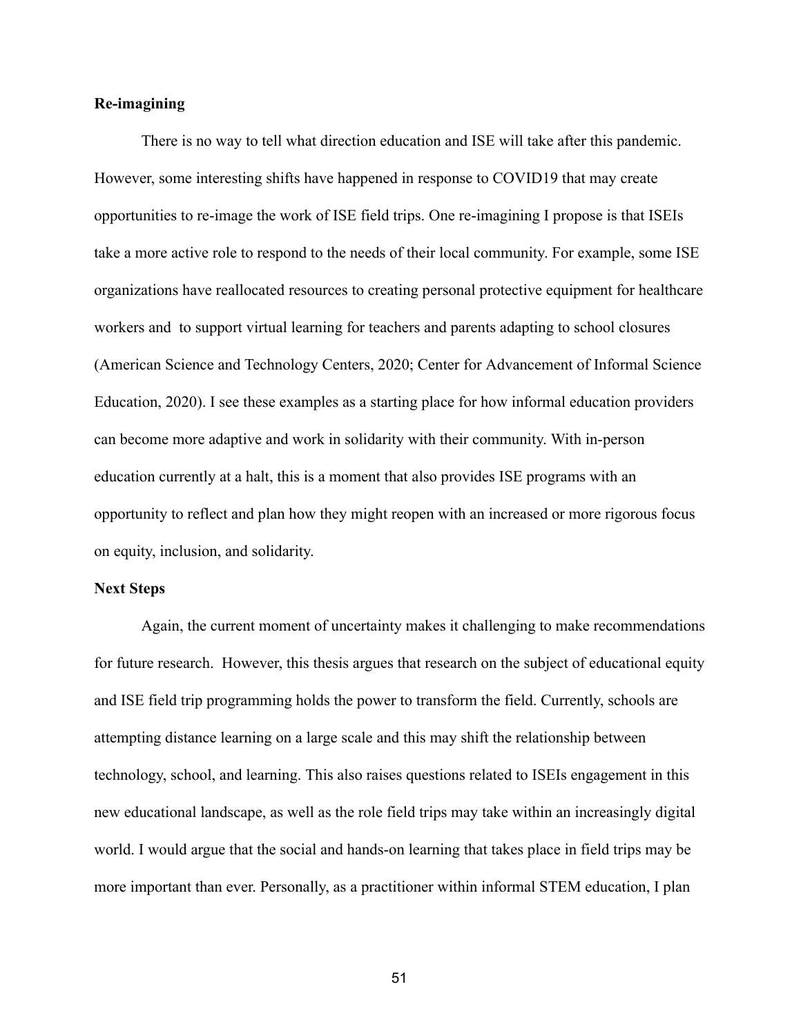**Re-imagining**

There is no way to tell what direction education and ISE will take after this pandemic. However, some interesting shifts have happened in response to COVID19 that may create opportunities to re-image the work of ISE field trips. One re-imagining I propose is that ISEIs take a more active role to respond to the needs of their local community. For example, some ISE organizations have reallocated resources to creating personal protective equipment for healthcare workers and to support virtual learning for teachers and parents adapting to school closures (American Science and Technology Centers, 2020; Center for Advancement of Informal Science Education, 2020). I see these examples as a starting place for how informal education providers can become more adaptive and work in solidarity with their community. With in-person education currently at a halt, this is a moment that also provides ISE programs with an opportunity to reflect and plan how they might reopen with an increased or more rigorous focus on equity, inclusion, and solidarity.

**Next Steps**

Again, the current moment of uncertainty makes it challenging to make recommendations for future research. However, this thesis argues that research on the subject of educational equity and ISE field trip programming holds the power to transform the field. Currently, schools are attempting distance learning on a large scale and this may shift the relationship between technology, school, and learning. This also raises questions related to ISEIs engagement in this new educational landscape, as well as the role field trips may take within an increasingly digital world. I would argue that the social and hands-on learning that takes place in field trips may be more important than ever. Personally, as a practitioner within informal STEM education, I plan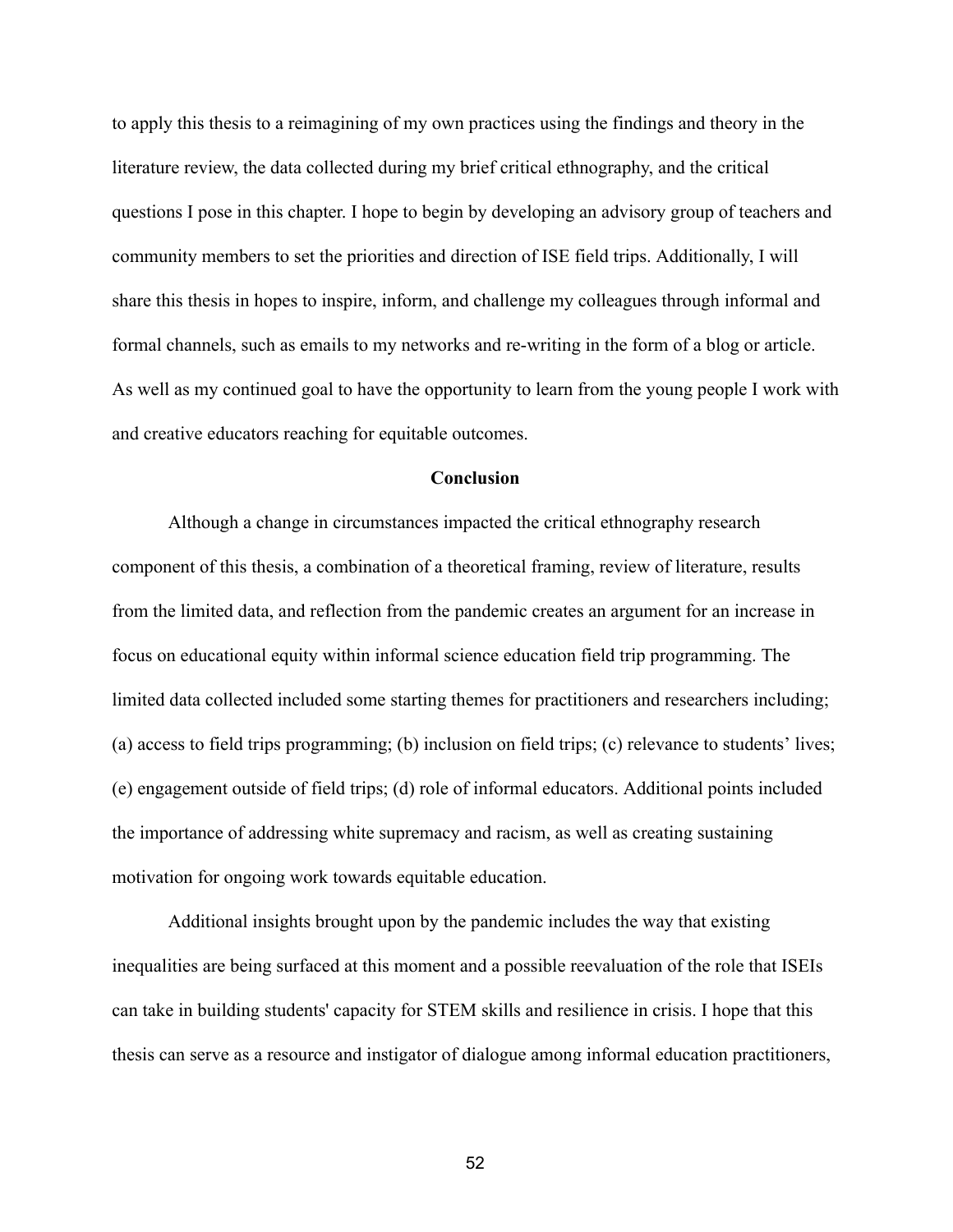to apply this thesis to a reimagining of my own practices using the findings and theory in the literature review, the data collected during my brief critical ethnography, and the critical questions I pose in this chapter. I hope to begin by developing an advisory group of teachers and community members to set the priorities and direction of ISE field trips. Additionally, I will share this thesis in hopes to inspire, inform, and challenge my colleagues through informal and formal channels, such as emails to my networks and re-writing in the form of a blog or article. As well as my continued goal to have the opportunity to learn from the young people I work with and creative educators reaching for equitable outcomes.

## Conclusion

Although a change in circumstances impacted the critical ethnography research component of this thesis, a combination of a theoretical framing, review of literature, results from the limited data, and reflection from the pandemic creates an argument for an increase in focus on educational equity within informal science education field trip programming. The limited data collected included some starting themes for practitioners and researchers including; (a) access to field trips programming; (b) inclusion on field trips; (c) relevance to students' lives; (e) engagement outside of field trips; (d) role of informal educators. Additional points included the importance of addressing white supremacy and racism, as well as creating sustaining motivation for ongoing work towards equitable education.

Additional insights brought upon by the pandemic includes the way that existing inequalities are being surfaced at this moment and a possible reevaluation of the role that ISEIs can take in building students' capacity for STEM skills and resilience in crisis. I hope that this thesis can serve as a resource and instigator of dialogue among informal education practitioners,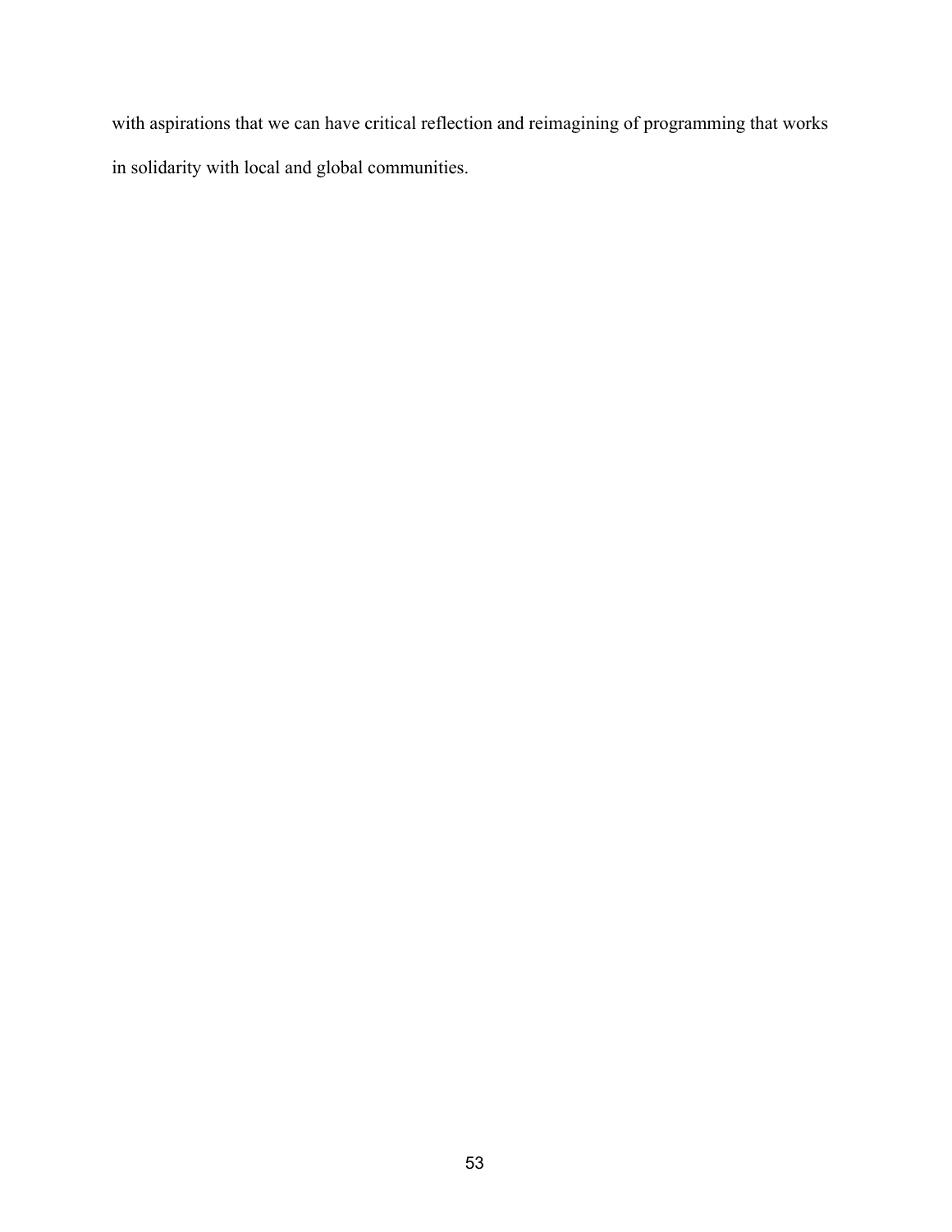with aspirations that we can have critical reflection and reimagining of programming that works in solidarity with local and global communities.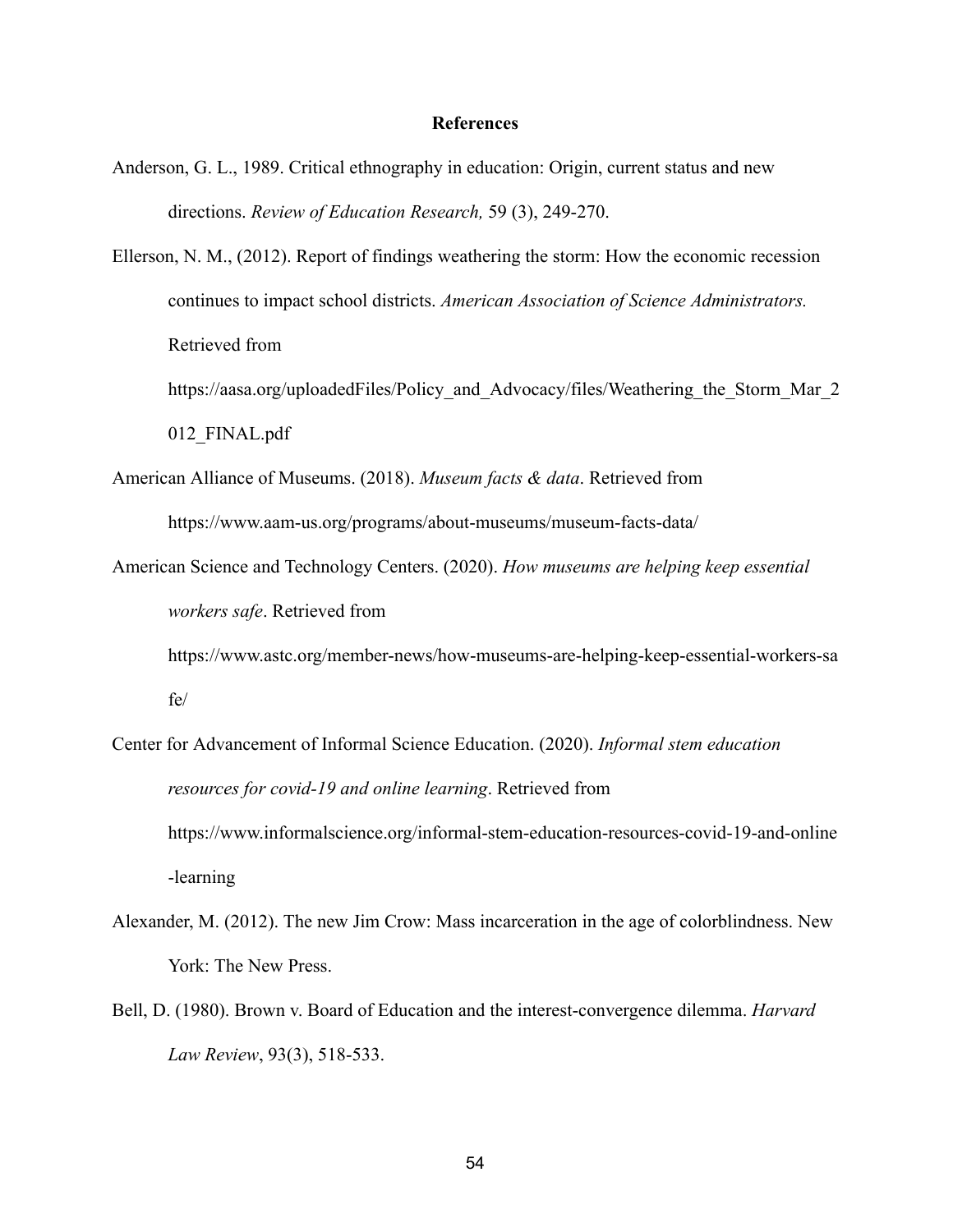# References

Anderson, G. L., 1989. Critical ethnography in education: Origin, current status and new directions. *Review of Education Research,* 59 (3), 249-270.

Ellerson, N. M., (2012). Report of findings weathering the storm: How the economic recession continues to impact school districts. *American Association of Science Administrators.* Retrieved from https://aasa.org/uploadedFiles/Policy_and_Advocacy/files/Weathering_the_Storm_Mar_2012_FINAL.pdf

American Alliance of Museums. (2018). *Museum facts & data*. Retrieved from https://www.aam-us.org/programs/about-museums/museum-facts-data/

American Science and Technology Centers. (2020). *How museums are helping keep essential workers safe*. Retrieved from https://www.astc.org/member-news/how-museums-are-helping-keep-essential-workers-safe/

Center for Advancement of Informal Science Education. (2020). *Informal stem education resources for covid-19 and online learning*. Retrieved from https://www.informalscience.org/informal-stem-education-resources-covid-19-and-online-learning

Alexander, M. (2012). The new Jim Crow: Mass incarceration in the age of colorblindness. New York: The New Press.

Bell, D. (1980). Brown v. Board of Education and the interest-convergence dilemma. *Harvard Law Review*, 93(3), 518-533.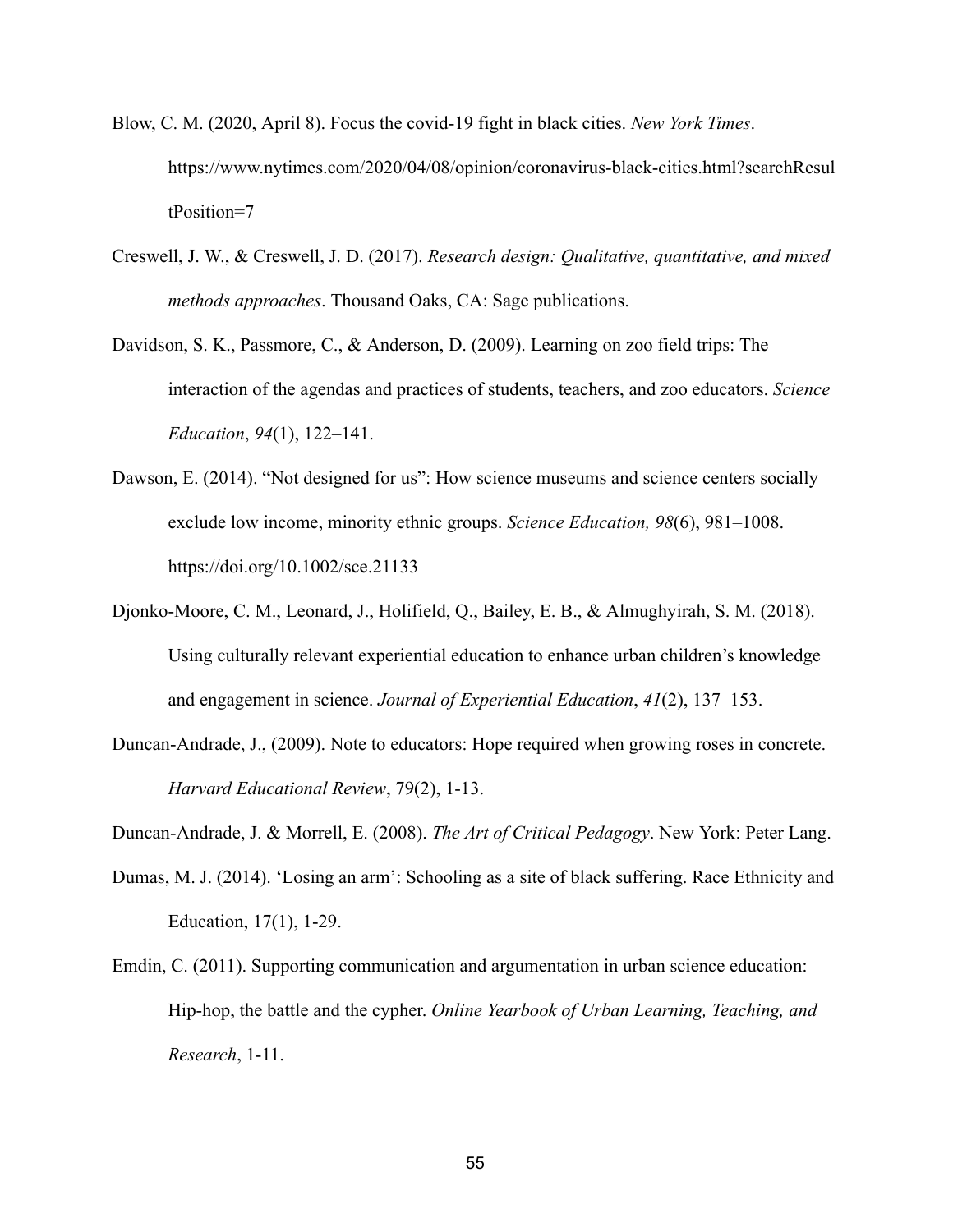Blow, C. M. (2020, April 8). Focus the covid-19 fight in black cities. *New York Times*. https://www.nytimes.com/2020/04/08/opinion/coronavirus-black-cities.html?searchResultPosition=7

Creswell, J. W., & Creswell, J. D. (2017). *Research design: Qualitative, quantitative, and mixed methods approaches*. Thousand Oaks, CA: Sage publications.

Davidson, S. K., Passmore, C., & Anderson, D. (2009). Learning on zoo field trips: The interaction of the agendas and practices of students, teachers, and zoo educators. *Science Education*, *94*(1), 122–141.

Dawson, E. (2014). "Not designed for us": How science museums and science centers socially exclude low income, minority ethnic groups. *Science Education, 98*(6), 981–1008. https://doi.org/10.1002/sce.21133

Djonko-Moore, C. M., Leonard, J., Holifield, Q., Bailey, E. B., & Almughyirah, S. M. (2018). Using culturally relevant experiential education to enhance urban children's knowledge and engagement in science. *Journal of Experiential Education*, *41*(2), 137–153.

Duncan-Andrade, J., (2009). Note to educators: Hope required when growing roses in concrete. *Harvard Educational Review*, 79(2), 1-13.

Duncan-Andrade, J. & Morrell, E. (2008). *The Art of Critical Pedagogy*. New York: Peter Lang.

Dumas, M. J. (2014). 'Losing an arm': Schooling as a site of black suffering. Race Ethnicity and Education, 17(1), 1-29.

Emdin, C. (2011). Supporting communication and argumentation in urban science education: Hip-hop, the battle and the cypher. *Online Yearbook of Urban Learning, Teaching, and Research*, 1-11.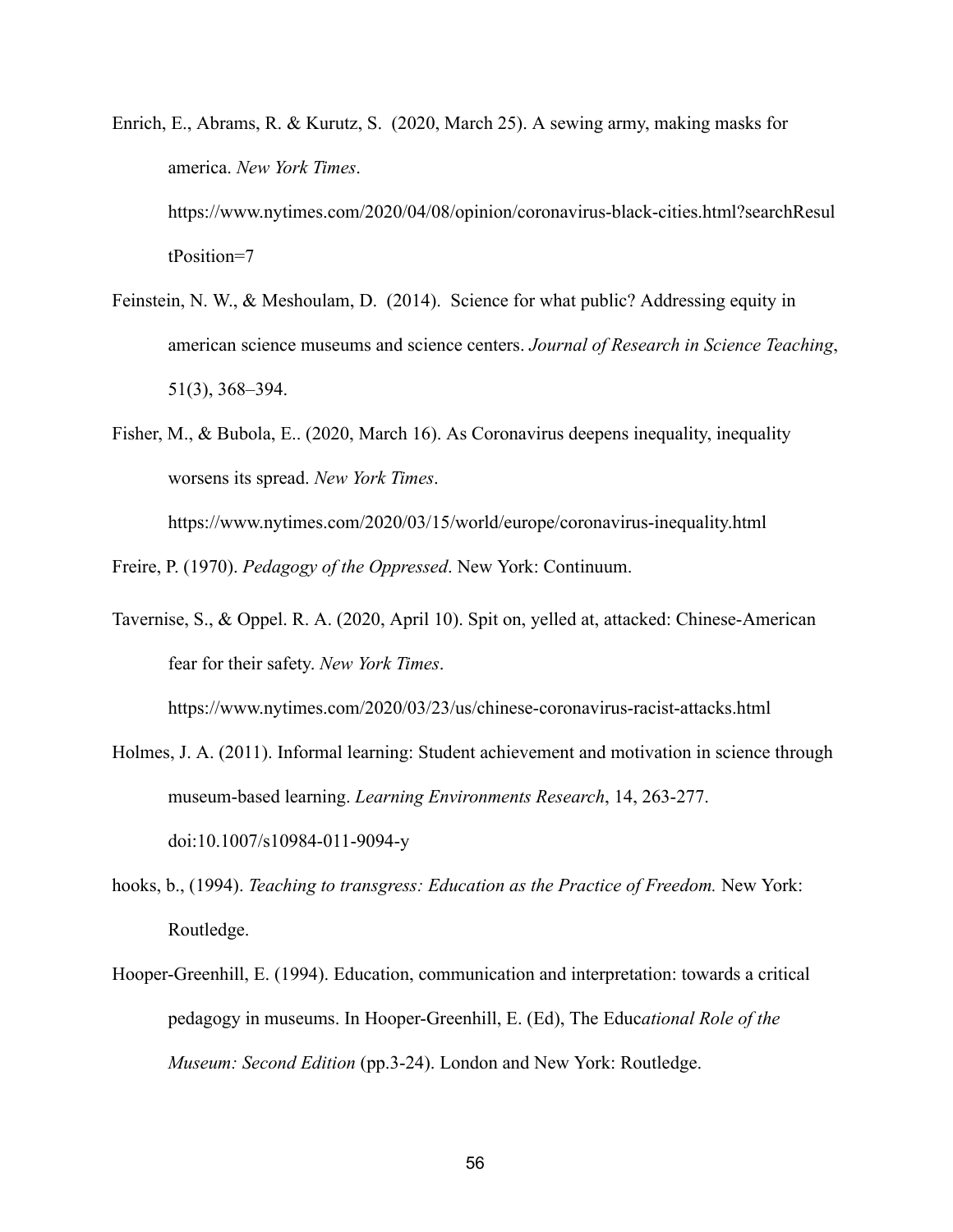Enrich, E., Abrams, R. & Kurutz, S. (2020, March 25). A sewing army, making masks for america. *New York Times*. https://www.nytimes.com/2020/04/08/opinion/coronavirus-black-cities.html?searchResultPosition=7

Feinstein, N. W., & Meshoulam, D. (2014). Science for what public? Addressing equity in american science museums and science centers. *Journal of Research in Science Teaching*, 51(3), 368–394.

Fisher, M., & Bubola, E.. (2020, March 16). As Coronavirus deepens inequality, inequality worsens its spread. *New York Times*. https://www.nytimes.com/2020/03/15/world/europe/coronavirus-inequality.html

Freire, P. (1970). *Pedagogy of the Oppressed*. New York: Continuum.

Tavernise, S., & Oppel. R. A. (2020, April 10). Spit on, yelled at, attacked: Chinese-American fear for their safety. *New York Times*. https://www.nytimes.com/2020/03/23/us/chinese-coronavirus-racist-attacks.html

Holmes, J. A. (2011). Informal learning: Student achievement and motivation in science through museum-based learning. *Learning Environments Research*, 14, 263-277. doi:10.1007/s10984-011-9094-y

hooks, b., (1994). *Teaching to transgress: Education as the Practice of Freedom.* New York: Routledge.

Hooper-Greenhill, E. (1994). Education, communication and interpretation: towards a critical pedagogy in museums. In Hooper-Greenhill, E. (Ed), The Educ*ational Role of the Museum: Second Edition* (pp.3-24). London and New York: Routledge.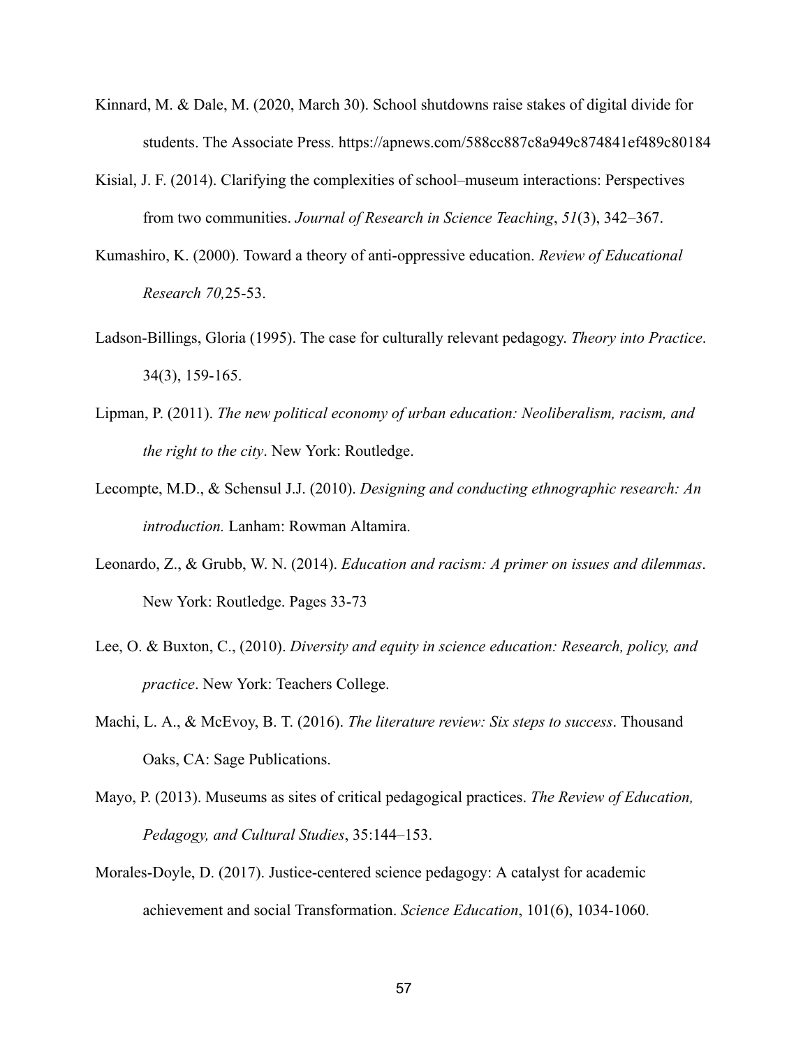Kinnard, M. & Dale, M. (2020, March 30). School shutdowns raise stakes of digital divide for students. The Associate Press. https://apnews.com/588cc887c8a949c874841ef489c80184

Kisial, J. F. (2014). Clarifying the complexities of school–museum interactions: Perspectives from two communities. *Journal of Research in Science Teaching*, *51*(3), 342–367.

Kumashiro, K. (2000). Toward a theory of anti-oppressive education. *Review of Educational Research 70,*25-53.

Ladson-Billings, Gloria (1995). The case for culturally relevant pedagogy. *Theory into Practice*. 34(3), 159-165.

Lipman, P. (2011). *The new political economy of urban education: Neoliberalism, racism, and the right to the city*. New York: Routledge.

Lecompte, M.D., & Schensul J.J. (2010). *Designing and conducting ethnographic research: An introduction.* Lanham: Rowman Altamira.

Leonardo, Z., & Grubb, W. N. (2014). *Education and racism: A primer on issues and dilemmas*. New York: Routledge. Pages 33-73

Lee, O. & Buxton, C., (2010). *Diversity and equity in science education: Research, policy, and practice*. New York: Teachers College.

Machi, L. A., & McEvoy, B. T. (2016). *The literature review: Six steps to success*. Thousand Oaks, CA: Sage Publications.

Mayo, P. (2013). Museums as sites of critical pedagogical practices. *The Review of Education, Pedagogy, and Cultural Studies*, 35:144–153.

Morales-Doyle, D. (2017). Justice-centered science pedagogy: A catalyst for academic achievement and social Transformation. *Science Education*, 101(6), 1034-1060.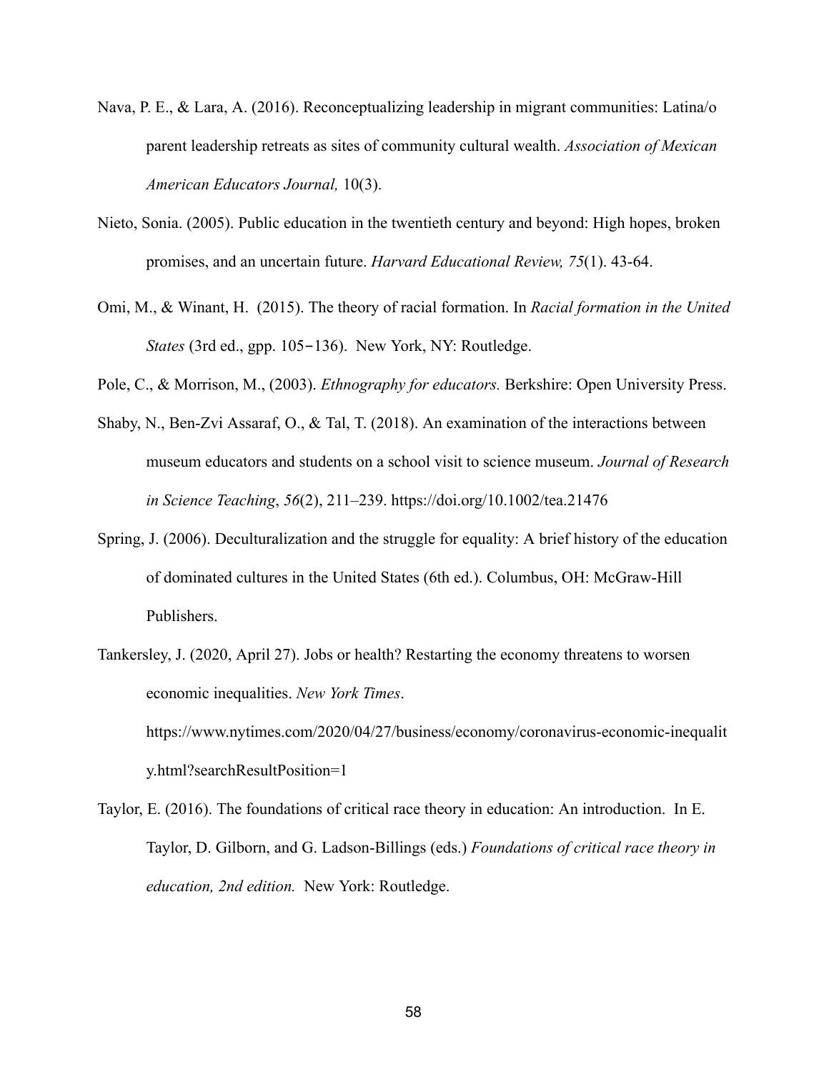Nava, P. E., & Lara, A. (2016). Reconceptualizing leadership in migrant communities: Latina/o parent leadership retreats as sites of community cultural wealth. *Association of Mexican American Educators Journal,* 10(3).

Nieto, Sonia. (2005). Public education in the twentieth century and beyond: High hopes, broken promises, and an uncertain future. *Harvard Educational Review, 75*(1). 43-64.

Omi, M., & Winant, H. (2015). The theory of racial formation. In *Racial formation in the United States* (3rd ed., gpp. 105–136). New York, NY: Routledge.

Pole, C., & Morrison, M., (2003). *Ethnography for educators.* Berkshire: Open University Press.

Shaby, N., Ben-Zvi Assaraf, O., & Tal, T. (2018). An examination of the interactions between museum educators and students on a school visit to science museum. *Journal of Research in Science Teaching*, *56*(2), 211–239. https://doi.org/10.1002/tea.21476

Spring, J. (2006). Deculturalization and the struggle for equality: A brief history of the education of dominated cultures in the United States (6th ed.). Columbus, OH: McGraw-Hill Publishers.

Tankersley, J. (2020, April 27). Jobs or health? Restarting the economy threatens to worsen economic inequalities. *New York Times*. https://www.nytimes.com/2020/04/27/business/economy/coronavirus-economic-inequality.html?searchResultPosition=1

Taylor, E. (2016). The foundations of critical race theory in education: An introduction. In E. Taylor, D. Gilborn, and G. Ladson-Billings (eds.) *Foundations of critical race theory in education, 2nd edition.* New York: Routledge.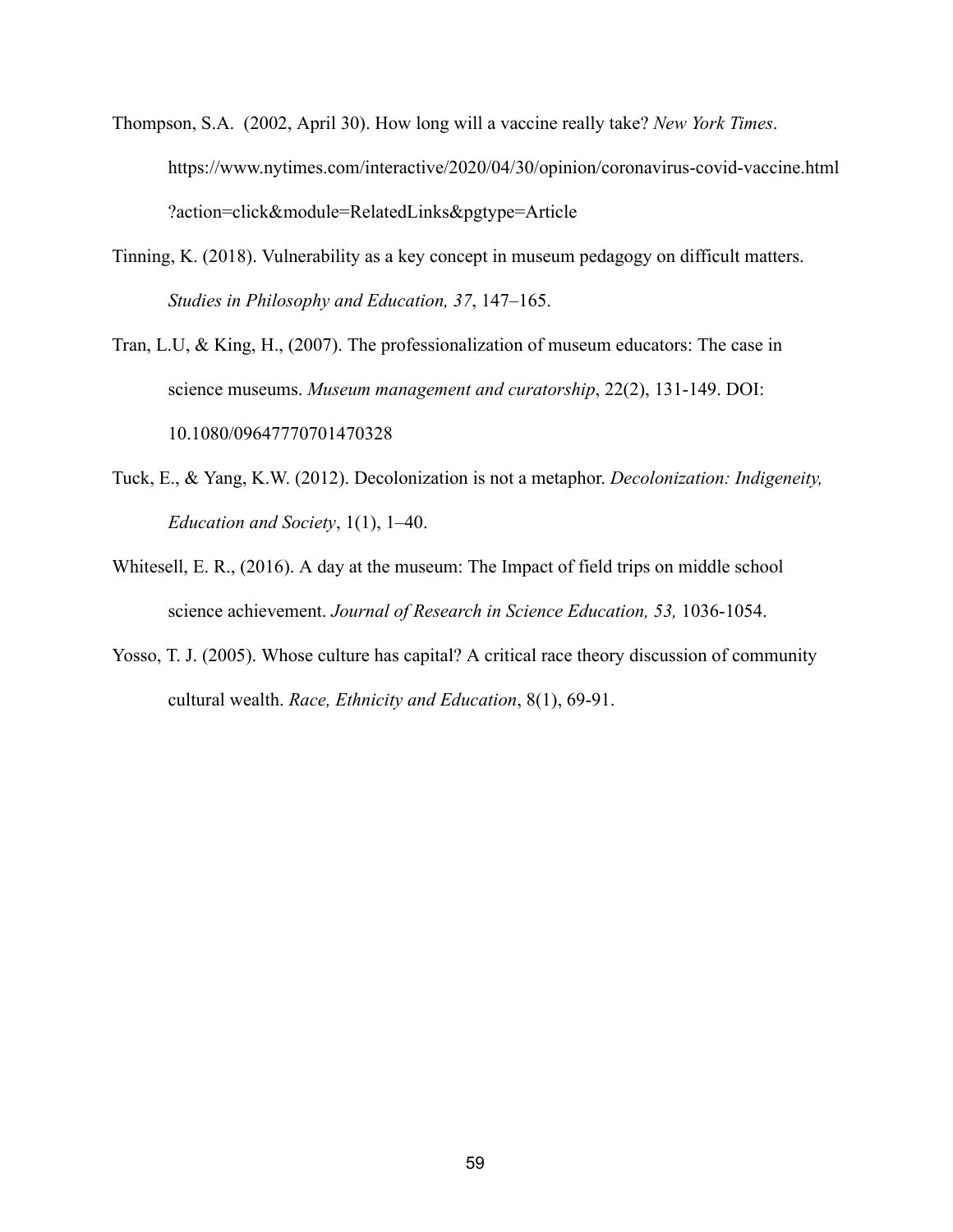Thompson, S.A. (2002, April 30). How long will a vaccine really take? *New York Times*. https://www.nytimes.com/interactive/2020/04/30/opinion/coronavirus-covid-vaccine.html?action=click&module=RelatedLinks&pgtype=Article

Tinning, K. (2018). Vulnerability as a key concept in museum pedagogy on difficult matters. *Studies in Philosophy and Education, 37*, 147–165.

Tran, L.U, & King, H., (2007). The professionalization of museum educators: The case in science museums. *Museum management and curatorship*, 22(2), 131-149. DOI: 10.1080/09647770701470328

Tuck, E., & Yang, K.W. (2012). Decolonization is not a metaphor. *Decolonization: Indigeneity, Education and Society*, 1(1), 1–40.

Whitesell, E. R., (2016). A day at the museum: The Impact of field trips on middle school science achievement. *Journal of Research in Science Education, 53,* 1036-1054.

Yosso, T. J. (2005). Whose culture has capital? A critical race theory discussion of community cultural wealth. *Race, Ethnicity and Education*, 8(1), 69-91.